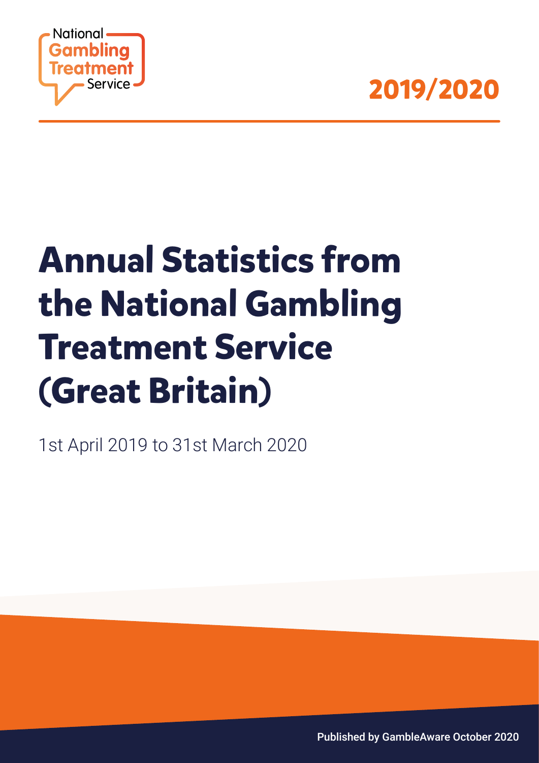National Gambling Treatment Service

2019/2020

# Annual Statistics from the National Gambling Treatment Service (Great Britain)

1st April 2019 to 31st March 2020

Published by GambleAware October 2020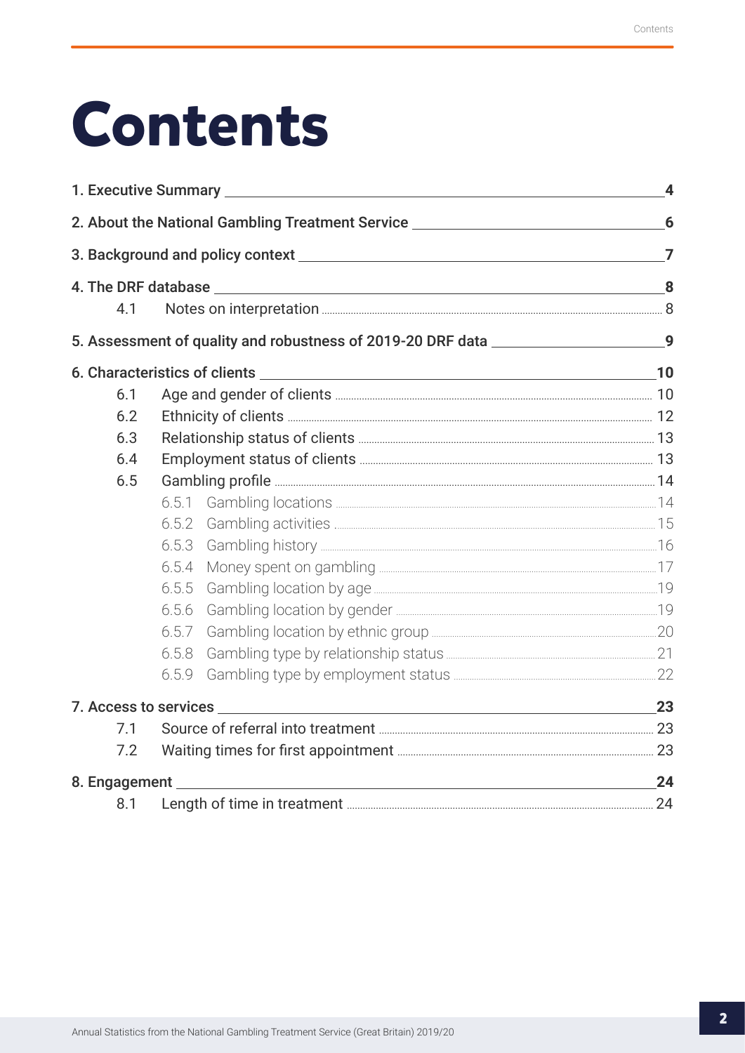# Contents

**1. Executive Summary** — **4**

**2. About the National Gambling Treatment Service** — **6**

**3. Background and policy context** — **7**

**4. The DRF database** — **8**

- 4.1 Notes on interpretation — 8

**5. Assessment of quality and robustness of 2019-20 DRF data** — **9**

**6. Characteristics of clients** — **10**

- 6.1 Age and gender of clients — 10
- 6.2 Ethnicity of clients — 12
- 6.3 Relationship status of clients — 13
- 6.4 Employment status of clients — 13
- 6.5 Gambling profile — 14
  - 6.5.1 Gambling locations — 14
  - 6.5.2 Gambling activities — 15
  - 6.5.3 Gambling history — 16
  - 6.5.4 Money spent on gambling — 17
  - 6.5.5 Gambling location by age — 19
  - 6.5.6 Gambling location by gender — 19
  - 6.5.7 Gambling location by ethnic group — 20
  - 6.5.8 Gambling type by relationship status — 21
  - 6.5.9 Gambling type by employment status — 22

**7. Access to services** — **23**

- 7.1 Source of referral into treatment — 23
- 7.2 Waiting times for first appointment — 23

**8. Engagement** — **24**

- 8.1 Length of time in treatment — 24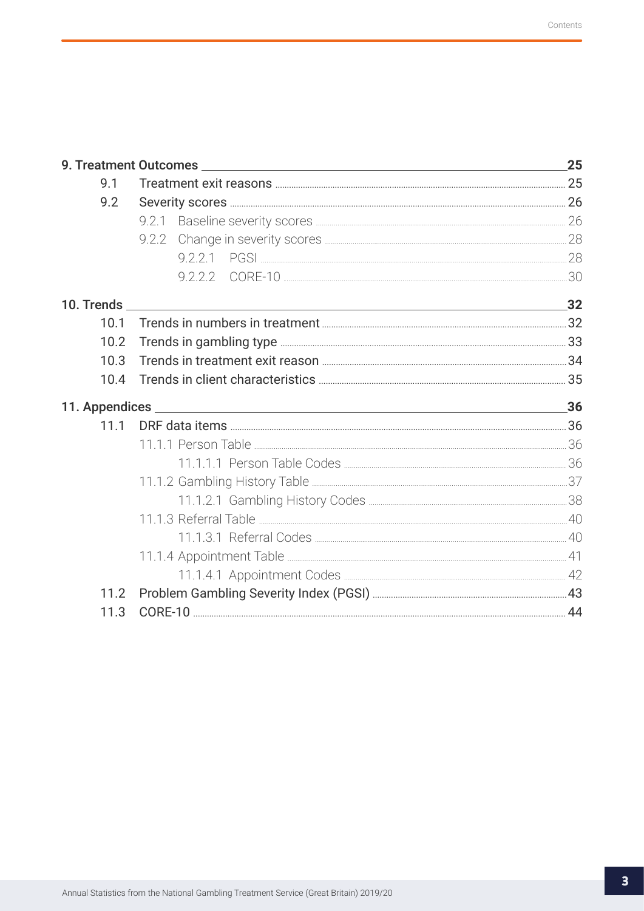- **9. Treatment Outcomes** — 25
  - 9.1 Treatment exit reasons — 25
  - 9.2 Severity scores — 26
    - 9.2.1 Baseline severity scores — 26
    - 9.2.2 Change in severity scores — 28
      - 9.2.2.1 PGSI — 28
      - 9.2.2.2 CORE-10 — 30
- **10. Trends** — 32
  - 10.1 Trends in numbers in treatment — 32
  - 10.2 Trends in gambling type — 33
  - 10.3 Trends in treatment exit reason — 34
  - 10.4 Trends in client characteristics — 35
- **11. Appendices** — 36
  - 11.1 DRF data items — 36
    - 11.1.1 Person Table — 36
      - 11.1.1.1 Person Table Codes — 36
    - 11.1.2 Gambling History Table — 37
      - 11.1.2.1 Gambling History Codes — 38
    - 11.1.3 Referral Table — 40
      - 11.1.3.1 Referral Codes — 40
    - 11.1.4 Appointment Table — 41
      - 11.1.4.1 Appointment Codes — 42
  - 11.2 Problem Gambling Severity Index (PGSI) — 43
  - 11.3 CORE-10 — 44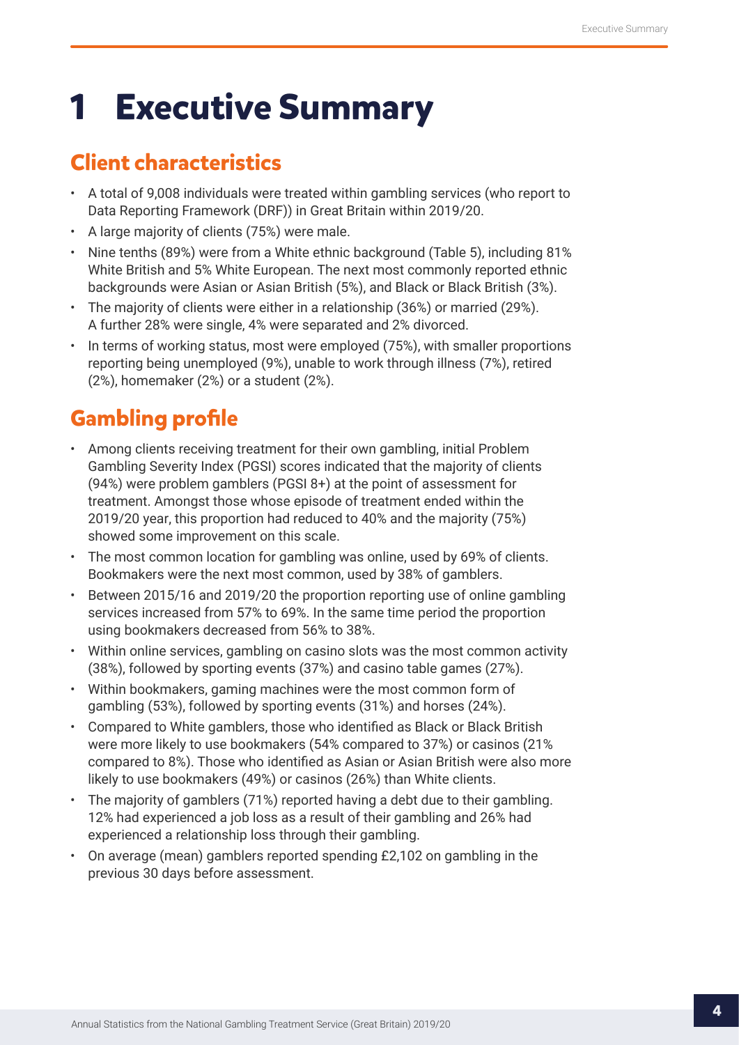# 1 Executive Summary

## Client characteristics

- A total of 9,008 individuals were treated within gambling services (who report to Data Reporting Framework (DRF)) in Great Britain within 2019/20.
- A large majority of clients (75%) were male.
- Nine tenths (89%) were from a White ethnic background (Table 5), including 81% White British and 5% White European. The next most commonly reported ethnic backgrounds were Asian or Asian British (5%), and Black or Black British (3%).
- The majority of clients were either in a relationship (36%) or married (29%). A further 28% were single, 4% were separated and 2% divorced.
- In terms of working status, most were employed (75%), with smaller proportions reporting being unemployed (9%), unable to work through illness (7%), retired (2%), homemaker (2%) or a student (2%).

## Gambling profile

- Among clients receiving treatment for their own gambling, initial Problem Gambling Severity Index (PGSI) scores indicated that the majority of clients (94%) were problem gamblers (PGSI 8+) at the point of assessment for treatment. Amongst those whose episode of treatment ended within the 2019/20 year, this proportion had reduced to 40% and the majority (75%) showed some improvement on this scale.
- The most common location for gambling was online, used by 69% of clients. Bookmakers were the next most common, used by 38% of gamblers.
- Between 2015/16 and 2019/20 the proportion reporting use of online gambling services increased from 57% to 69%. In the same time period the proportion using bookmakers decreased from 56% to 38%.
- Within online services, gambling on casino slots was the most common activity (38%), followed by sporting events (37%) and casino table games (27%).
- Within bookmakers, gaming machines were the most common form of gambling (53%), followed by sporting events (31%) and horses (24%).
- Compared to White gamblers, those who identified as Black or Black British were more likely to use bookmakers (54% compared to 37%) or casinos (21% compared to 8%). Those who identified as Asian or Asian British were also more likely to use bookmakers (49%) or casinos (26%) than White clients.
- The majority of gamblers (71%) reported having a debt due to their gambling. 12% had experienced a job loss as a result of their gambling and 26% had experienced a relationship loss through their gambling.
- On average (mean) gamblers reported spending £2,102 on gambling in the previous 30 days before assessment.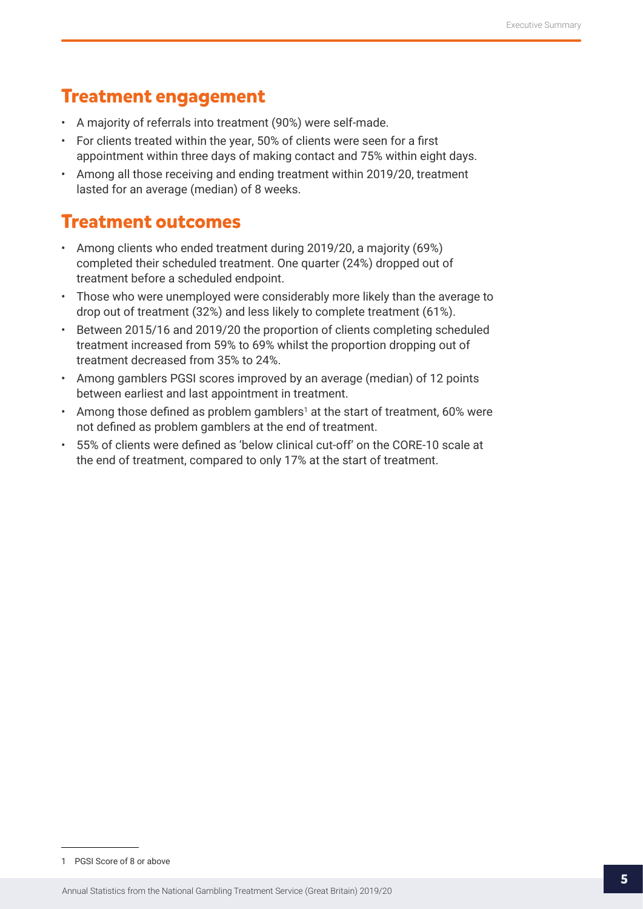## Treatment engagement

- A majority of referrals into treatment (90%) were self-made.
- For clients treated within the year, 50% of clients were seen for a first appointment within three days of making contact and 75% within eight days.
- Among all those receiving and ending treatment within 2019/20, treatment lasted for an average (median) of 8 weeks.

## Treatment outcomes

- Among clients who ended treatment during 2019/20, a majority (69%) completed their scheduled treatment. One quarter (24%) dropped out of treatment before a scheduled endpoint.
- Those who were unemployed were considerably more likely than the average to drop out of treatment (32%) and less likely to complete treatment (61%).
- Between 2015/16 and 2019/20 the proportion of clients completing scheduled treatment increased from 59% to 69% whilst the proportion dropping out of treatment decreased from 35% to 24%.
- Among gamblers PGSI scores improved by an average (median) of 12 points between earliest and last appointment in treatment.
- Among those defined as problem gamblers[1] at the start of treatment, 60% were not defined as problem gamblers at the end of treatment.
- 55% of clients were defined as 'below clinical cut-off' on the CORE-10 scale at the end of treatment, compared to only 17% at the start of treatment.

---

1 PGSI Score of 8 or above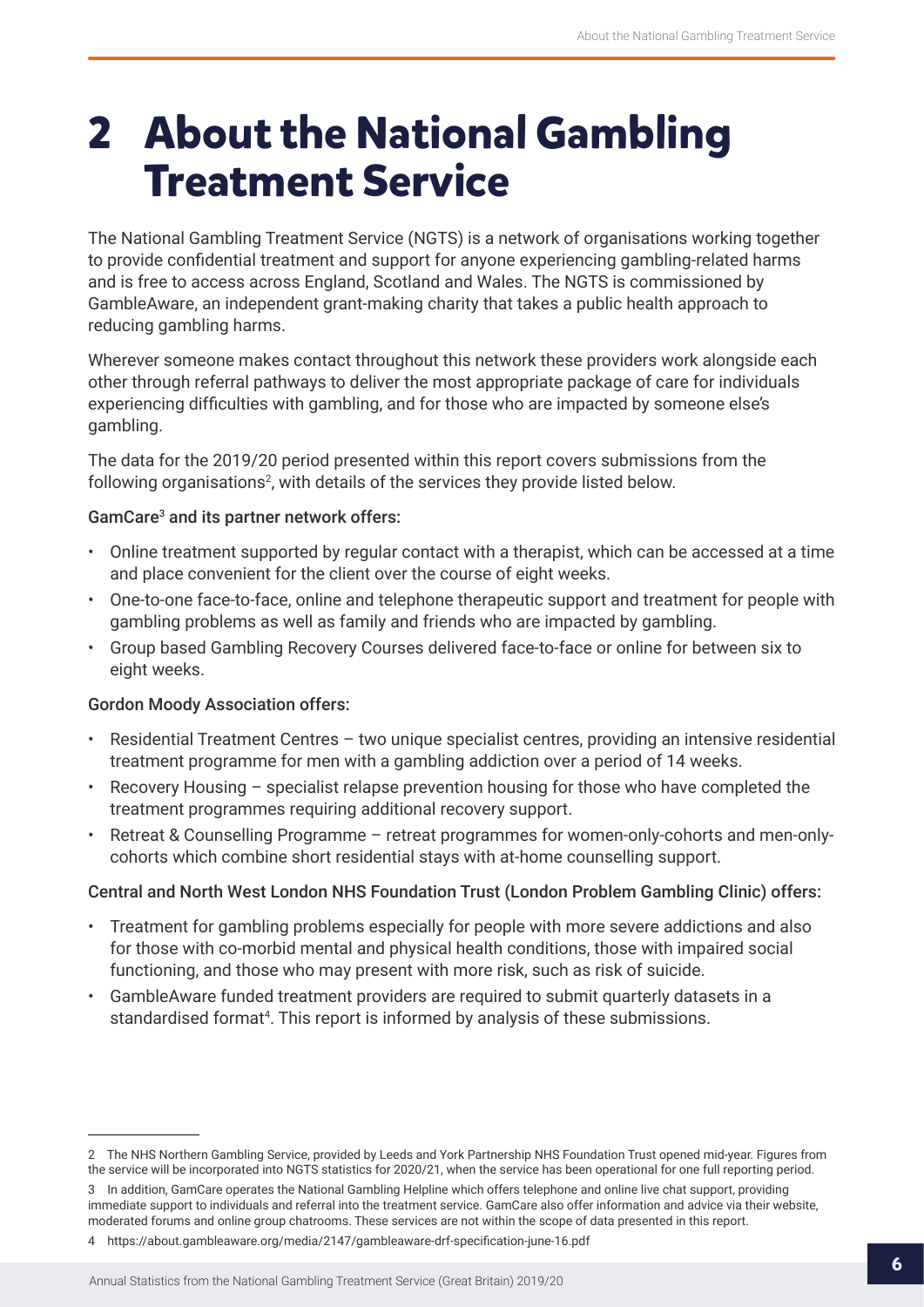# 2 About the National Gambling Treatment Service

The National Gambling Treatment Service (NGTS) is a network of organisations working together to provide confidential treatment and support for anyone experiencing gambling-related harms and is free to access across England, Scotland and Wales. The NGTS is commissioned by GambleAware, an independent grant-making charity that takes a public health approach to reducing gambling harms.

Wherever someone makes contact throughout this network these providers work alongside each other through referral pathways to deliver the most appropriate package of care for individuals experiencing difficulties with gambling, and for those who are impacted by someone else's gambling.

The data for the 2019/20 period presented within this report covers submissions from the following organisations[2], with details of the services they provide listed below.

GamCare[3] and its partner network offers:

- Online treatment supported by regular contact with a therapist, which can be accessed at a time and place convenient for the client over the course of eight weeks.
- One-to-one face-to-face, online and telephone therapeutic support and treatment for people with gambling problems as well as family and friends who are impacted by gambling.
- Group based Gambling Recovery Courses delivered face-to-face or online for between six to eight weeks.

Gordon Moody Association offers:

- Residential Treatment Centres – two unique specialist centres, providing an intensive residential treatment programme for men with a gambling addiction over a period of 14 weeks.
- Recovery Housing – specialist relapse prevention housing for those who have completed the treatment programmes requiring additional recovery support.
- Retreat & Counselling Programme – retreat programmes for women-only-cohorts and men-only-cohorts which combine short residential stays with at-home counselling support.

Central and North West London NHS Foundation Trust (London Problem Gambling Clinic) offers:

- Treatment for gambling problems especially for people with more severe addictions and also for those with co-morbid mental and physical health conditions, those with impaired social functioning, and those who may present with more risk, such as risk of suicide.
- GambleAware funded treatment providers are required to submit quarterly datasets in a standardised format[4]. This report is informed by analysis of these submissions.

---

2 The NHS Northern Gambling Service, provided by Leeds and York Partnership NHS Foundation Trust opened mid-year. Figures from the service will be incorporated into NGTS statistics for 2020/21, when the service has been operational for one full reporting period.

3 In addition, GamCare operates the National Gambling Helpline which offers telephone and online live chat support, providing immediate support to individuals and referral into the treatment service. GamCare also offer information and advice via their website, moderated forums and online group chatrooms. These services are not within the scope of data presented in this report.

4 https://about.gambleaware.org/media/2147/gambleaware-drf-specification-june-16.pdf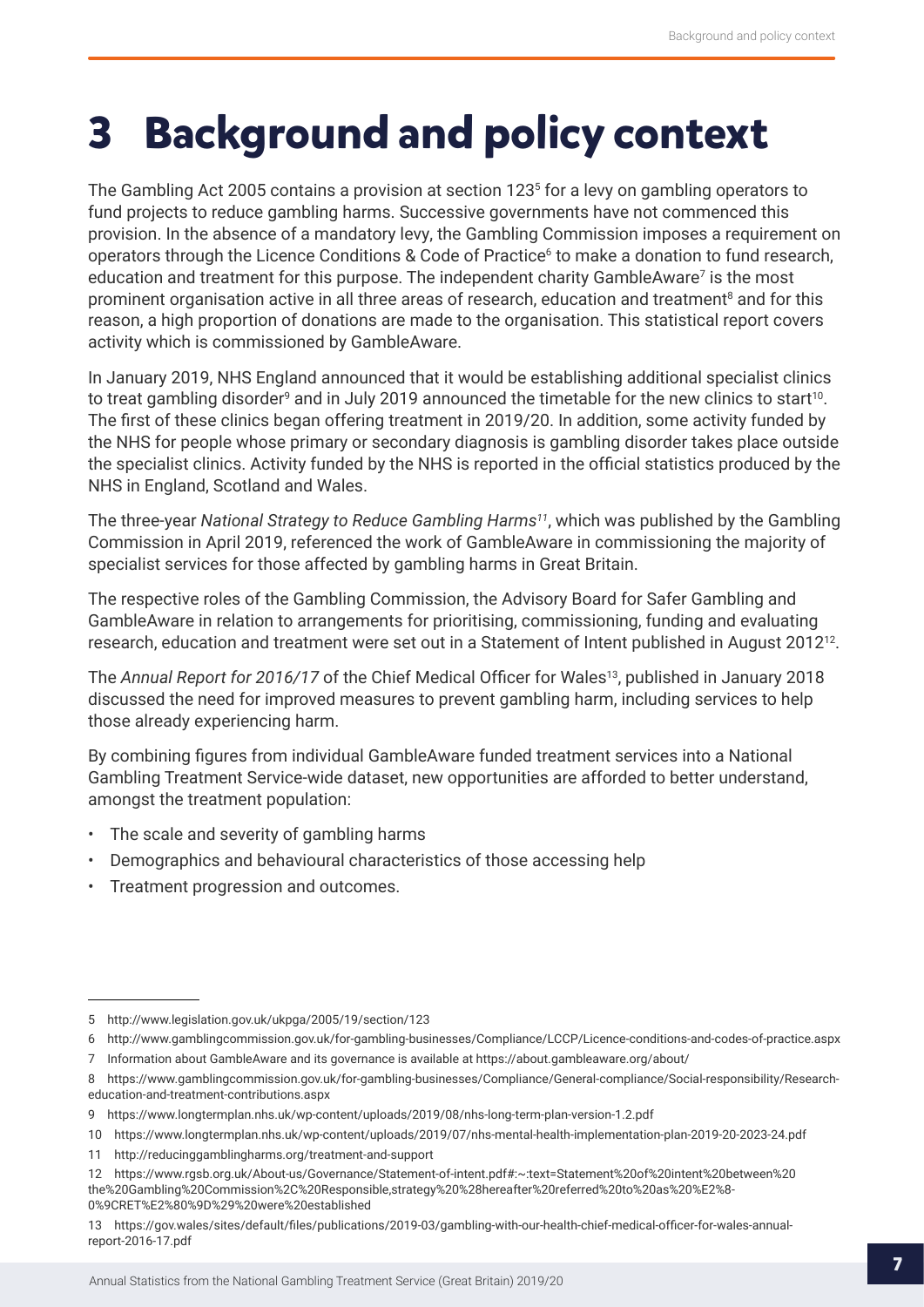# 3 Background and policy context

The Gambling Act 2005 contains a provision at section 123[5] for a levy on gambling operators to fund projects to reduce gambling harms. Successive governments have not commenced this provision. In the absence of a mandatory levy, the Gambling Commission imposes a requirement on operators through the Licence Conditions & Code of Practice[6] to make a donation to fund research, education and treatment for this purpose. The independent charity GambleAware[7] is the most prominent organisation active in all three areas of research, education and treatment[8] and for this reason, a high proportion of donations are made to the organisation. This statistical report covers activity which is commissioned by GambleAware.

In January 2019, NHS England announced that it would be establishing additional specialist clinics to treat gambling disorder[9] and in July 2019 announced the timetable for the new clinics to start[10]. The first of these clinics began offering treatment in 2019/20. In addition, some activity funded by the NHS for people whose primary or secondary diagnosis is gambling disorder takes place outside the specialist clinics. Activity funded by the NHS is reported in the official statistics produced by the NHS in England, Scotland and Wales.

The three-year *National Strategy to Reduce Gambling Harms*[11], which was published by the Gambling Commission in April 2019, referenced the work of GambleAware in commissioning the majority of specialist services for those affected by gambling harms in Great Britain.

The respective roles of the Gambling Commission, the Advisory Board for Safer Gambling and GambleAware in relation to arrangements for prioritising, commissioning, funding and evaluating research, education and treatment were set out in a Statement of Intent published in August 2012[12].

The *Annual Report for 2016/17* of the Chief Medical Officer for Wales[13], published in January 2018 discussed the need for improved measures to prevent gambling harm, including services to help those already experiencing harm.

By combining figures from individual GambleAware funded treatment services into a National Gambling Treatment Service-wide dataset, new opportunities are afforded to better understand, amongst the treatment population:

- The scale and severity of gambling harms
- Demographics and behavioural characteristics of those accessing help
- Treatment progression and outcomes.

---

5 http://www.legislation.gov.uk/ukpga/2005/19/section/123

6 http://www.gamblingcommission.gov.uk/for-gambling-businesses/Compliance/LCCP/Licence-conditions-and-codes-of-practice.aspx

7 Information about GambleAware and its governance is available at https://about.gambleaware.org/about/

8 https://www.gamblingcommission.gov.uk/for-gambling-businesses/Compliance/General-compliance/Social-responsibility/Research-education-and-treatment-contributions.aspx

9 https://www.longtermplan.nhs.uk/wp-content/uploads/2019/08/nhs-long-term-plan-version-1.2.pdf

10 https://www.longtermplan.nhs.uk/wp-content/uploads/2019/07/nhs-mental-health-implementation-plan-2019-20-2023-24.pdf

11 http://reducinggamblingharms.org/treatment-and-support

12 https://www.rgsb.org.uk/About-us/Governance/Statement-of-intent.pdf#:~:text=Statement%20of%20intent%20between%20the%20Gambling%20Commission%2C%20Responsible,strategy%20%28hereafter%20referred%20to%20as%20%E2%80%9CRET%E2%80%9D%29%20were%20established

13 https://gov.wales/sites/default/files/publications/2019-03/gambling-with-our-health-chief-medical-officer-for-wales-annual-report-2016-17.pdf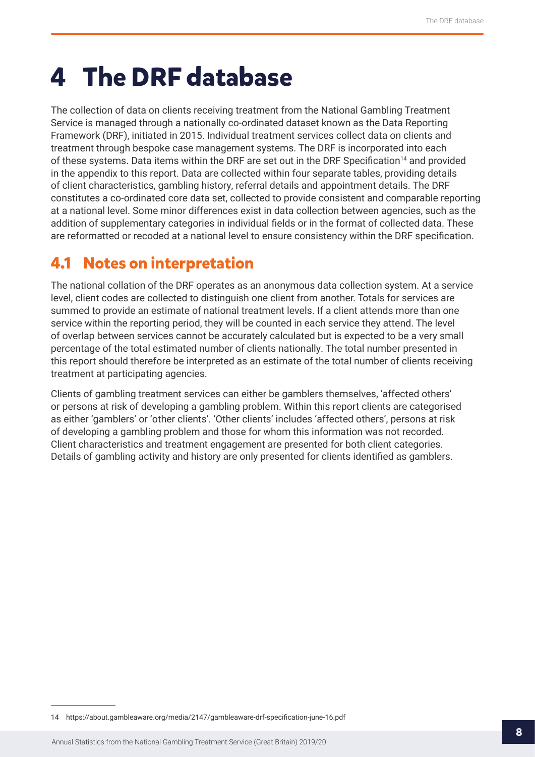# 4 The DRF database

The collection of data on clients receiving treatment from the National Gambling Treatment Service is managed through a nationally co-ordinated dataset known as the Data Reporting Framework (DRF), initiated in 2015. Individual treatment services collect data on clients and treatment through bespoke case management systems. The DRF is incorporated into each of these systems. Data items within the DRF are set out in the DRF Specification[14] and provided in the appendix to this report. Data are collected within four separate tables, providing details of client characteristics, gambling history, referral details and appointment details. The DRF constitutes a co-ordinated core data set, collected to provide consistent and comparable reporting at a national level. Some minor differences exist in data collection between agencies, such as the addition of supplementary categories in individual fields or in the format of collected data. These are reformatted or recoded at a national level to ensure consistency within the DRF specification.

## 4.1 Notes on interpretation

The national collation of the DRF operates as an anonymous data collection system. At a service level, client codes are collected to distinguish one client from another. Totals for services are summed to provide an estimate of national treatment levels. If a client attends more than one service within the reporting period, they will be counted in each service they attend. The level of overlap between services cannot be accurately calculated but is expected to be a very small percentage of the total estimated number of clients nationally. The total number presented in this report should therefore be interpreted as an estimate of the total number of clients receiving treatment at participating agencies.

Clients of gambling treatment services can either be gamblers themselves, 'affected others' or persons at risk of developing a gambling problem. Within this report clients are categorised as either 'gamblers' or 'other clients'. 'Other clients' includes 'affected others', persons at risk of developing a gambling problem and those for whom this information was not recorded. Client characteristics and treatment engagement are presented for both client categories. Details of gambling activity and history are only presented for clients identified as gamblers.

14 https://about.gambleaware.org/media/2147/gambleaware-drf-specification-june-16.pdf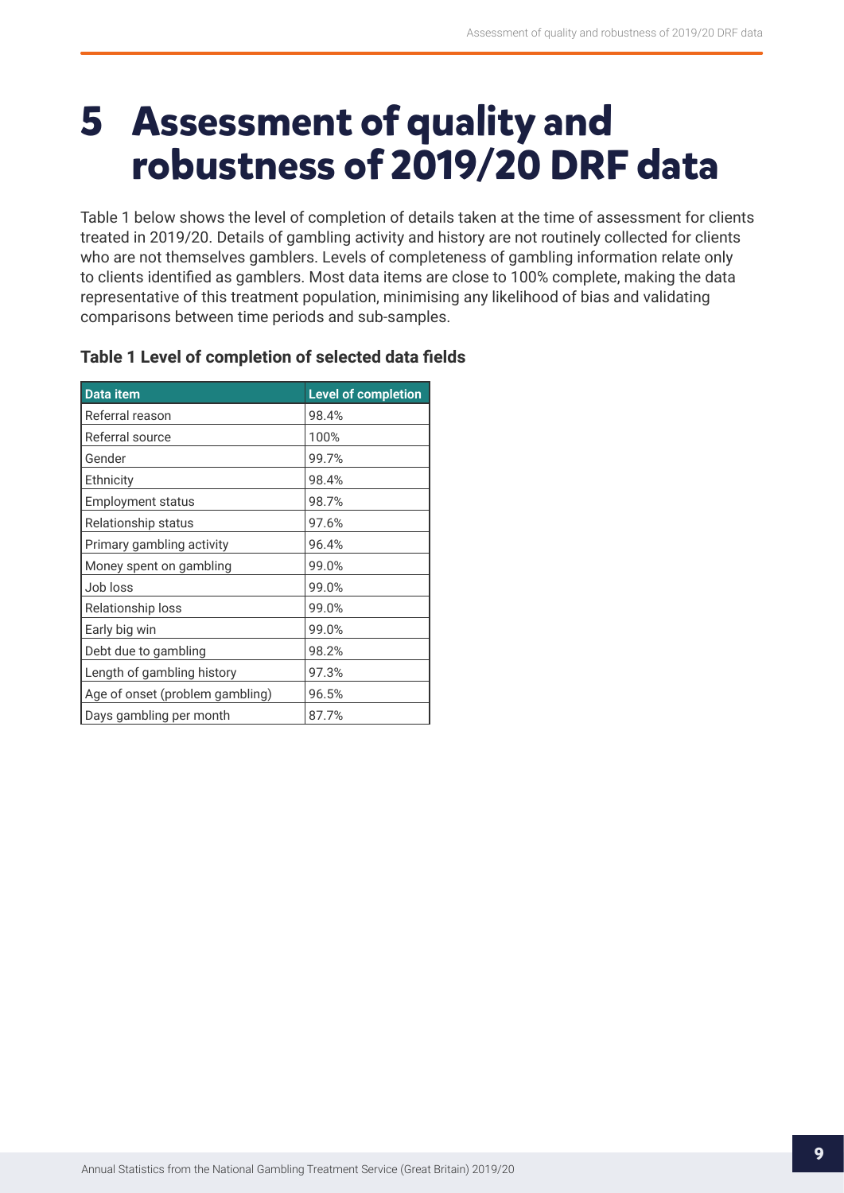# 5 Assessment of quality and robustness of 2019/20 DRF data

Table 1 below shows the level of completion of details taken at the time of assessment for clients treated in 2019/20. Details of gambling activity and history are not routinely collected for clients who are not themselves gamblers. Levels of completeness of gambling information relate only to clients identified as gamblers. Most data items are close to 100% complete, making the data representative of this treatment population, minimising any likelihood of bias and validating comparisons between time periods and sub-samples.

### Table 1 Level of completion of selected data fields

| Data item | Level of completion |
|---|---|
| Referral reason | 98.4% |
| Referral source | 100% |
| Gender | 99.7% |
| Ethnicity | 98.4% |
| Employment status | 98.7% |
| Relationship status | 97.6% |
| Primary gambling activity | 96.4% |
| Money spent on gambling | 99.0% |
| Job loss | 99.0% |
| Relationship loss | 99.0% |
| Early big win | 99.0% |
| Debt due to gambling | 98.2% |
| Length of gambling history | 97.3% |
| Age of onset (problem gambling) | 96.5% |
| Days gambling per month | 87.7% |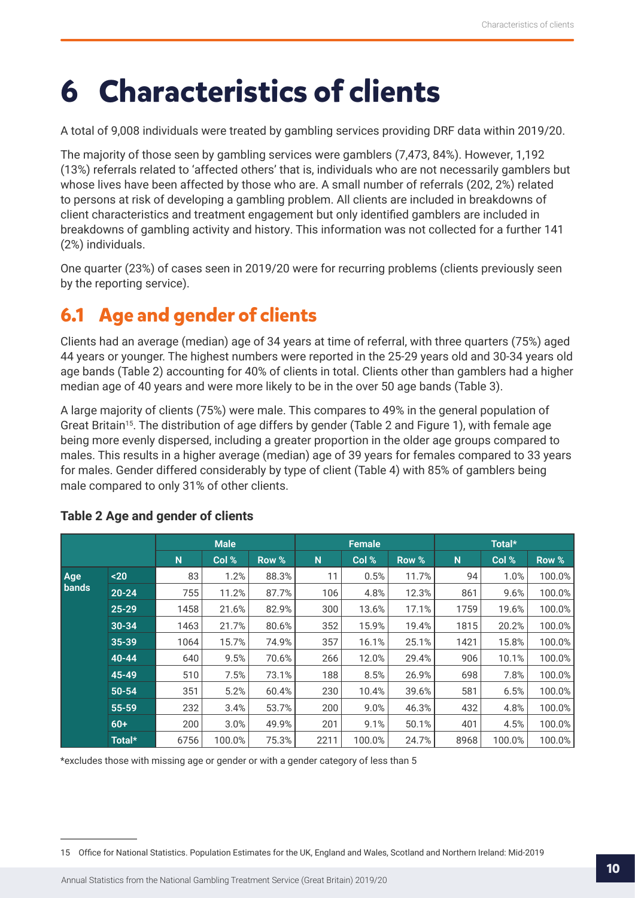# 6 Characteristics of clients

A total of 9,008 individuals were treated by gambling services providing DRF data within 2019/20.

The majority of those seen by gambling services were gamblers (7,473, 84%). However, 1,192 (13%) referrals related to 'affected others' that is, individuals who are not necessarily gamblers but whose lives have been affected by those who are. A small number of referrals (202, 2%) related to persons at risk of developing a gambling problem. All clients are included in breakdowns of client characteristics and treatment engagement but only identified gamblers are included in breakdowns of gambling activity and history. This information was not collected for a further 141 (2%) individuals.

One quarter (23%) of cases seen in 2019/20 were for recurring problems (clients previously seen by the reporting service).

## 6.1 Age and gender of clients

Clients had an average (median) age of 34 years at time of referral, with three quarters (75%) aged 44 years or younger. The highest numbers were reported in the 25-29 years old and 30-34 years old age bands (Table 2) accounting for 40% of clients in total. Clients other than gamblers had a higher median age of 40 years and were more likely to be in the over 50 age bands (Table 3).

A large majority of clients (75%) were male. This compares to 49% in the general population of Great Britain[15]. The distribution of age differs by gender (Table 2 and Figure 1), with female age being more evenly dispersed, including a greater proportion in the older age groups compared to males. This results in a higher average (median) age of 39 years for females compared to 33 years for males. Gender differed considerably by type of client (Table 4) with 85% of gamblers being male compared to only 31% of other clients.

### Table 2 Age and gender of clients

| | | Male | | | Female | | | Total* | | |
|---|---|---|---|---|---|---|---|---|---|---|
| | | N | Col % | Row % | N | Col % | Row % | N | Col % | Row % |
| Age bands | <20 | 83 | 1.2% | 88.3% | 11 | 0.5% | 11.7% | 94 | 1.0% | 100.0% |
| | 20-24 | 755 | 11.2% | 87.7% | 106 | 4.8% | 12.3% | 861 | 9.6% | 100.0% |
| | 25-29 | 1458 | 21.6% | 82.9% | 300 | 13.6% | 17.1% | 1759 | 19.6% | 100.0% |
| | 30-34 | 1463 | 21.7% | 80.6% | 352 | 15.9% | 19.4% | 1815 | 20.2% | 100.0% |
| | 35-39 | 1064 | 15.7% | 74.9% | 357 | 16.1% | 25.1% | 1421 | 15.8% | 100.0% |
| | 40-44 | 640 | 9.5% | 70.6% | 266 | 12.0% | 29.4% | 906 | 10.1% | 100.0% |
| | 45-49 | 510 | 7.5% | 73.1% | 188 | 8.5% | 26.9% | 698 | 7.8% | 100.0% |
| | 50-54 | 351 | 5.2% | 60.4% | 230 | 10.4% | 39.6% | 581 | 6.5% | 100.0% |
| | 55-59 | 232 | 3.4% | 53.7% | 200 | 9.0% | 46.3% | 432 | 4.8% | 100.0% |
| | 60+ | 200 | 3.0% | 49.9% | 201 | 9.1% | 50.1% | 401 | 4.5% | 100.0% |
| | Total* | 6756 | 100.0% | 75.3% | 2211 | 100.0% | 24.7% | 8968 | 100.0% | 100.0% |

*excludes those with missing age or gender or with a gender category of less than 5

15 Office for National Statistics. Population Estimates for the UK, England and Wales, Scotland and Northern Ireland: Mid-2019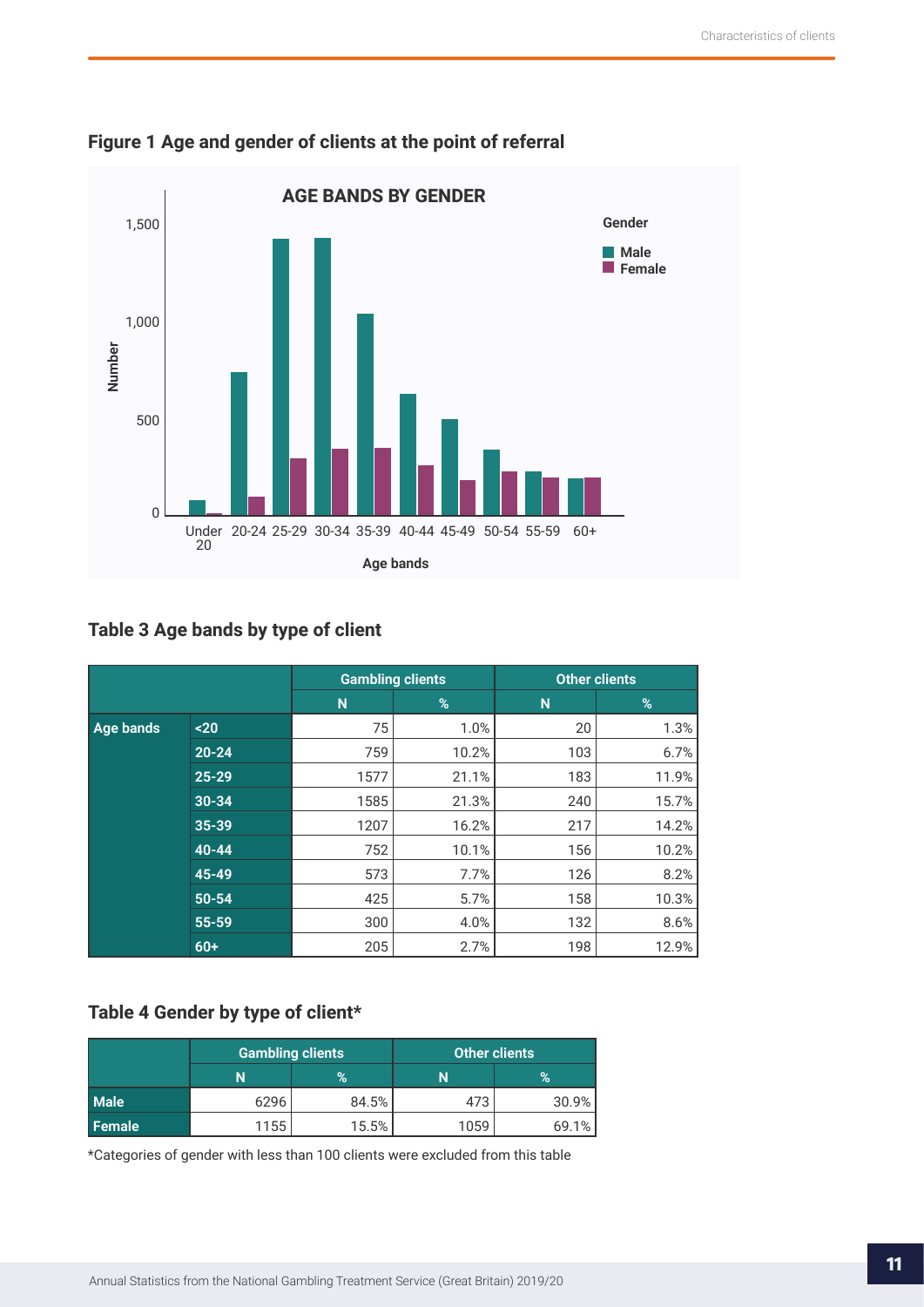## Figure 1 Age and gender of clients at the point of referral

## Table 3 Age bands by type of client

| | | Gambling clients | | Other clients | |
|---|---|---|---|---|---|
| | | N | % | N | % |
| Age bands | <20 | 75 | 1.0% | 20 | 1.3% |
| | 20-24 | 759 | 10.2% | 103 | 6.7% |
| | 25-29 | 1577 | 21.1% | 183 | 11.9% |
| | 30-34 | 1585 | 21.3% | 240 | 15.7% |
| | 35-39 | 1207 | 16.2% | 217 | 14.2% |
| | 40-44 | 752 | 10.1% | 156 | 10.2% |
| | 45-49 | 573 | 7.7% | 126 | 8.2% |
| | 50-54 | 425 | 5.7% | 158 | 10.3% |
| | 55-59 | 300 | 4.0% | 132 | 8.6% |
| | 60+ | 205 | 2.7% | 198 | 12.9% |

## Table 4 Gender by type of client*

| | Gambling clients | | Other clients | |
|---|---|---|---|---|
| | N | % | N | % |
| Male | 6296 | 84.5% | 473 | 30.9% |
| Female | 1155 | 15.5% | 1059 | 69.1% |

*Categories of gender with less than 100 clients were excluded from this table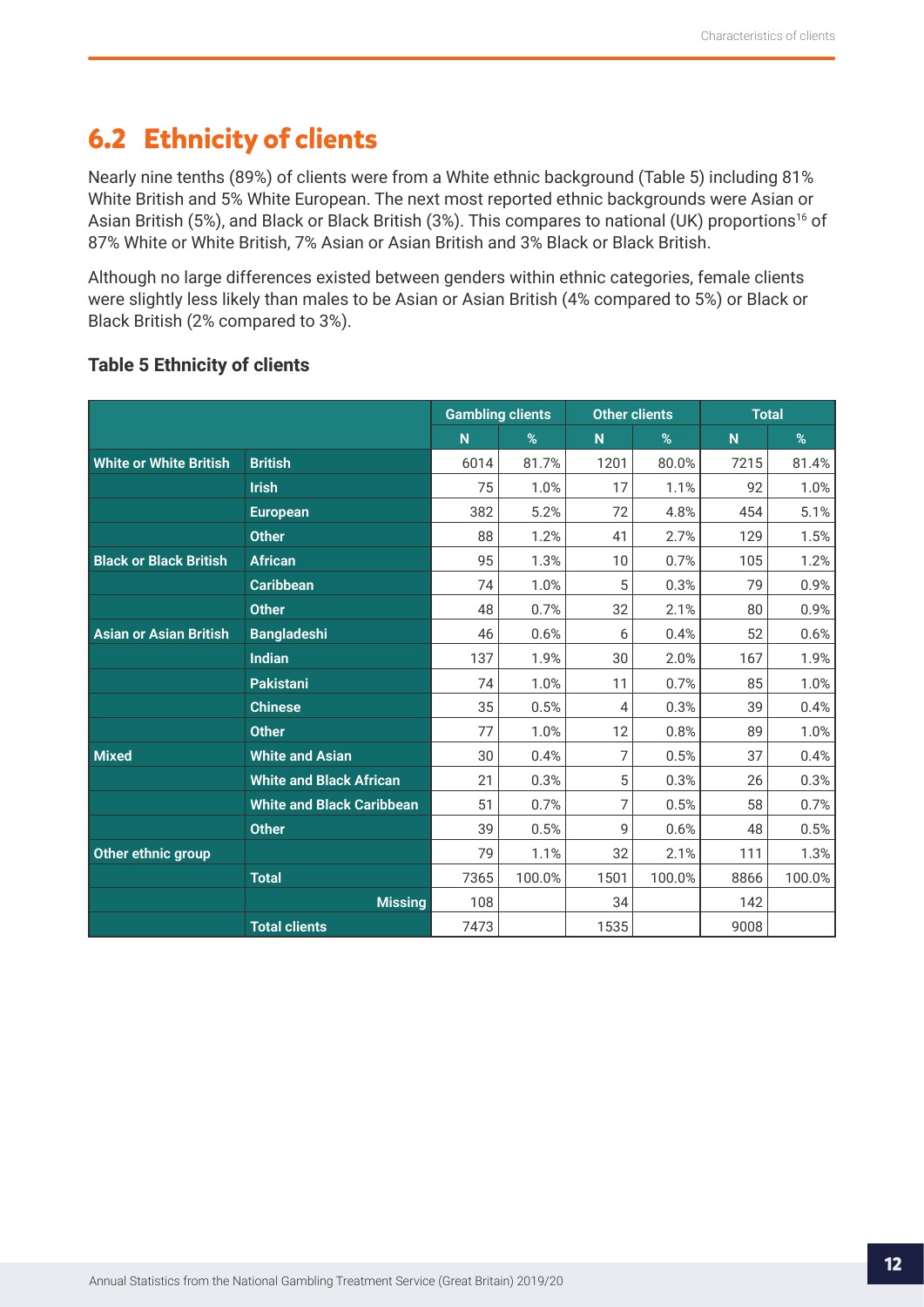## 6.2 Ethnicity of clients

Nearly nine tenths (89%) of clients were from a White ethnic background (Table 5) including 81% White British and 5% White European. The next most reported ethnic backgrounds were Asian or Asian British (5%), and Black or Black British (3%). This compares to national (UK) proportions[16] of 87% White or White British, 7% Asian or Asian British and 3% Black or Black British.

Although no large differences existed between genders within ethnic categories, female clients were slightly less likely than males to be Asian or Asian British (4% compared to 5%) or Black or Black British (2% compared to 3%).

**Table 5 Ethnicity of clients**

| | | Gambling clients | | Other clients | | Total | |
|---|---|---|---|---|---|---|---|
| | | N | % | N | % | N | % |
| **White or White British** | **British** | 6014 | 81.7% | 1201 | 80.0% | 7215 | 81.4% |
| | **Irish** | 75 | 1.0% | 17 | 1.1% | 92 | 1.0% |
| | **European** | 382 | 5.2% | 72 | 4.8% | 454 | 5.1% |
| | **Other** | 88 | 1.2% | 41 | 2.7% | 129 | 1.5% |
| **Black or Black British** | **African** | 95 | 1.3% | 10 | 0.7% | 105 | 1.2% |
| | **Caribbean** | 74 | 1.0% | 5 | 0.3% | 79 | 0.9% |
| | **Other** | 48 | 0.7% | 32 | 2.1% | 80 | 0.9% |
| **Asian or Asian British** | **Bangladeshi** | 46 | 0.6% | 6 | 0.4% | 52 | 0.6% |
| | **Indian** | 137 | 1.9% | 30 | 2.0% | 167 | 1.9% |
| | **Pakistani** | 74 | 1.0% | 11 | 0.7% | 85 | 1.0% |
| | **Chinese** | 35 | 0.5% | 4 | 0.3% | 39 | 0.4% |
| | **Other** | 77 | 1.0% | 12 | 0.8% | 89 | 1.0% |
| **Mixed** | **White and Asian** | 30 | 0.4% | 7 | 0.5% | 37 | 0.4% |
| | **White and Black African** | 21 | 0.3% | 5 | 0.3% | 26 | 0.3% |
| | **White and Black Caribbean** | 51 | 0.7% | 7 | 0.5% | 58 | 0.7% |
| | **Other** | 39 | 0.5% | 9 | 0.6% | 48 | 0.5% |
| **Other ethnic group** | | 79 | 1.1% | 32 | 2.1% | 111 | 1.3% |
| | **Total** | 7365 | 100.0% | 1501 | 100.0% | 8866 | 100.0% |
| | **Missing** | 108 | | 34 | | 142 | |
| | **Total clients** | 7473 | | 1535 | | 9008 | |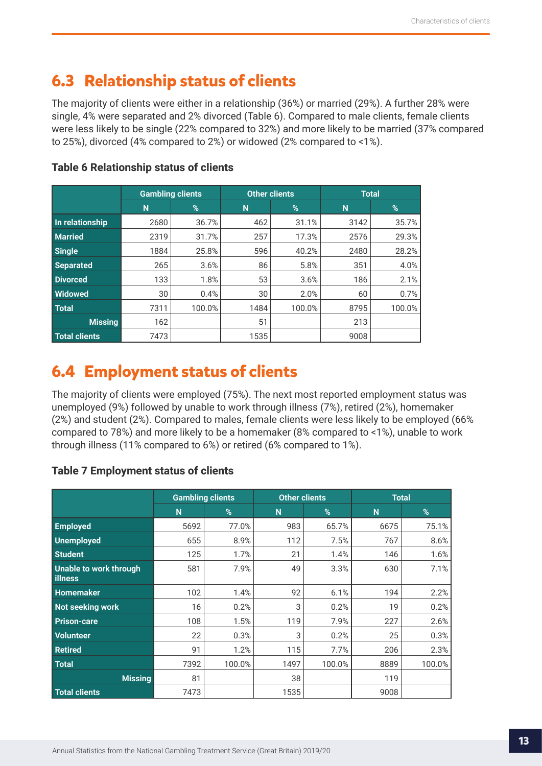## 6.3 Relationship status of clients

The majority of clients were either in a relationship (36%) or married (29%). A further 28% were single, 4% were separated and 2% divorced (Table 6). Compared to male clients, female clients were less likely to be single (22% compared to 32%) and more likely to be married (37% compared to 25%), divorced (4% compared to 2%) or widowed (2% compared to <1%).

**Table 6 Relationship status of clients**

| | Gambling clients | | Other clients | | Total | |
|---|---|---|---|---|---|---|
| | N | % | N | % | N | % |
| In relationship | 2680 | 36.7% | 462 | 31.1% | 3142 | 35.7% |
| Married | 2319 | 31.7% | 257 | 17.3% | 2576 | 29.3% |
| Single | 1884 | 25.8% | 596 | 40.2% | 2480 | 28.2% |
| Separated | 265 | 3.6% | 86 | 5.8% | 351 | 4.0% |
| Divorced | 133 | 1.8% | 53 | 3.6% | 186 | 2.1% |
| Widowed | 30 | 0.4% | 30 | 2.0% | 60 | 0.7% |
| Total | 7311 | 100.0% | 1484 | 100.0% | 8795 | 100.0% |
| Missing | 162 | | 51 | | 213 | |
| Total clients | 7473 | | 1535 | | 9008 | |

## 6.4 Employment status of clients

The majority of clients were employed (75%). The next most reported employment status was unemployed (9%) followed by unable to work through illness (7%), retired (2%), homemaker (2%) and student (2%). Compared to males, female clients were less likely to be employed (66% compared to 78%) and more likely to be a homemaker (8% compared to <1%), unable to work through illness (11% compared to 6%) or retired (6% compared to 1%).

**Table 7 Employment status of clients**

| | Gambling clients | | Other clients | | Total | |
|---|---|---|---|---|---|---|
| | N | % | N | % | N | % |
| Employed | 5692 | 77.0% | 983 | 65.7% | 6675 | 75.1% |
| Unemployed | 655 | 8.9% | 112 | 7.5% | 767 | 8.6% |
| Student | 125 | 1.7% | 21 | 1.4% | 146 | 1.6% |
| Unable to work through illness | 581 | 7.9% | 49 | 3.3% | 630 | 7.1% |
| Homemaker | 102 | 1.4% | 92 | 6.1% | 194 | 2.2% |
| Not seeking work | 16 | 0.2% | 3 | 0.2% | 19 | 0.2% |
| Prison-care | 108 | 1.5% | 119 | 7.9% | 227 | 2.6% |
| Volunteer | 22 | 0.3% | 3 | 0.2% | 25 | 0.3% |
| Retired | 91 | 1.2% | 115 | 7.7% | 206 | 2.3% |
| Total | 7392 | 100.0% | 1497 | 100.0% | 8889 | 100.0% |
| Missing | 81 | | 38 | | 119 | |
| Total clients | 7473 | | 1535 | | 9008 | |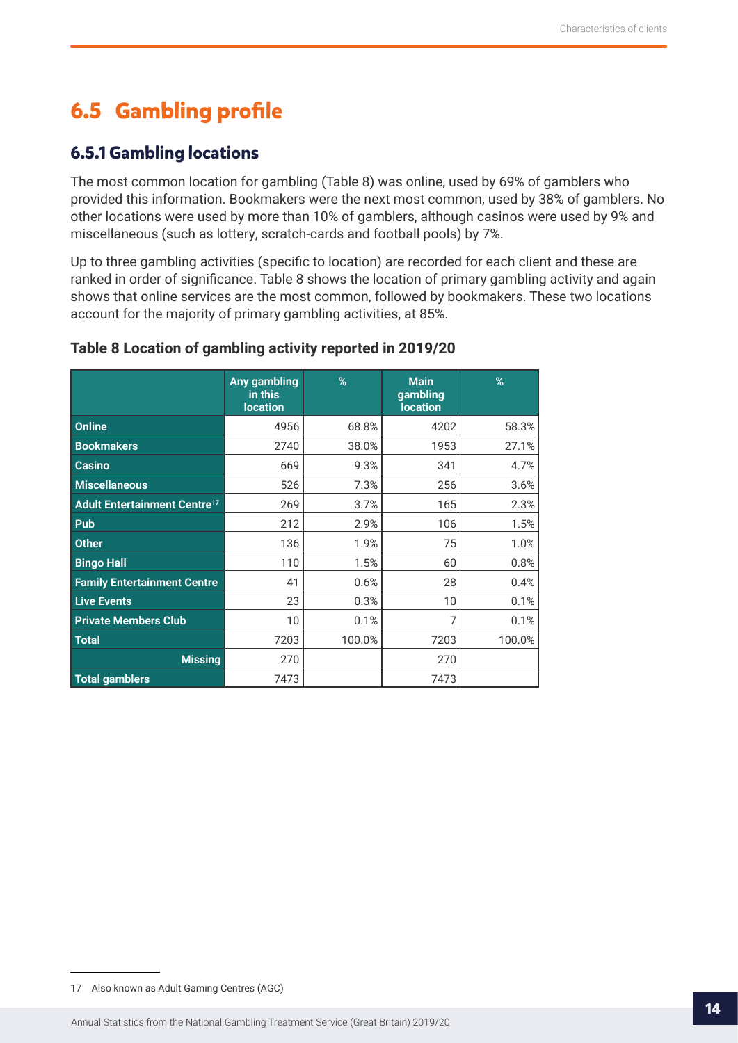## 6.5 Gambling profile

### 6.5.1 Gambling locations

The most common location for gambling (Table 8) was online, used by 69% of gamblers who provided this information. Bookmakers were the next most common, used by 38% of gamblers. No other locations were used by more than 10% of gamblers, although casinos were used by 9% and miscellaneous (such as lottery, scratch-cards and football pools) by 7%.

Up to three gambling activities (specific to location) are recorded for each client and these are ranked in order of significance. Table 8 shows the location of primary gambling activity and again shows that online services are the most common, followed by bookmakers. These two locations account for the majority of primary gambling activities, at 85%.

**Table 8 Location of gambling activity reported in 2019/20**

| | Any gambling in this location | % | Main gambling location | % |
|---|---|---|---|---|
| **Online** | 4956 | 68.8% | 4202 | 58.3% |
| **Bookmakers** | 2740 | 38.0% | 1953 | 27.1% |
| **Casino** | 669 | 9.3% | 341 | 4.7% |
| **Miscellaneous** | 526 | 7.3% | 256 | 3.6% |
| **Adult Entertainment Centre**[17] | 269 | 3.7% | 165 | 2.3% |
| **Pub** | 212 | 2.9% | 106 | 1.5% |
| **Other** | 136 | 1.9% | 75 | 1.0% |
| **Bingo Hall** | 110 | 1.5% | 60 | 0.8% |
| **Family Entertainment Centre** | 41 | 0.6% | 28 | 0.4% |
| **Live Events** | 23 | 0.3% | 10 | 0.1% |
| **Private Members Club** | 10 | 0.1% | 7 | 0.1% |
| **Total** | 7203 | 100.0% | 7203 | 100.0% |
| **Missing** | 270 | | 270 | |
| **Total gamblers** | 7473 | | 7473 | |

17 Also known as Adult Gaming Centres (AGC)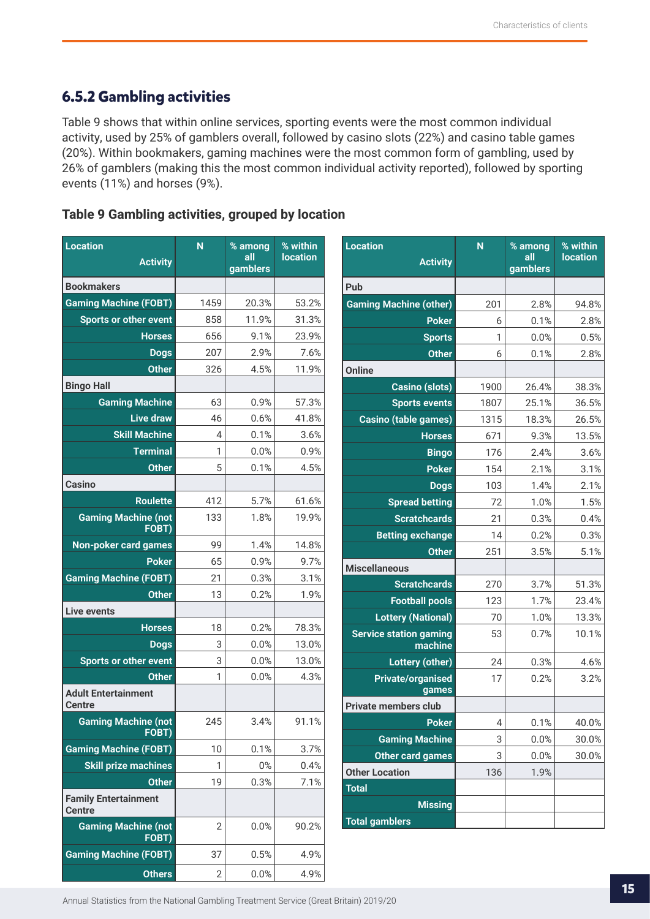## 6.5.2 Gambling activities

Table 9 shows that within online services, sporting events were the most common individual activity, used by 25% of gamblers overall, followed by casino slots (22%) and casino table games (20%). Within bookmakers, gaming machines were the most common form of gambling, used by 26% of gamblers (making this the most common individual activity reported), followed by sporting events (11%) and horses (9%).

### Table 9 Gambling activities, grouped by location

| Location / Activity | N | % among all gamblers | % within location |
|---|---|---|---|
| **Bookmakers** | | | |
| Gaming Machine (FOBT) | 1459 | 20.3% | 53.2% |
| Sports or other event | 858 | 11.9% | 31.3% |
| Horses | 656 | 9.1% | 23.9% |
| Dogs | 207 | 2.9% | 7.6% |
| Other | 326 | 4.5% | 11.9% |
| **Bingo Hall** | | | |
| Gaming Machine | 63 | 0.9% | 57.3% |
| Live draw | 46 | 0.6% | 41.8% |
| Skill Machine | 4 | 0.1% | 3.6% |
| Terminal | 1 | 0.0% | 0.9% |
| Other | 5 | 0.1% | 4.5% |
| **Casino** | | | |
| Roulette | 412 | 5.7% | 61.6% |
| Gaming Machine (not FOBT) | 133 | 1.8% | 19.9% |
| Non-poker card games | 99 | 1.4% | 14.8% |
| Poker | 65 | 0.9% | 9.7% |
| Gaming Machine (FOBT) | 21 | 0.3% | 3.1% |
| Other | 13 | 0.2% | 1.9% |
| **Live events** | | | |
| Horses | 18 | 0.2% | 78.3% |
| Dogs | 3 | 0.0% | 13.0% |
| Sports or other event | 3 | 0.0% | 13.0% |
| Other | 1 | 0.0% | 4.3% |
| **Adult Entertainment Centre** | | | |
| Gaming Machine (not FOBT) | 245 | 3.4% | 91.1% |
| Gaming Machine (FOBT) | 10 | 0.1% | 3.7% |
| Skill prize machines | 1 | 0% | 0.4% |
| Other | 19 | 0.3% | 7.1% |
| **Family Entertainment Centre** | | | |
| Gaming Machine (not FOBT) | 2 | 0.0% | 90.2% |
| Gaming Machine (FOBT) | 37 | 0.5% | 4.9% |
| Others | 2 | 0.0% | 4.9% |
| **Pub** | | | |
| Gaming Machine (other) | 201 | 2.8% | 94.8% |
| Poker | 6 | 0.1% | 2.8% |
| Sports | 1 | 0.0% | 0.5% |
| Other | 6 | 0.1% | 2.8% |
| **Online** | | | |
| Casino (slots) | 1900 | 26.4% | 38.3% |
| Sports events | 1807 | 25.1% | 36.5% |
| Casino (table games) | 1315 | 18.3% | 26.5% |
| Horses | 671 | 9.3% | 13.5% |
| Bingo | 176 | 2.4% | 3.6% |
| Poker | 154 | 2.1% | 3.1% |
| Dogs | 103 | 1.4% | 2.1% |
| Spread betting | 72 | 1.0% | 1.5% |
| Scratchcards | 21 | 0.3% | 0.4% |
| Betting exchange | 14 | 0.2% | 0.3% |
| Other | 251 | 3.5% | 5.1% |
| **Miscellaneous** | | | |
| Scratchcards | 270 | 3.7% | 51.3% |
| Football pools | 123 | 1.7% | 23.4% |
| Lottery (National) | 70 | 1.0% | 13.3% |
| Service station gaming machine | 53 | 0.7% | 10.1% |
| Lottery (other) | 24 | 0.3% | 4.6% |
| Private/organised games | 17 | 0.2% | 3.2% |
| **Private members club** | | | |
| Poker | 4 | 0.1% | 40.0% |
| Gaming Machine | 3 | 0.0% | 30.0% |
| Other card games | 3 | 0.0% | 30.0% |
| **Other Location** | 136 | 1.9% | |
| **Total** | | | |
| Missing | | | |
| **Total gamblers** | | | |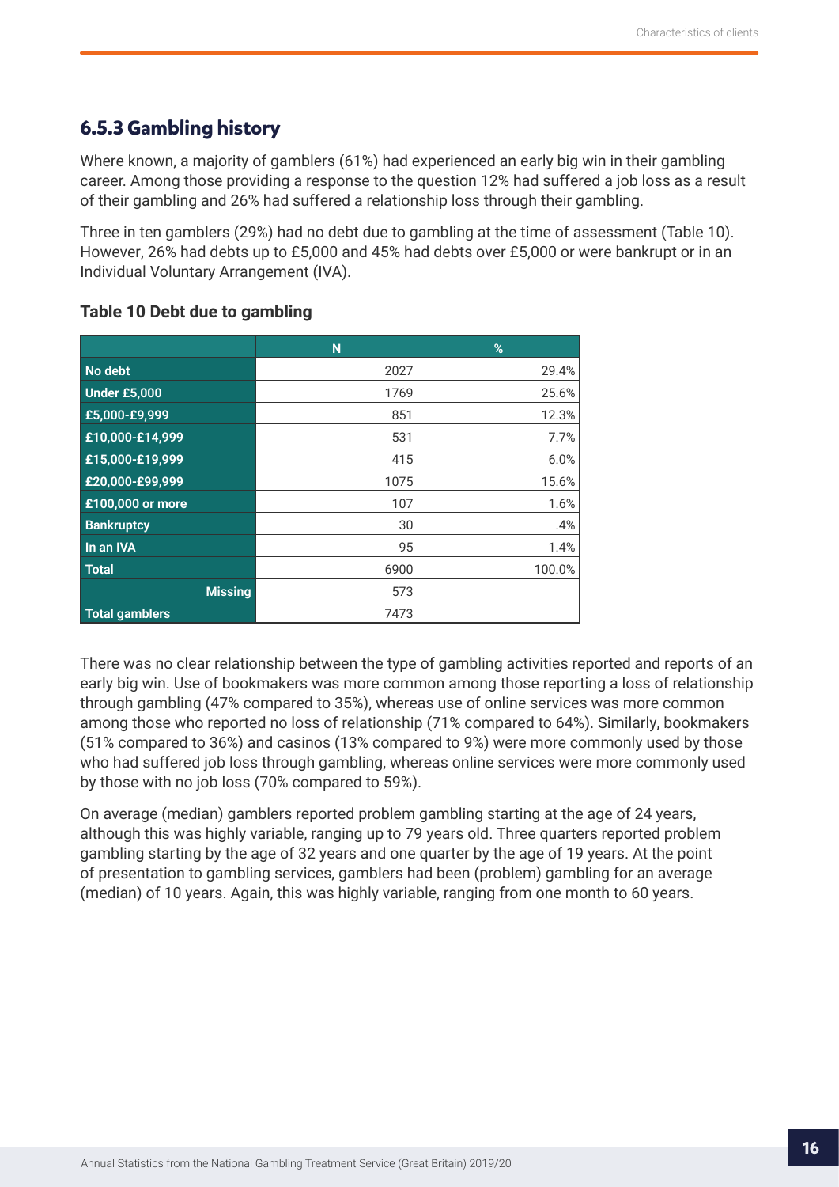### 6.5.3 Gambling history

Where known, a majority of gamblers (61%) had experienced an early big win in their gambling career. Among those providing a response to the question 12% had suffered a job loss as a result of their gambling and 26% had suffered a relationship loss through their gambling.

Three in ten gamblers (29%) had no debt due to gambling at the time of assessment (Table 10). However, 26% had debts up to £5,000 and 45% had debts over £5,000 or were bankrupt or in an Individual Voluntary Arrangement (IVA).

**Table 10 Debt due to gambling**

| | N | % |
|---|---|---|
| No debt | 2027 | 29.4% |
| Under £5,000 | 1769 | 25.6% |
| £5,000-£9,999 | 851 | 12.3% |
| £10,000-£14,999 | 531 | 7.7% |
| £15,000-£19,999 | 415 | 6.0% |
| £20,000-£99,999 | 1075 | 15.6% |
| £100,000 or more | 107 | 1.6% |
| Bankruptcy | 30 | .4% |
| In an IVA | 95 | 1.4% |
| Total | 6900 | 100.0% |
| Missing | 573 | |
| Total gamblers | 7473 | |

There was no clear relationship between the type of gambling activities reported and reports of an early big win. Use of bookmakers was more common among those reporting a loss of relationship through gambling (47% compared to 35%), whereas use of online services was more common among those who reported no loss of relationship (71% compared to 64%). Similarly, bookmakers (51% compared to 36%) and casinos (13% compared to 9%) were more commonly used by those who had suffered job loss through gambling, whereas online services were more commonly used by those with no job loss (70% compared to 59%).

On average (median) gamblers reported problem gambling starting at the age of 24 years, although this was highly variable, ranging up to 79 years old. Three quarters reported problem gambling starting by the age of 32 years and one quarter by the age of 19 years. At the point of presentation to gambling services, gamblers had been (problem) gambling for an average (median) of 10 years. Again, this was highly variable, ranging from one month to 60 years.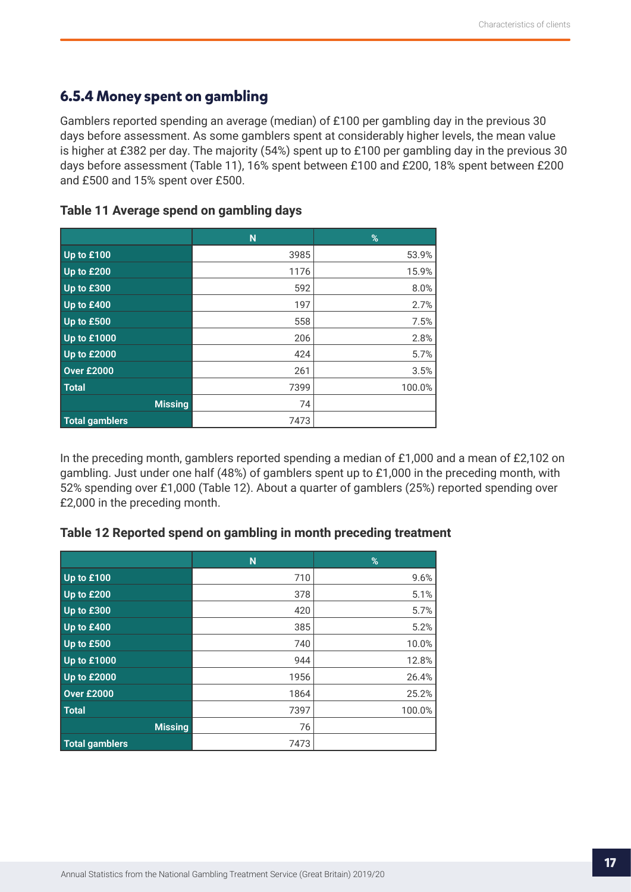### 6.5.4 Money spent on gambling

Gamblers reported spending an average (median) of £100 per gambling day in the previous 30 days before assessment. As some gamblers spent at considerably higher levels, the mean value is higher at £382 per day. The majority (54%) spent up to £100 per gambling day in the previous 30 days before assessment (Table 11), 16% spent between £100 and £200, 18% spent between £200 and £500 and 15% spent over £500.

**Table 11 Average spend on gambling days**

| | N | % |
|---|---|---|
| Up to £100 | 3985 | 53.9% |
| Up to £200 | 1176 | 15.9% |
| Up to £300 | 592 | 8.0% |
| Up to £400 | 197 | 2.7% |
| Up to £500 | 558 | 7.5% |
| Up to £1000 | 206 | 2.8% |
| Up to £2000 | 424 | 5.7% |
| Over £2000 | 261 | 3.5% |
| Total | 7399 | 100.0% |
| Missing | 74 | |
| Total gamblers | 7473 | |

In the preceding month, gamblers reported spending a median of £1,000 and a mean of £2,102 on gambling. Just under one half (48%) of gamblers spent up to £1,000 in the preceding month, with 52% spending over £1,000 (Table 12). About a quarter of gamblers (25%) reported spending over £2,000 in the preceding month.

**Table 12 Reported spend on gambling in month preceding treatment**

| | N | % |
|---|---|---|
| Up to £100 | 710 | 9.6% |
| Up to £200 | 378 | 5.1% |
| Up to £300 | 420 | 5.7% |
| Up to £400 | 385 | 5.2% |
| Up to £500 | 740 | 10.0% |
| Up to £1000 | 944 | 12.8% |
| Up to £2000 | 1956 | 26.4% |
| Over £2000 | 1864 | 25.2% |
| Total | 7397 | 100.0% |
| Missing | 76 | |
| Total gamblers | 7473 | |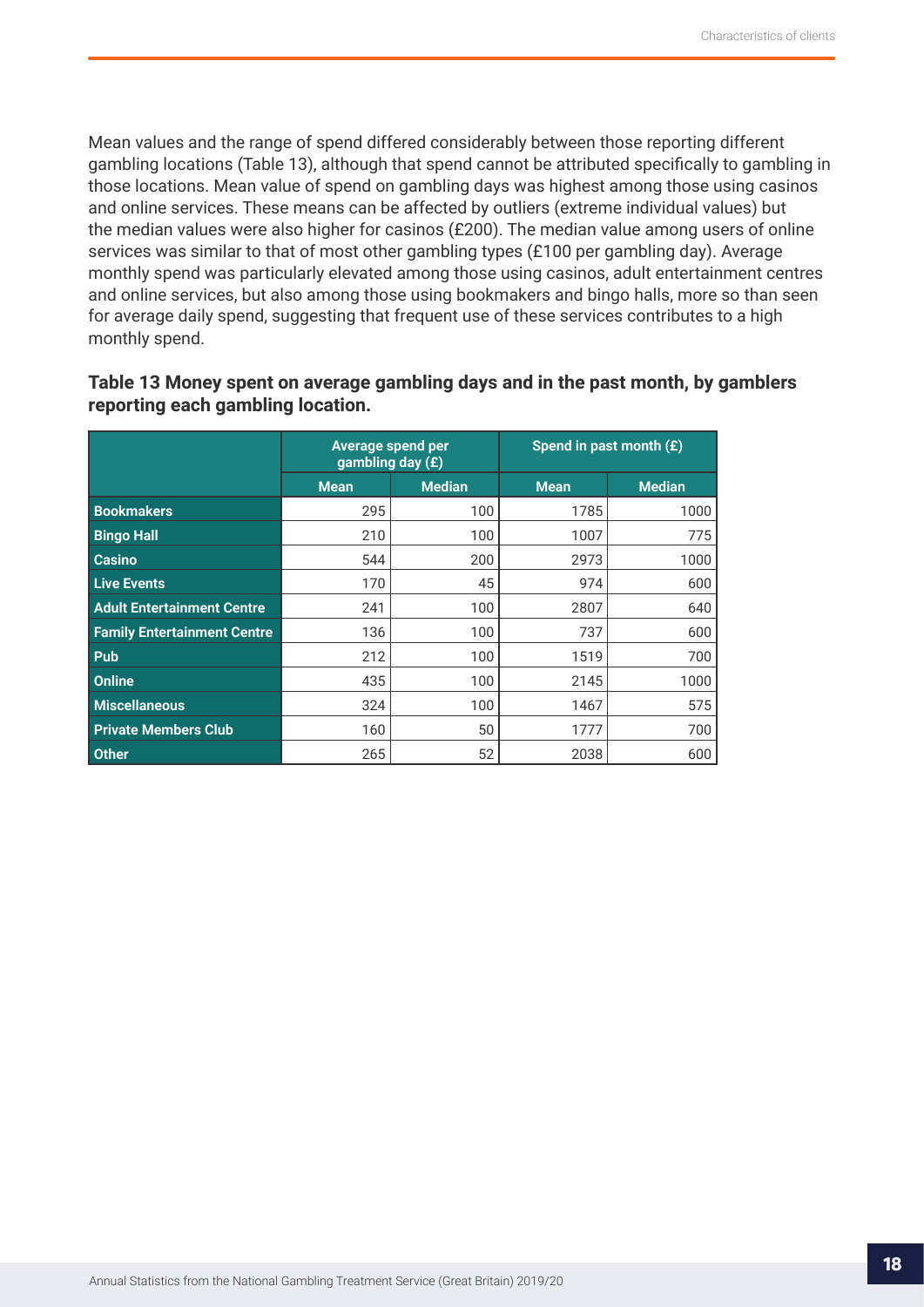Mean values and the range of spend differed considerably between those reporting different gambling locations (Table 13), although that spend cannot be attributed specifically to gambling in those locations. Mean value of spend on gambling days was highest among those using casinos and online services. These means can be affected by outliers (extreme individual values) but the median values were also higher for casinos (£200). The median value among users of online services was similar to that of most other gambling types (£100 per gambling day). Average monthly spend was particularly elevated among those using casinos, adult entertainment centres and online services, but also among those using bookmakers and bingo halls, more so than seen for average daily spend, suggesting that frequent use of these services contributes to a high monthly spend.

**Table 13 Money spent on average gambling days and in the past month, by gamblers reporting each gambling location.**

| | Average spend per gambling day (£) | | Spend in past month (£) | |
|---|---|---|---|---|
| | Mean | Median | Mean | Median |
| **Bookmakers** | 295 | 100 | 1785 | 1000 |
| **Bingo Hall** | 210 | 100 | 1007 | 775 |
| **Casino** | 544 | 200 | 2973 | 1000 |
| **Live Events** | 170 | 45 | 974 | 600 |
| **Adult Entertainment Centre** | 241 | 100 | 2807 | 640 |
| **Family Entertainment Centre** | 136 | 100 | 737 | 600 |
| **Pub** | 212 | 100 | 1519 | 700 |
| **Online** | 435 | 100 | 2145 | 1000 |
| **Miscellaneous** | 324 | 100 | 1467 | 575 |
| **Private Members Club** | 160 | 50 | 1777 | 700 |
| **Other** | 265 | 52 | 2038 | 600 |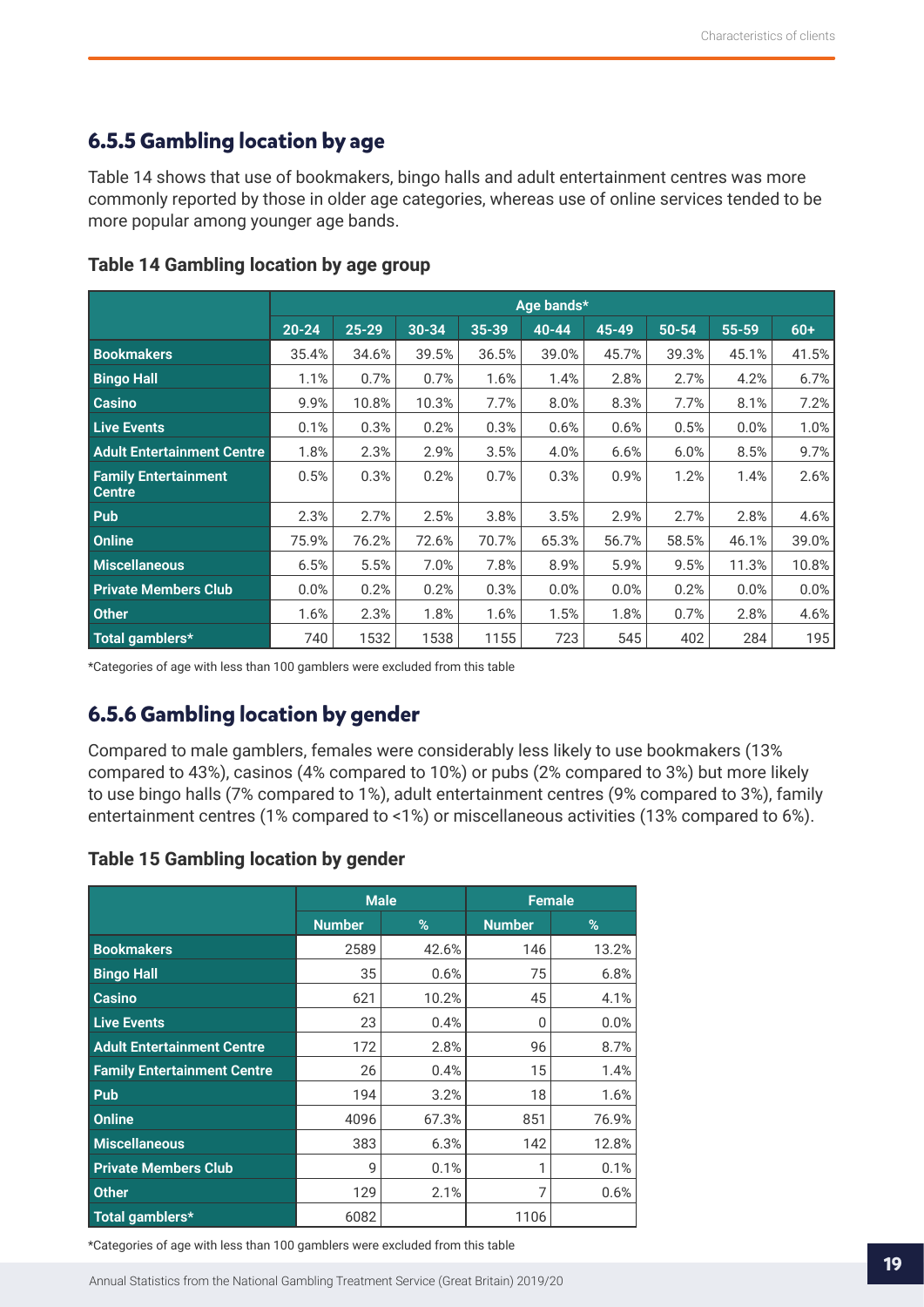### 6.5.5 Gambling location by age

Table 14 shows that use of bookmakers, bingo halls and adult entertainment centres was more commonly reported by those in older age categories, whereas use of online services tended to be more popular among younger age bands.

**Table 14 Gambling location by age group**

| | Age bands* | | | | | | | | |
|---|---|---|---|---|---|---|---|---|---|
| | 20-24 | 25-29 | 30-34 | 35-39 | 40-44 | 45-49 | 50-54 | 55-59 | 60+ |
| **Bookmakers** | 35.4% | 34.6% | 39.5% | 36.5% | 39.0% | 45.7% | 39.3% | 45.1% | 41.5% |
| **Bingo Hall** | 1.1% | 0.7% | 0.7% | 1.6% | 1.4% | 2.8% | 2.7% | 4.2% | 6.7% |
| **Casino** | 9.9% | 10.8% | 10.3% | 7.7% | 8.0% | 8.3% | 7.7% | 8.1% | 7.2% |
| **Live Events** | 0.1% | 0.3% | 0.2% | 0.3% | 0.6% | 0.6% | 0.5% | 0.0% | 1.0% |
| **Adult Entertainment Centre** | 1.8% | 2.3% | 2.9% | 3.5% | 4.0% | 6.6% | 6.0% | 8.5% | 9.7% |
| **Family Entertainment Centre** | 0.5% | 0.3% | 0.2% | 0.7% | 0.3% | 0.9% | 1.2% | 1.4% | 2.6% |
| **Pub** | 2.3% | 2.7% | 2.5% | 3.8% | 3.5% | 2.9% | 2.7% | 2.8% | 4.6% |
| **Online** | 75.9% | 76.2% | 72.6% | 70.7% | 65.3% | 56.7% | 58.5% | 46.1% | 39.0% |
| **Miscellaneous** | 6.5% | 5.5% | 7.0% | 7.8% | 8.9% | 5.9% | 9.5% | 11.3% | 10.8% |
| **Private Members Club** | 0.0% | 0.2% | 0.2% | 0.3% | 0.0% | 0.0% | 0.2% | 0.0% | 0.0% |
| **Other** | 1.6% | 2.3% | 1.8% | 1.6% | 1.5% | 1.8% | 0.7% | 2.8% | 4.6% |
| **Total gamblers*** | 740 | 1532 | 1538 | 1155 | 723 | 545 | 402 | 284 | 195 |

*Categories of age with less than 100 gamblers were excluded from this table

### 6.5.6 Gambling location by gender

Compared to male gamblers, females were considerably less likely to use bookmakers (13% compared to 43%), casinos (4% compared to 10%) or pubs (2% compared to 3%) but more likely to use bingo halls (7% compared to 1%), adult entertainment centres (9% compared to 3%), family entertainment centres (1% compared to <1%) or miscellaneous activities (13% compared to 6%).

**Table 15 Gambling location by gender**

| | Male | | Female | |
|---|---|---|---|---|
| | Number | % | Number | % |
| **Bookmakers** | 2589 | 42.6% | 146 | 13.2% |
| **Bingo Hall** | 35 | 0.6% | 75 | 6.8% |
| **Casino** | 621 | 10.2% | 45 | 4.1% |
| **Live Events** | 23 | 0.4% | 0 | 0.0% |
| **Adult Entertainment Centre** | 172 | 2.8% | 96 | 8.7% |
| **Family Entertainment Centre** | 26 | 0.4% | 15 | 1.4% |
| **Pub** | 194 | 3.2% | 18 | 1.6% |
| **Online** | 4096 | 67.3% | 851 | 76.9% |
| **Miscellaneous** | 383 | 6.3% | 142 | 12.8% |
| **Private Members Club** | 9 | 0.1% | 1 | 0.1% |
| **Other** | 129 | 2.1% | 7 | 0.6% |
| **Total gamblers*** | 6082 | | 1106 | |

*Categories of age with less than 100 gamblers were excluded from this table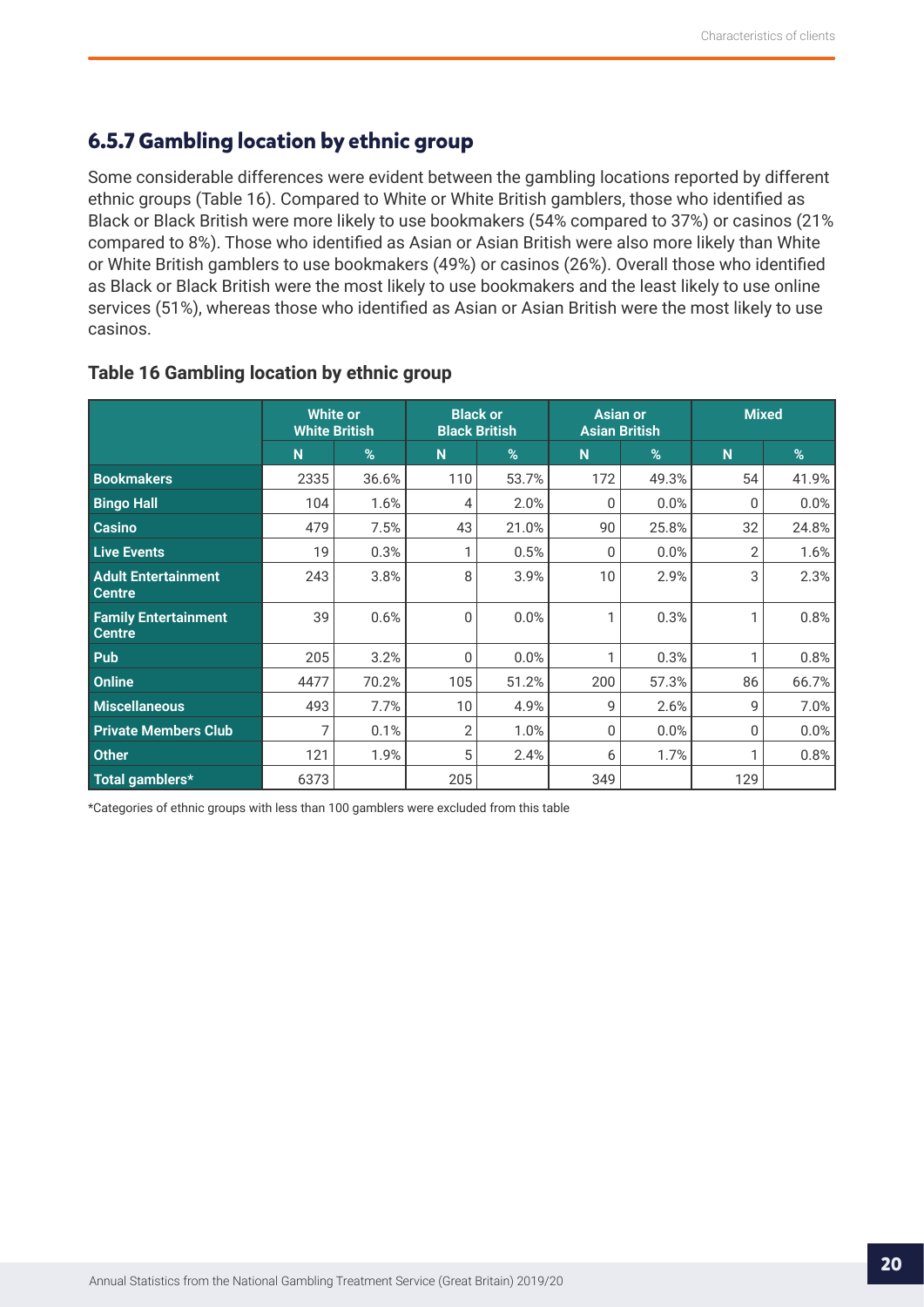### 6.5.7 Gambling location by ethnic group

Some considerable differences were evident between the gambling locations reported by different ethnic groups (Table 16). Compared to White or White British gamblers, those who identified as Black or Black British were more likely to use bookmakers (54% compared to 37%) or casinos (21% compared to 8%). Those who identified as Asian or Asian British were also more likely than White or White British gamblers to use bookmakers (49%) or casinos (26%). Overall those who identified as Black or Black British were the most likely to use bookmakers and the least likely to use online services (51%), whereas those who identified as Asian or Asian British were the most likely to use casinos.

**Table 16 Gambling location by ethnic group**

| | White or White British | | Black or Black British | | Asian or Asian British | | Mixed | |
|---|---|---|---|---|---|---|---|---|
| | N | % | N | % | N | % | N | % |
| **Bookmakers** | 2335 | 36.6% | 110 | 53.7% | 172 | 49.3% | 54 | 41.9% |
| **Bingo Hall** | 104 | 1.6% | 4 | 2.0% | 0 | 0.0% | 0 | 0.0% |
| **Casino** | 479 | 7.5% | 43 | 21.0% | 90 | 25.8% | 32 | 24.8% |
| **Live Events** | 19 | 0.3% | 1 | 0.5% | 0 | 0.0% | 2 | 1.6% |
| **Adult Entertainment Centre** | 243 | 3.8% | 8 | 3.9% | 10 | 2.9% | 3 | 2.3% |
| **Family Entertainment Centre** | 39 | 0.6% | 0 | 0.0% | 1 | 0.3% | 1 | 0.8% |
| **Pub** | 205 | 3.2% | 0 | 0.0% | 1 | 0.3% | 1 | 0.8% |
| **Online** | 4477 | 70.2% | 105 | 51.2% | 200 | 57.3% | 86 | 66.7% |
| **Miscellaneous** | 493 | 7.7% | 10 | 4.9% | 9 | 2.6% | 9 | 7.0% |
| **Private Members Club** | 7 | 0.1% | 2 | 1.0% | 0 | 0.0% | 0 | 0.0% |
| **Other** | 121 | 1.9% | 5 | 2.4% | 6 | 1.7% | 1 | 0.8% |
| **Total gamblers*** | 6373 | | 205 | | 349 | | 129 | |

*Categories of ethnic groups with less than 100 gamblers were excluded from this table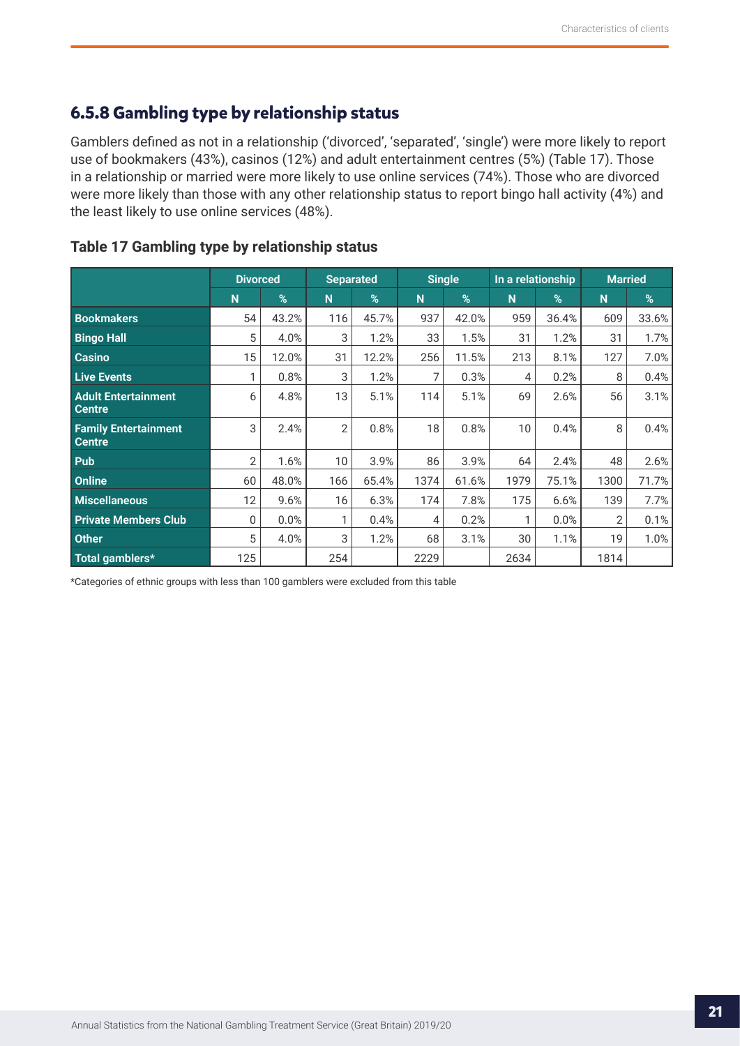## 6.5.8 Gambling type by relationship status

Gamblers defined as not in a relationship ('divorced', 'separated', 'single') were more likely to report use of bookmakers (43%), casinos (12%) and adult entertainment centres (5%) (Table 17). Those in a relationship or married were more likely to use online services (74%). Those who are divorced were more likely than those with any other relationship status to report bingo hall activity (4%) and the least likely to use online services (48%).

### Table 17 Gambling type by relationship status

| | Divorced | | Separated | | Single | | In a relationship | | Married | |
|---|---|---|---|---|---|---|---|---|---|---|
| | N | % | N | % | N | % | N | % | N | % |
| **Bookmakers** | 54 | 43.2% | 116 | 45.7% | 937 | 42.0% | 959 | 36.4% | 609 | 33.6% |
| **Bingo Hall** | 5 | 4.0% | 3 | 1.2% | 33 | 1.5% | 31 | 1.2% | 31 | 1.7% |
| **Casino** | 15 | 12.0% | 31 | 12.2% | 256 | 11.5% | 213 | 8.1% | 127 | 7.0% |
| **Live Events** | 1 | 0.8% | 3 | 1.2% | 7 | 0.3% | 4 | 0.2% | 8 | 0.4% |
| **Adult Entertainment Centre** | 6 | 4.8% | 13 | 5.1% | 114 | 5.1% | 69 | 2.6% | 56 | 3.1% |
| **Family Entertainment Centre** | 3 | 2.4% | 2 | 0.8% | 18 | 0.8% | 10 | 0.4% | 8 | 0.4% |
| **Pub** | 2 | 1.6% | 10 | 3.9% | 86 | 3.9% | 64 | 2.4% | 48 | 2.6% |
| **Online** | 60 | 48.0% | 166 | 65.4% | 1374 | 61.6% | 1979 | 75.1% | 1300 | 71.7% |
| **Miscellaneous** | 12 | 9.6% | 16 | 6.3% | 174 | 7.8% | 175 | 6.6% | 139 | 7.7% |
| **Private Members Club** | 0 | 0.0% | 1 | 0.4% | 4 | 0.2% | 1 | 0.0% | 2 | 0.1% |
| **Other** | 5 | 4.0% | 3 | 1.2% | 68 | 3.1% | 30 | 1.1% | 19 | 1.0% |
| **Total gamblers*** | 125 | | 254 | | 2229 | | 2634 | | 1814 | |

*Categories of ethnic groups with less than 100 gamblers were excluded from this table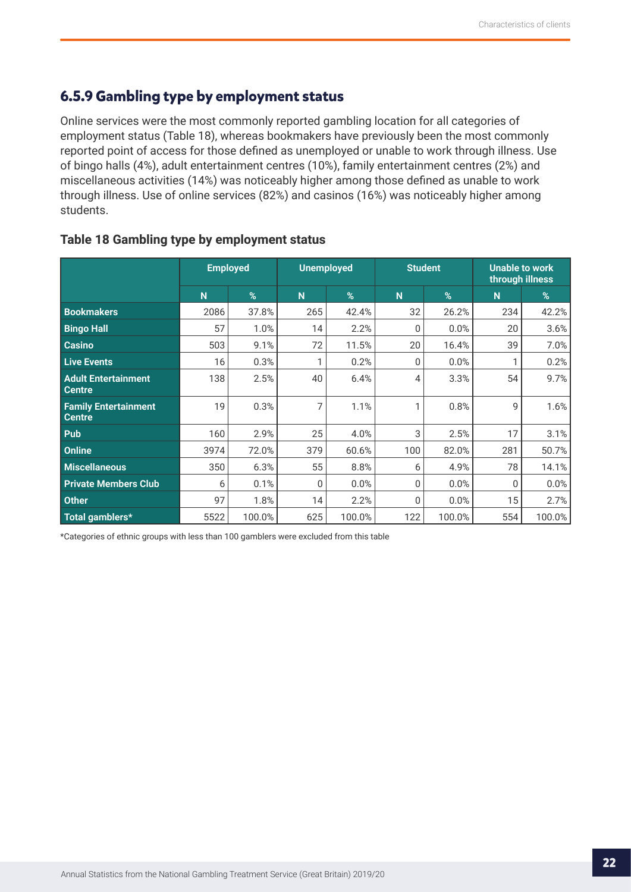## 6.5.9 Gambling type by employment status

Online services were the most commonly reported gambling location for all categories of employment status (Table 18), whereas bookmakers have previously been the most commonly reported point of access for those defined as unemployed or unable to work through illness. Use of bingo halls (4%), adult entertainment centres (10%), family entertainment centres (2%) and miscellaneous activities (14%) was noticeably higher among those defined as unable to work through illness. Use of online services (82%) and casinos (16%) was noticeably higher among students.

### Table 18 Gambling type by employment status

| | Employed | | Unemployed | | Student | | Unable to work through illness | |
|---|---|---|---|---|---|---|---|---|
| | N | % | N | % | N | % | N | % |
| **Bookmakers** | 2086 | 37.8% | 265 | 42.4% | 32 | 26.2% | 234 | 42.2% |
| **Bingo Hall** | 57 | 1.0% | 14 | 2.2% | 0 | 0.0% | 20 | 3.6% |
| **Casino** | 503 | 9.1% | 72 | 11.5% | 20 | 16.4% | 39 | 7.0% |
| **Live Events** | 16 | 0.3% | 1 | 0.2% | 0 | 0.0% | 1 | 0.2% |
| **Adult Entertainment Centre** | 138 | 2.5% | 40 | 6.4% | 4 | 3.3% | 54 | 9.7% |
| **Family Entertainment Centre** | 19 | 0.3% | 7 | 1.1% | 1 | 0.8% | 9 | 1.6% |
| **Pub** | 160 | 2.9% | 25 | 4.0% | 3 | 2.5% | 17 | 3.1% |
| **Online** | 3974 | 72.0% | 379 | 60.6% | 100 | 82.0% | 281 | 50.7% |
| **Miscellaneous** | 350 | 6.3% | 55 | 8.8% | 6 | 4.9% | 78 | 14.1% |
| **Private Members Club** | 6 | 0.1% | 0 | 0.0% | 0 | 0.0% | 0 | 0.0% |
| **Other** | 97 | 1.8% | 14 | 2.2% | 0 | 0.0% | 15 | 2.7% |
| **Total gamblers*** | 5522 | 100.0% | 625 | 100.0% | 122 | 100.0% | 554 | 100.0% |

*Categories of ethnic groups with less than 100 gamblers were excluded from this table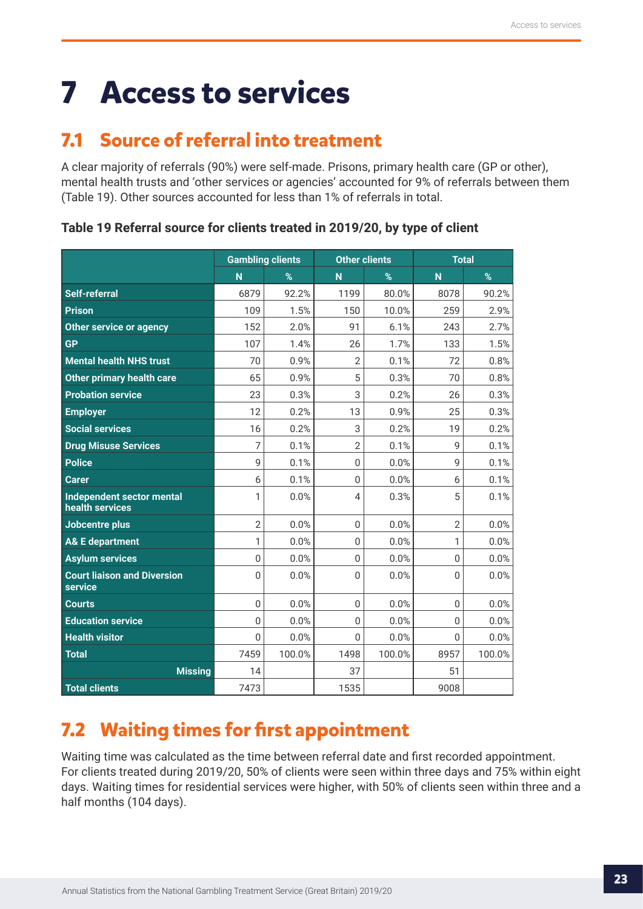# 7 Access to services

## 7.1 Source of referral into treatment

A clear majority of referrals (90%) were self-made. Prisons, primary health care (GP or other), mental health trusts and 'other services or agencies' accounted for 9% of referrals between them (Table 19). Other sources accounted for less than 1% of referrals in total.

**Table 19 Referral source for clients treated in 2019/20, by type of client**

| | Gambling clients | | Other clients | | Total | |
|---|---|---|---|---|---|---|
| | N | % | N | % | N | % |
| Self-referral | 6879 | 92.2% | 1199 | 80.0% | 8078 | 90.2% |
| Prison | 109 | 1.5% | 150 | 10.0% | 259 | 2.9% |
| Other service or agency | 152 | 2.0% | 91 | 6.1% | 243 | 2.7% |
| GP | 107 | 1.4% | 26 | 1.7% | 133 | 1.5% |
| Mental health NHS trust | 70 | 0.9% | 2 | 0.1% | 72 | 0.8% |
| Other primary health care | 65 | 0.9% | 5 | 0.3% | 70 | 0.8% |
| Probation service | 23 | 0.3% | 3 | 0.2% | 26 | 0.3% |
| Employer | 12 | 0.2% | 13 | 0.9% | 25 | 0.3% |
| Social services | 16 | 0.2% | 3 | 0.2% | 19 | 0.2% |
| Drug Misuse Services | 7 | 0.1% | 2 | 0.1% | 9 | 0.1% |
| Police | 9 | 0.1% | 0 | 0.0% | 9 | 0.1% |
| Carer | 6 | 0.1% | 0 | 0.0% | 6 | 0.1% |
| Independent sector mental health services | 1 | 0.0% | 4 | 0.3% | 5 | 0.1% |
| Jobcentre plus | 2 | 0.0% | 0 | 0.0% | 2 | 0.0% |
| A& E department | 1 | 0.0% | 0 | 0.0% | 1 | 0.0% |
| Asylum services | 0 | 0.0% | 0 | 0.0% | 0 | 0.0% |
| Court liaison and Diversion service | 0 | 0.0% | 0 | 0.0% | 0 | 0.0% |
| Courts | 0 | 0.0% | 0 | 0.0% | 0 | 0.0% |
| Education service | 0 | 0.0% | 0 | 0.0% | 0 | 0.0% |
| Health visitor | 0 | 0.0% | 0 | 0.0% | 0 | 0.0% |
| Total | 7459 | 100.0% | 1498 | 100.0% | 8957 | 100.0% |
| Missing | 14 | | 37 | | 51 | |
| Total clients | 7473 | | 1535 | | 9008 | |

## 7.2 Waiting times for first appointment

Waiting time was calculated as the time between referral date and first recorded appointment. For clients treated during 2019/20, 50% of clients were seen within three days and 75% within eight days. Waiting times for residential services were higher, with 50% of clients seen within three and a half months (104 days).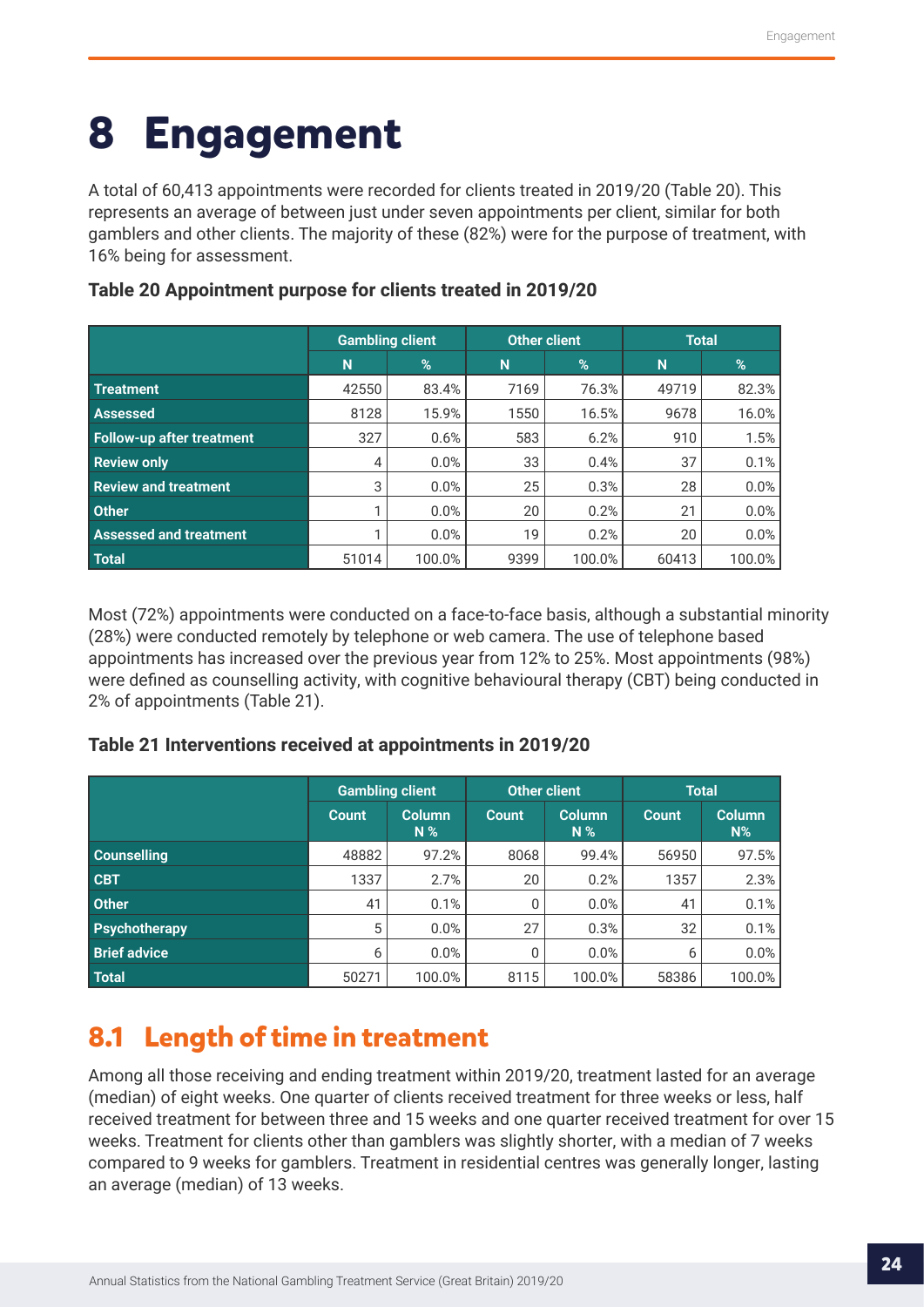# 8 Engagement

A total of 60,413 appointments were recorded for clients treated in 2019/20 (Table 20). This represents an average of between just under seven appointments per client, similar for both gamblers and other clients. The majority of these (82%) were for the purpose of treatment, with 16% being for assessment.

**Table 20 Appointment purpose for clients treated in 2019/20**

| | Gambling client | | Other client | | Total | |
|---|---|---|---|---|---|---|
| | N | % | N | % | N | % |
| **Treatment** | 42550 | 83.4% | 7169 | 76.3% | 49719 | 82.3% |
| **Assessed** | 8128 | 15.9% | 1550 | 16.5% | 9678 | 16.0% |
| **Follow-up after treatment** | 327 | 0.6% | 583 | 6.2% | 910 | 1.5% |
| **Review only** | 4 | 0.0% | 33 | 0.4% | 37 | 0.1% |
| **Review and treatment** | 3 | 0.0% | 25 | 0.3% | 28 | 0.0% |
| **Other** | 1 | 0.0% | 20 | 0.2% | 21 | 0.0% |
| **Assessed and treatment** | 1 | 0.0% | 19 | 0.2% | 20 | 0.0% |
| **Total** | 51014 | 100.0% | 9399 | 100.0% | 60413 | 100.0% |

Most (72%) appointments were conducted on a face-to-face basis, although a substantial minority (28%) were conducted remotely by telephone or web camera. The use of telephone based appointments has increased over the previous year from 12% to 25%. Most appointments (98%) were defined as counselling activity, with cognitive behavioural therapy (CBT) being conducted in 2% of appointments (Table 21).

**Table 21 Interventions received at appointments in 2019/20**

| | Gambling client | | Other client | | Total | |
|---|---|---|---|---|---|---|
| | Count | Column N % | Count | Column N % | Count | Column N% |
| **Counselling** | 48882 | 97.2% | 8068 | 99.4% | 56950 | 97.5% |
| **CBT** | 1337 | 2.7% | 20 | 0.2% | 1357 | 2.3% |
| **Other** | 41 | 0.1% | 0 | 0.0% | 41 | 0.1% |
| **Psychotherapy** | 5 | 0.0% | 27 | 0.3% | 32 | 0.1% |
| **Brief advice** | 6 | 0.0% | 0 | 0.0% | 6 | 0.0% |
| **Total** | 50271 | 100.0% | 8115 | 100.0% | 58386 | 100.0% |

## 8.1 Length of time in treatment

Among all those receiving and ending treatment within 2019/20, treatment lasted for an average (median) of eight weeks. One quarter of clients received treatment for three weeks or less, half received treatment for between three and 15 weeks and one quarter received treatment for over 15 weeks. Treatment for clients other than gamblers was slightly shorter, with a median of 7 weeks compared to 9 weeks for gamblers. Treatment in residential centres was generally longer, lasting an average (median) of 13 weeks.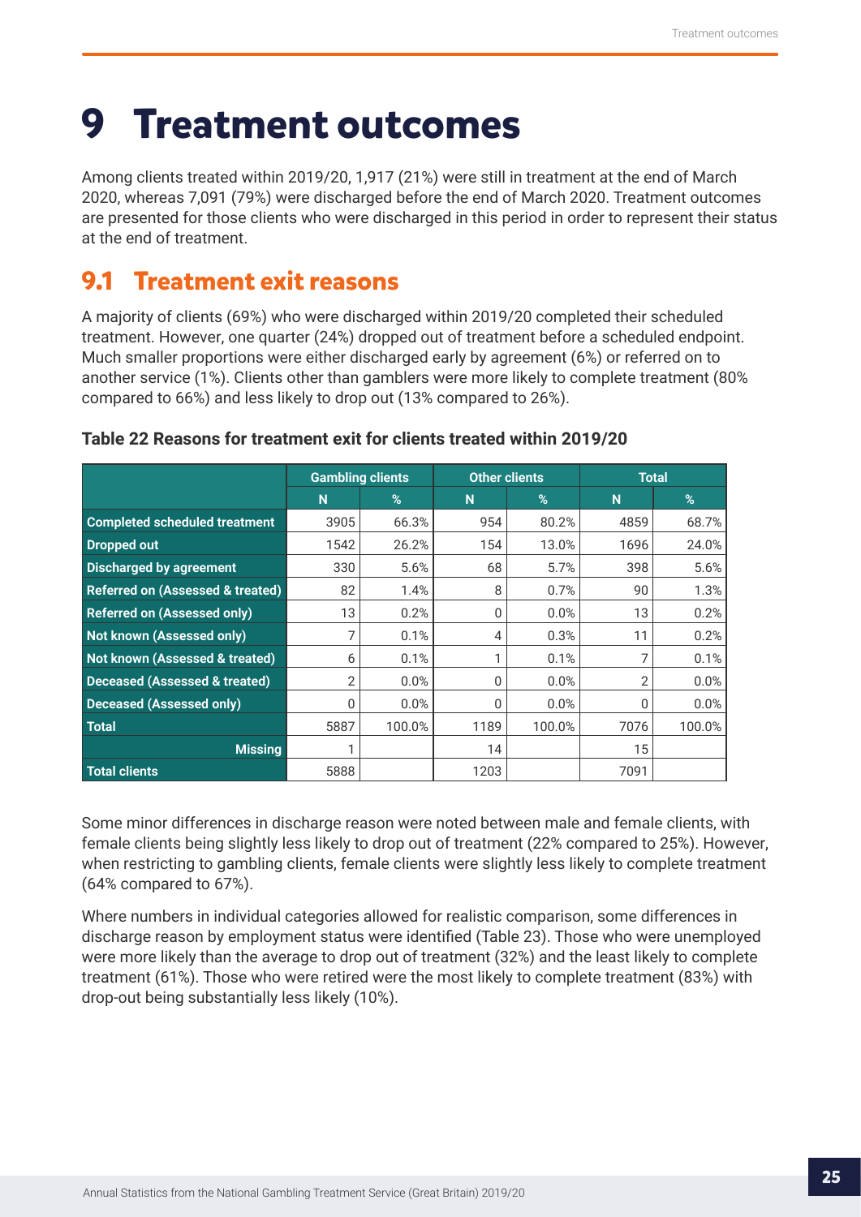# 9 Treatment outcomes

Among clients treated within 2019/20, 1,917 (21%) were still in treatment at the end of March 2020, whereas 7,091 (79%) were discharged before the end of March 2020. Treatment outcomes are presented for those clients who were discharged in this period in order to represent their status at the end of treatment.

## 9.1 Treatment exit reasons

A majority of clients (69%) who were discharged within 2019/20 completed their scheduled treatment. However, one quarter (24%) dropped out of treatment before a scheduled endpoint. Much smaller proportions were either discharged early by agreement (6%) or referred on to another service (1%). Clients other than gamblers were more likely to complete treatment (80% compared to 66%) and less likely to drop out (13% compared to 26%).

**Table 22 Reasons for treatment exit for clients treated within 2019/20**

| | Gambling clients | | Other clients | | Total | |
|---|---|---|---|---|---|---|
| | N | % | N | % | N | % |
| **Completed scheduled treatment** | 3905 | 66.3% | 954 | 80.2% | 4859 | 68.7% |
| **Dropped out** | 1542 | 26.2% | 154 | 13.0% | 1696 | 24.0% |
| **Discharged by agreement** | 330 | 5.6% | 68 | 5.7% | 398 | 5.6% |
| **Referred on (Assessed & treated)** | 82 | 1.4% | 8 | 0.7% | 90 | 1.3% |
| **Referred on (Assessed only)** | 13 | 0.2% | 0 | 0.0% | 13 | 0.2% |
| **Not known (Assessed only)** | 7 | 0.1% | 4 | 0.3% | 11 | 0.2% |
| **Not known (Assessed & treated)** | 6 | 0.1% | 1 | 0.1% | 7 | 0.1% |
| **Deceased (Assessed & treated)** | 2 | 0.0% | 0 | 0.0% | 2 | 0.0% |
| **Deceased (Assessed only)** | 0 | 0.0% | 0 | 0.0% | 0 | 0.0% |
| **Total** | 5887 | 100.0% | 1189 | 100.0% | 7076 | 100.0% |
| **Missing** | 1 | | 14 | | 15 | |
| **Total clients** | 5888 | | 1203 | | 7091 | |

Some minor differences in discharge reason were noted between male and female clients, with female clients being slightly less likely to drop out of treatment (22% compared to 25%). However, when restricting to gambling clients, female clients were slightly less likely to complete treatment (64% compared to 67%).

Where numbers in individual categories allowed for realistic comparison, some differences in discharge reason by employment status were identified (Table 23). Those who were unemployed were more likely than the average to drop out of treatment (32%) and the least likely to complete treatment (61%). Those who were retired were the most likely to complete treatment (83%) with drop-out being substantially less likely (10%).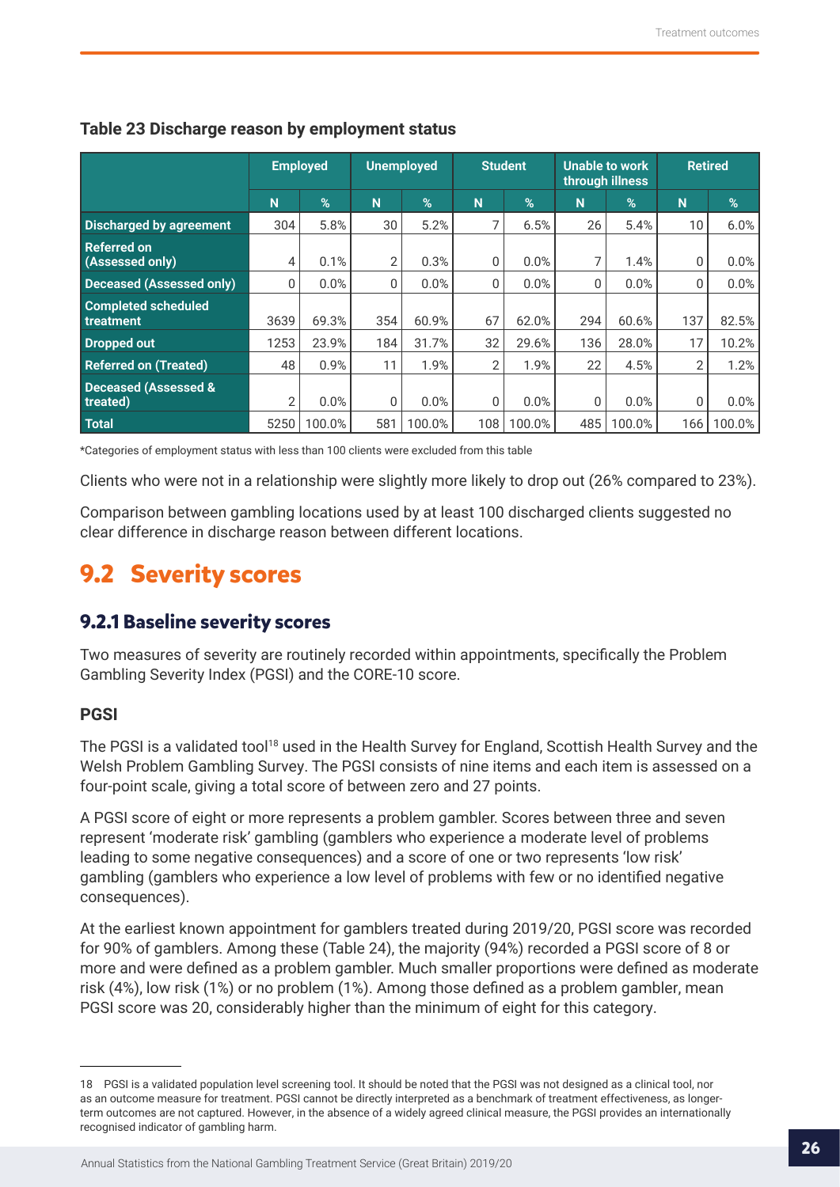**Table 23 Discharge reason by employment status**

| | Employed | | Unemployed | | Student | | Unable to work through illness | | Retired | |
|---|---|---|---|---|---|---|---|---|---|---|
| | N | % | N | % | N | % | N | % | N | % |
| Discharged by agreement | 304 | 5.8% | 30 | 5.2% | 7 | 6.5% | 26 | 5.4% | 10 | 6.0% |
| Referred on (Assessed only) | 4 | 0.1% | 2 | 0.3% | 0 | 0.0% | 7 | 1.4% | 0 | 0.0% |
| Deceased (Assessed only) | 0 | 0.0% | 0 | 0.0% | 0 | 0.0% | 0 | 0.0% | 0 | 0.0% |
| Completed scheduled treatment | 3639 | 69.3% | 354 | 60.9% | 67 | 62.0% | 294 | 60.6% | 137 | 82.5% |
| Dropped out | 1253 | 23.9% | 184 | 31.7% | 32 | 29.6% | 136 | 28.0% | 17 | 10.2% |
| Referred on (Treated) | 48 | 0.9% | 11 | 1.9% | 2 | 1.9% | 22 | 4.5% | 2 | 1.2% |
| Deceased (Assessed & treated) | 2 | 0.0% | 0 | 0.0% | 0 | 0.0% | 0 | 0.0% | 0 | 0.0% |
| Total | 5250 | 100.0% | 581 | 100.0% | 108 | 100.0% | 485 | 100.0% | 166 | 100.0% |

*Categories of employment status with less than 100 clients were excluded from this table

Clients who were not in a relationship were slightly more likely to drop out (26% compared to 23%).

Comparison between gambling locations used by at least 100 discharged clients suggested no clear difference in discharge reason between different locations.

## 9.2 Severity scores

### 9.2.1 Baseline severity scores

Two measures of severity are routinely recorded within appointments, specifically the Problem Gambling Severity Index (PGSI) and the CORE-10 score.

**PGSI**

The PGSI is a validated tool[18] used in the Health Survey for England, Scottish Health Survey and the Welsh Problem Gambling Survey. The PGSI consists of nine items and each item is assessed on a four-point scale, giving a total score of between zero and 27 points.

A PGSI score of eight or more represents a problem gambler. Scores between three and seven represent 'moderate risk' gambling (gamblers who experience a moderate level of problems leading to some negative consequences) and a score of one or two represents 'low risk' gambling (gamblers who experience a low level of problems with few or no identified negative consequences).

At the earliest known appointment for gamblers treated during 2019/20, PGSI score was recorded for 90% of gamblers. Among these (Table 24), the majority (94%) recorded a PGSI score of 8 or more and were defined as a problem gambler. Much smaller proportions were defined as moderate risk (4%), low risk (1%) or no problem (1%). Among those defined as a problem gambler, mean PGSI score was 20, considerably higher than the minimum of eight for this category.

---

18 PGSI is a validated population level screening tool. It should be noted that the PGSI was not designed as a clinical tool, nor as an outcome measure for treatment. PGSI cannot be directly interpreted as a benchmark of treatment effectiveness, as longer-term outcomes are not captured. However, in the absence of a widely agreed clinical measure, the PGSI provides an internationally recognised indicator of gambling harm.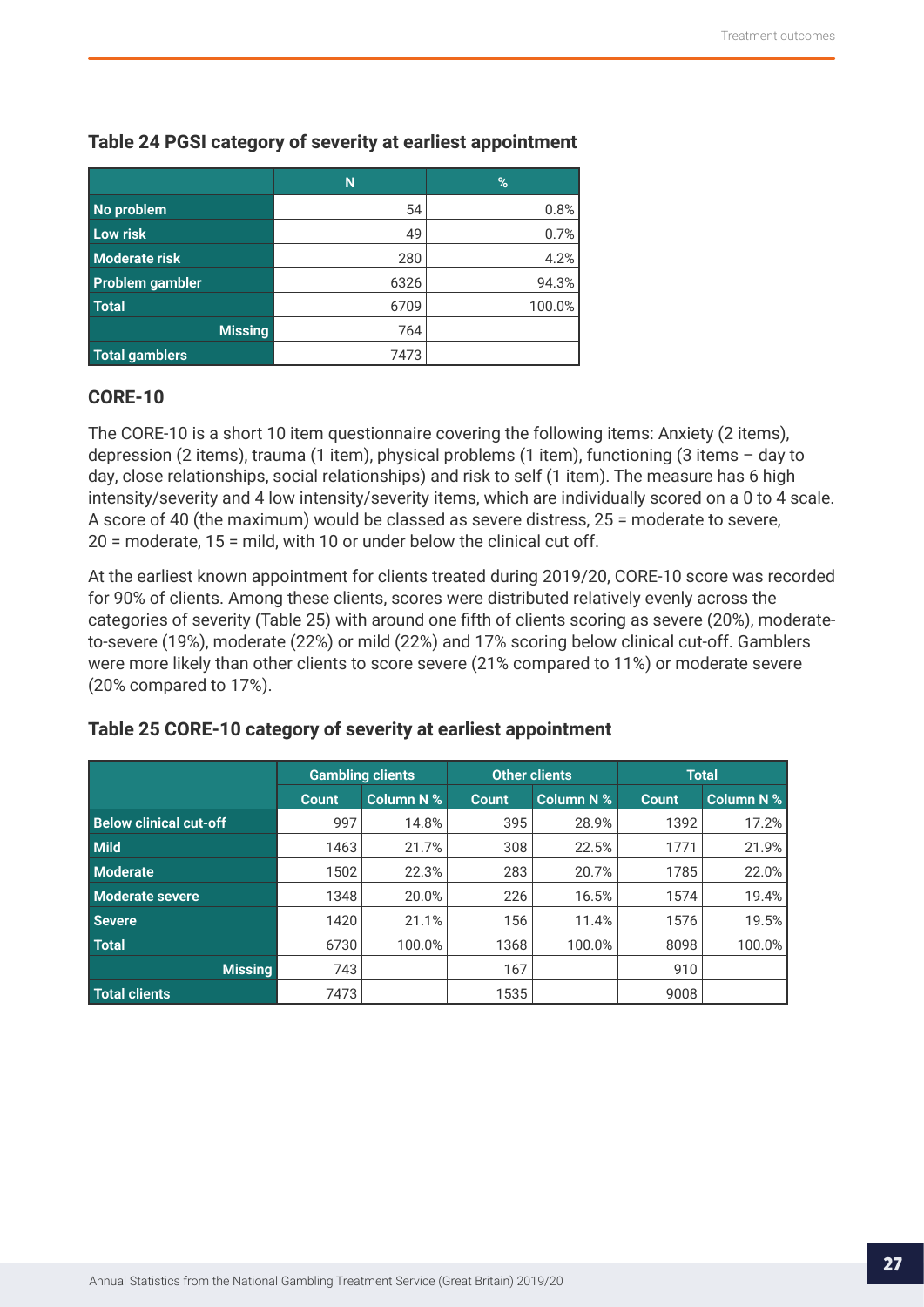**Table 24 PGSI category of severity at earliest appointment**

| | N | % |
|---|---|---|
| **No problem** | 54 | 0.8% |
| **Low risk** | 49 | 0.7% |
| **Moderate risk** | 280 | 4.2% |
| **Problem gambler** | 6326 | 94.3% |
| **Total** | 6709 | 100.0% |
| **Missing** | 764 | |
| **Total gamblers** | 7473 | |

### CORE-10

The CORE-10 is a short 10 item questionnaire covering the following items: Anxiety (2 items), depression (2 items), trauma (1 item), physical problems (1 item), functioning (3 items – day to day, close relationships, social relationships) and risk to self (1 item). The measure has 6 high intensity/severity and 4 low intensity/severity items, which are individually scored on a 0 to 4 scale. A score of 40 (the maximum) would be classed as severe distress, 25 = moderate to severe, 20 = moderate, 15 = mild, with 10 or under below the clinical cut off.

At the earliest known appointment for clients treated during 2019/20, CORE-10 score was recorded for 90% of clients. Among these clients, scores were distributed relatively evenly across the categories of severity (Table 25) with around one fifth of clients scoring as severe (20%), moderate-to-severe (19%), moderate (22%) or mild (22%) and 17% scoring below clinical cut-off. Gamblers were more likely than other clients to score severe (21% compared to 11%) or moderate severe (20% compared to 17%).

**Table 25 CORE-10 category of severity at earliest appointment**

| | Gambling clients | | Other clients | | Total | |
|---|---|---|---|---|---|---|
| | Count | Column N % | Count | Column N % | Count | Column N % |
| **Below clinical cut-off** | 997 | 14.8% | 395 | 28.9% | 1392 | 17.2% |
| **Mild** | 1463 | 21.7% | 308 | 22.5% | 1771 | 21.9% |
| **Moderate** | 1502 | 22.3% | 283 | 20.7% | 1785 | 22.0% |
| **Moderate severe** | 1348 | 20.0% | 226 | 16.5% | 1574 | 19.4% |
| **Severe** | 1420 | 21.1% | 156 | 11.4% | 1576 | 19.5% |
| **Total** | 6730 | 100.0% | 1368 | 100.0% | 8098 | 100.0% |
| **Missing** | 743 | | 167 | | 910 | |
| **Total clients** | 7473 | | 1535 | | 9008 | |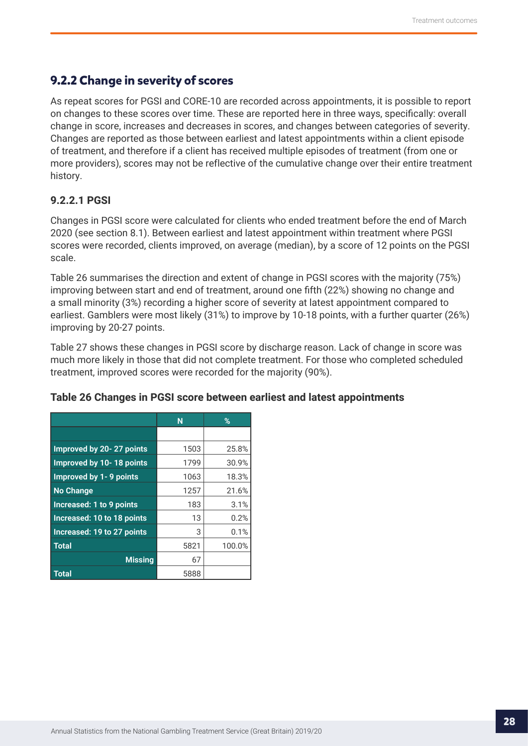## 9.2.2 Change in severity of scores

As repeat scores for PGSI and CORE-10 are recorded across appointments, it is possible to report on changes to these scores over time. These are reported here in three ways, specifically: overall change in score, increases and decreases in scores, and changes between categories of severity. Changes are reported as those between earliest and latest appointments within a client episode of treatment, and therefore if a client has received multiple episodes of treatment (from one or more providers), scores may not be reflective of the cumulative change over their entire treatment history.

### 9.2.2.1 PGSI

Changes in PGSI score were calculated for clients who ended treatment before the end of March 2020 (see section 8.1). Between earliest and latest appointment within treatment where PGSI scores were recorded, clients improved, on average (median), by a score of 12 points on the PGSI scale.

Table 26 summarises the direction and extent of change in PGSI scores with the majority (75%) improving between start and end of treatment, around one fifth (22%) showing no change and a small minority (3%) recording a higher score of severity at latest appointment compared to earliest. Gamblers were most likely (31%) to improve by 10-18 points, with a further quarter (26%) improving by 20-27 points.

Table 27 shows these changes in PGSI score by discharge reason. Lack of change in score was much more likely in those that did not complete treatment. For those who completed scheduled treatment, improved scores were recorded for the majority (90%).

**Table 26 Changes in PGSI score between earliest and latest appointments**

| | N | % |
|---|---|---|
| Improved by 20- 27 points | 1503 | 25.8% |
| Improved by 10- 18 points | 1799 | 30.9% |
| Improved by 1- 9 points | 1063 | 18.3% |
| No Change | 1257 | 21.6% |
| Increased: 1 to 9 points | 183 | 3.1% |
| Increased: 10 to 18 points | 13 | 0.2% |
| Increased: 19 to 27 points | 3 | 0.1% |
| Total | 5821 | 100.0% |
| Missing | 67 | |
| Total | 5888 | |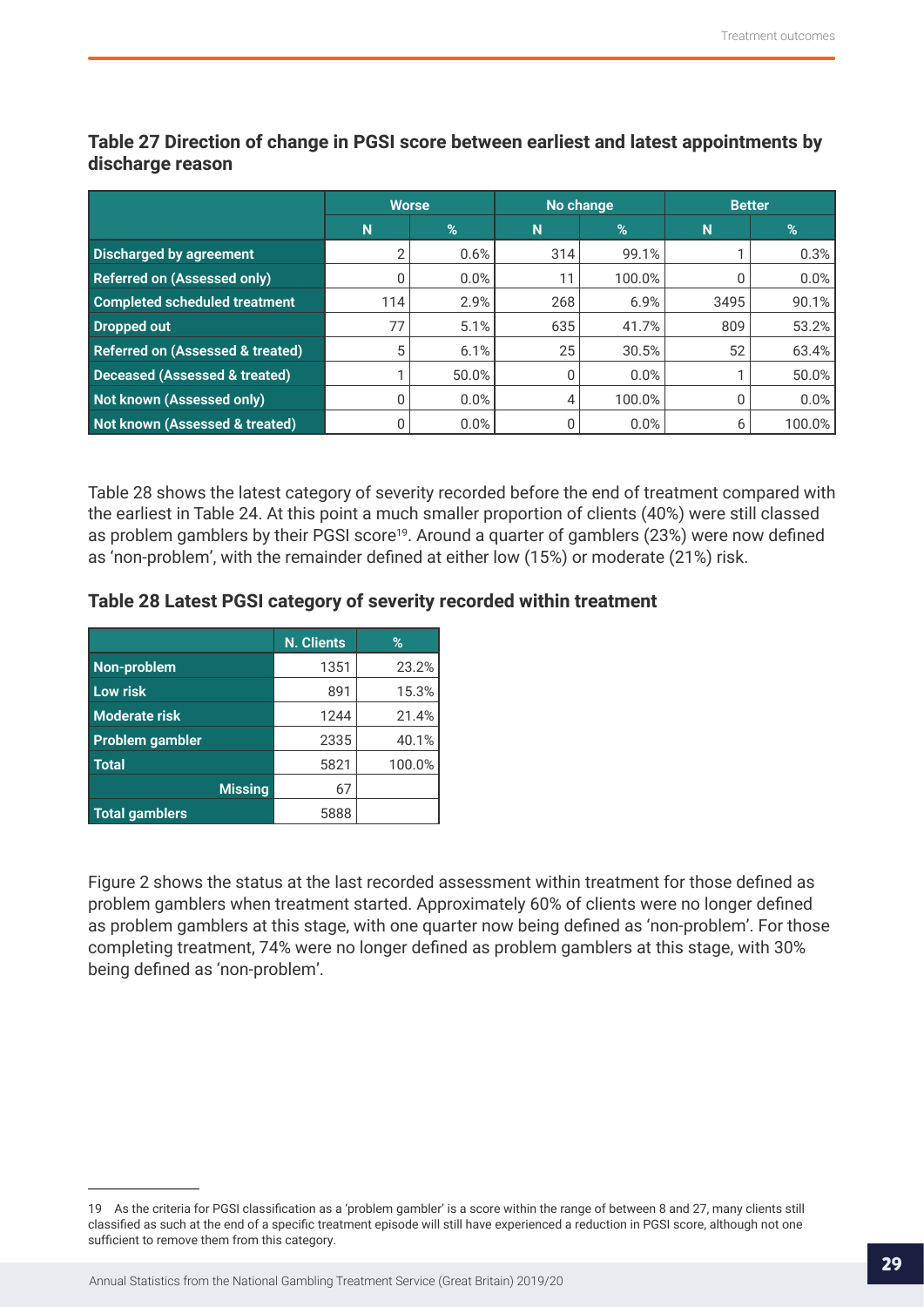**Table 27 Direction of change in PGSI score between earliest and latest appointments by discharge reason**

| | Worse | | No change | | Better | |
|---|---|---|---|---|---|---|
| | N | % | N | % | N | % |
| Discharged by agreement | 2 | 0.6% | 314 | 99.1% | 1 | 0.3% |
| Referred on (Assessed only) | 0 | 0.0% | 11 | 100.0% | 0 | 0.0% |
| Completed scheduled treatment | 114 | 2.9% | 268 | 6.9% | 3495 | 90.1% |
| Dropped out | 77 | 5.1% | 635 | 41.7% | 809 | 53.2% |
| Referred on (Assessed & treated) | 5 | 6.1% | 25 | 30.5% | 52 | 63.4% |
| Deceased (Assessed & treated) | 1 | 50.0% | 0 | 0.0% | 1 | 50.0% |
| Not known (Assessed only) | 0 | 0.0% | 4 | 100.0% | 0 | 0.0% |
| Not known (Assessed & treated) | 0 | 0.0% | 0 | 0.0% | 6 | 100.0% |

Table 28 shows the latest category of severity recorded before the end of treatment compared with the earliest in Table 24. At this point a much smaller proportion of clients (40%) were still classed as problem gamblers by their PGSI score[19]. Around a quarter of gamblers (23%) were now defined as 'non-problem', with the remainder defined at either low (15%) or moderate (21%) risk.

**Table 28 Latest PGSI category of severity recorded within treatment**

| | N. Clients | % |
|---|---|---|
| Non-problem | 1351 | 23.2% |
| Low risk | 891 | 15.3% |
| Moderate risk | 1244 | 21.4% |
| Problem gambler | 2335 | 40.1% |
| Total | 5821 | 100.0% |
| Missing | 67 | |
| Total gamblers | 5888 | |

Figure 2 shows the status at the last recorded assessment within treatment for those defined as problem gamblers when treatment started. Approximately 60% of clients were no longer defined as problem gamblers at this stage, with one quarter now being defined as 'non-problem'. For those completing treatment, 74% were no longer defined as problem gamblers at this stage, with 30% being defined as 'non-problem'.

---

19 As the criteria for PGSI classification as a 'problem gambler' is a score within the range of between 8 and 27, many clients still classified as such at the end of a specific treatment episode will still have experienced a reduction in PGSI score, although not one sufficient to remove them from this category.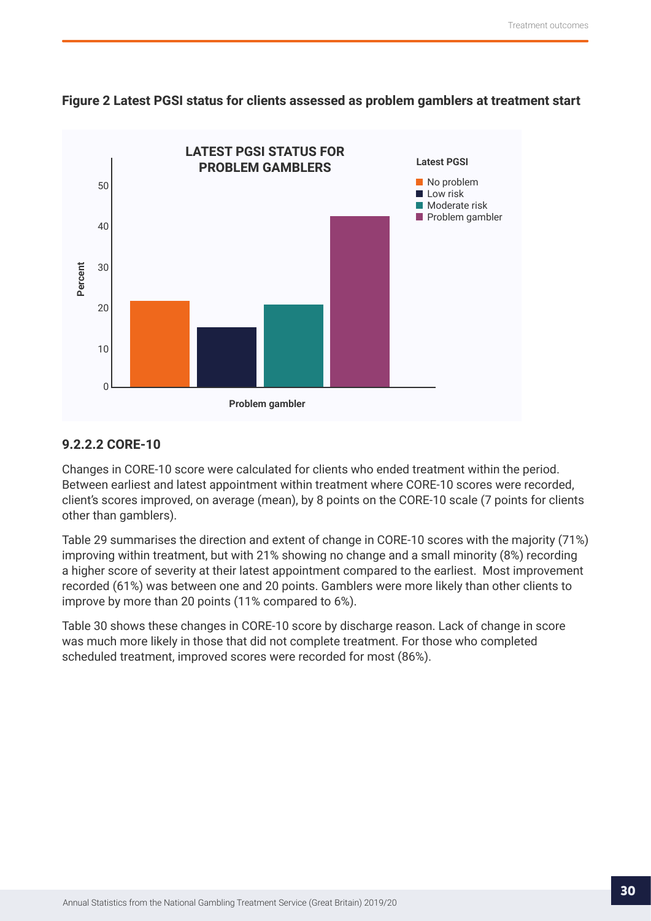**Figure 2 Latest PGSI status for clients assessed as problem gamblers at treatment start**

### 9.2.2.2 CORE-10

Changes in CORE-10 score were calculated for clients who ended treatment within the period. Between earliest and latest appointment within treatment where CORE-10 scores were recorded, client's scores improved, on average (mean), by 8 points on the CORE-10 scale (7 points for clients other than gamblers).

Table 29 summarises the direction and extent of change in CORE-10 scores with the majority (71%) improving within treatment, but with 21% showing no change and a small minority (8%) recording a higher score of severity at their latest appointment compared to the earliest. Most improvement recorded (61%) was between one and 20 points. Gamblers were more likely than other clients to improve by more than 20 points (11% compared to 6%).

Table 30 shows these changes in CORE-10 score by discharge reason. Lack of change in score was much more likely in those that did not complete treatment. For those who completed scheduled treatment, improved scores were recorded for most (86%).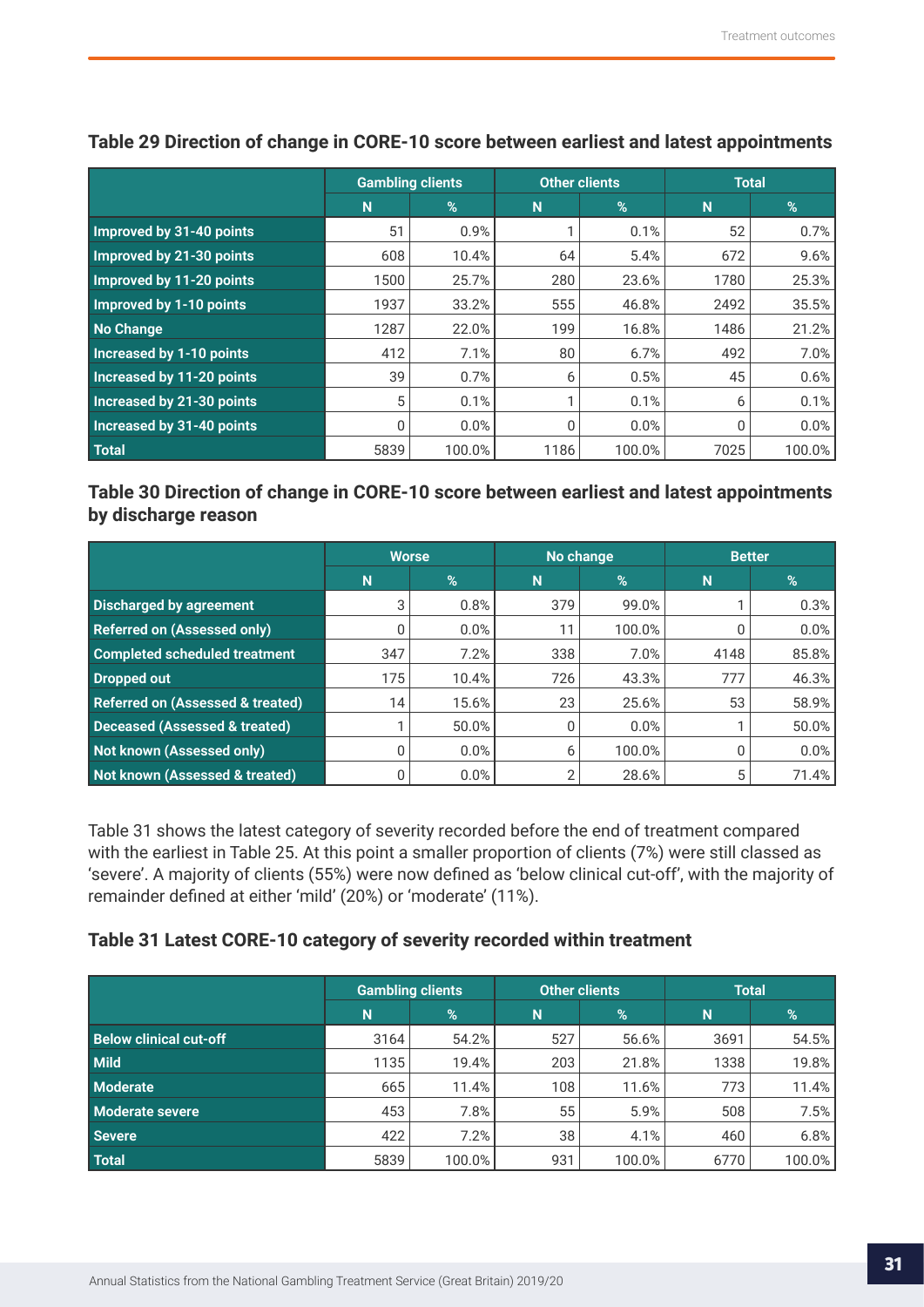### Table 29 Direction of change in CORE-10 score between earliest and latest appointments

| | Gambling clients | | Other clients | | Total | |
|---|---|---|---|---|---|---|
| | N | % | N | % | N | % |
| Improved by 31-40 points | 51 | 0.9% | 1 | 0.1% | 52 | 0.7% |
| Improved by 21-30 points | 608 | 10.4% | 64 | 5.4% | 672 | 9.6% |
| Improved by 11-20 points | 1500 | 25.7% | 280 | 23.6% | 1780 | 25.3% |
| Improved by 1-10 points | 1937 | 33.2% | 555 | 46.8% | 2492 | 35.5% |
| No Change | 1287 | 22.0% | 199 | 16.8% | 1486 | 21.2% |
| Increased by 1-10 points | 412 | 7.1% | 80 | 6.7% | 492 | 7.0% |
| Increased by 11-20 points | 39 | 0.7% | 6 | 0.5% | 45 | 0.6% |
| Increased by 21-30 points | 5 | 0.1% | 1 | 0.1% | 6 | 0.1% |
| Increased by 31-40 points | 0 | 0.0% | 0 | 0.0% | 0 | 0.0% |
| Total | 5839 | 100.0% | 1186 | 100.0% | 7025 | 100.0% |

### Table 30 Direction of change in CORE-10 score between earliest and latest appointments by discharge reason

| | Worse | | No change | | Better | |
|---|---|---|---|---|---|---|
| | N | % | N | % | N | % |
| Discharged by agreement | 3 | 0.8% | 379 | 99.0% | 1 | 0.3% |
| Referred on (Assessed only) | 0 | 0.0% | 11 | 100.0% | 0 | 0.0% |
| Completed scheduled treatment | 347 | 7.2% | 338 | 7.0% | 4148 | 85.8% |
| Dropped out | 175 | 10.4% | 726 | 43.3% | 777 | 46.3% |
| Referred on (Assessed & treated) | 14 | 15.6% | 23 | 25.6% | 53 | 58.9% |
| Deceased (Assessed & treated) | 1 | 50.0% | 0 | 0.0% | 1 | 50.0% |
| Not known (Assessed only) | 0 | 0.0% | 6 | 100.0% | 0 | 0.0% |
| Not known (Assessed & treated) | 0 | 0.0% | 2 | 28.6% | 5 | 71.4% |

Table 31 shows the latest category of severity recorded before the end of treatment compared with the earliest in Table 25. At this point a smaller proportion of clients (7%) were still classed as 'severe'. A majority of clients (55%) were now defined as 'below clinical cut-off', with the majority of remainder defined at either 'mild' (20%) or 'moderate' (11%).

### Table 31 Latest CORE-10 category of severity recorded within treatment

| | Gambling clients | | Other clients | | Total | |
|---|---|---|---|---|---|---|
| | N | % | N | % | N | % |
| Below clinical cut-off | 3164 | 54.2% | 527 | 56.6% | 3691 | 54.5% |
| Mild | 1135 | 19.4% | 203 | 21.8% | 1338 | 19.8% |
| Moderate | 665 | 11.4% | 108 | 11.6% | 773 | 11.4% |
| Moderate severe | 453 | 7.8% | 55 | 5.9% | 508 | 7.5% |
| Severe | 422 | 7.2% | 38 | 4.1% | 460 | 6.8% |
| Total | 5839 | 100.0% | 931 | 100.0% | 6770 | 100.0% |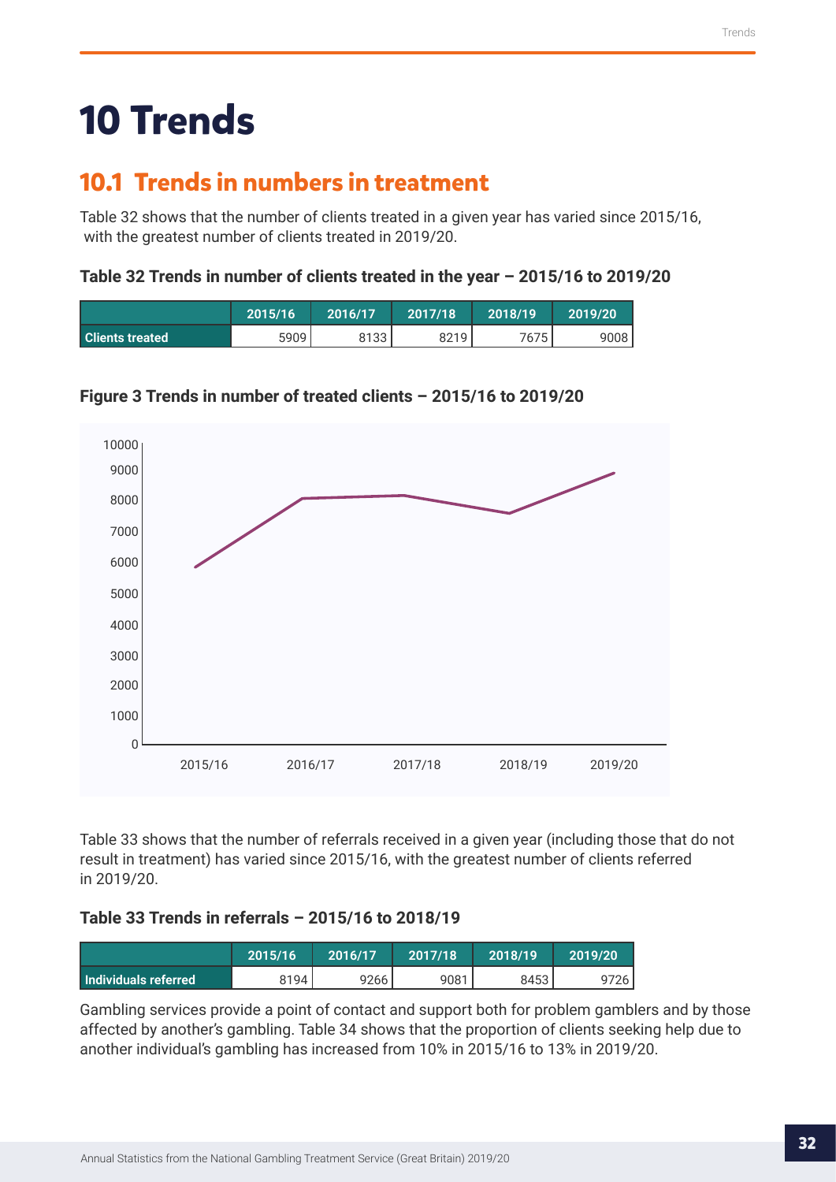# 10 Trends

## 10.1 Trends in numbers in treatment

Table 32 shows that the number of clients treated in a given year has varied since 2015/16, with the greatest number of clients treated in 2019/20.

**Table 32 Trends in number of clients treated in the year – 2015/16 to 2019/20**

| | 2015/16 | 2016/17 | 2017/18 | 2018/19 | 2019/20 |
|---|---|---|---|---|---|
| Clients treated | 5909 | 8133 | 8219 | 7675 | 9008 |

**Figure 3 Trends in number of treated clients – 2015/16 to 2019/20**

Table 33 shows that the number of referrals received in a given year (including those that do not result in treatment) has varied since 2015/16, with the greatest number of clients referred in 2019/20.

**Table 33 Trends in referrals – 2015/16 to 2018/19**

| | 2015/16 | 2016/17 | 2017/18 | 2018/19 | 2019/20 |
|---|---|---|---|---|---|
| Individuals referred | 8194 | 9266 | 9081 | 8453 | 9726 |

Gambling services provide a point of contact and support both for problem gamblers and by those affected by another's gambling. Table 34 shows that the proportion of clients seeking help due to another individual's gambling has increased from 10% in 2015/16 to 13% in 2019/20.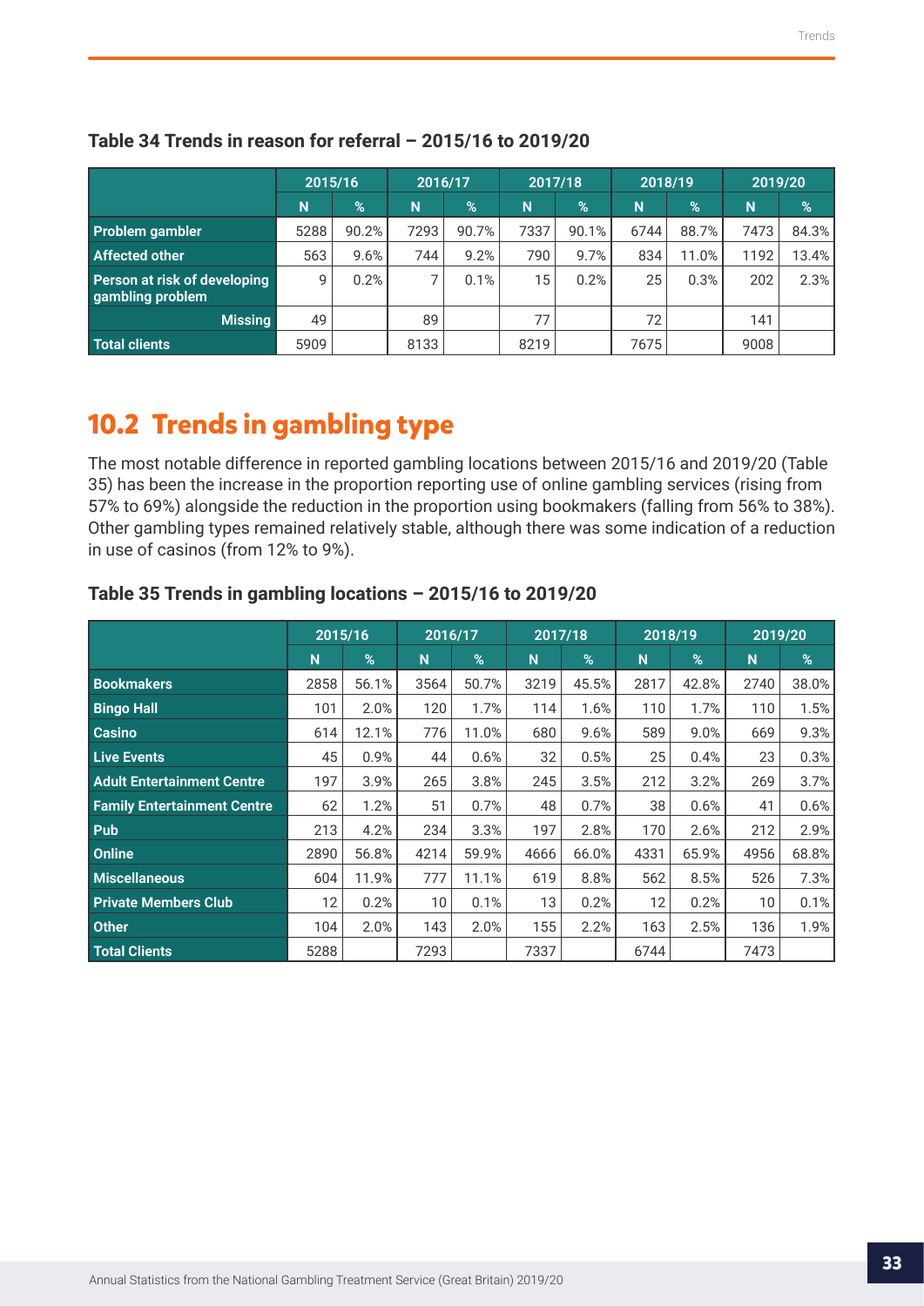**Table 34 Trends in reason for referral – 2015/16 to 2019/20**

| | 2015/16 | | 2016/17 | | 2017/18 | | 2018/19 | | 2019/20 | |
|---|---|---|---|---|---|---|---|---|---|---|
| | N | % | N | % | N | % | N | % | N | % |
| Problem gambler | 5288 | 90.2% | 7293 | 90.7% | 7337 | 90.1% | 6744 | 88.7% | 7473 | 84.3% |
| Affected other | 563 | 9.6% | 744 | 9.2% | 790 | 9.7% | 834 | 11.0% | 1192 | 13.4% |
| Person at risk of developing gambling problem | 9 | 0.2% | 7 | 0.1% | 15 | 0.2% | 25 | 0.3% | 202 | 2.3% |
| Missing | 49 | | 89 | | 77 | | 72 | | 141 | |
| Total clients | 5909 | | 8133 | | 8219 | | 7675 | | 9008 | |

## 10.2 Trends in gambling type

The most notable difference in reported gambling locations between 2015/16 and 2019/20 (Table 35) has been the increase in the proportion reporting use of online gambling services (rising from 57% to 69%) alongside the reduction in the proportion using bookmakers (falling from 56% to 38%). Other gambling types remained relatively stable, although there was some indication of a reduction in use of casinos (from 12% to 9%).

**Table 35 Trends in gambling locations – 2015/16 to 2019/20**

| | 2015/16 | | 2016/17 | | 2017/18 | | 2018/19 | | 2019/20 | |
|---|---|---|---|---|---|---|---|---|---|---|
| | N | % | N | % | N | % | N | % | N | % |
| Bookmakers | 2858 | 56.1% | 3564 | 50.7% | 3219 | 45.5% | 2817 | 42.8% | 2740 | 38.0% |
| Bingo Hall | 101 | 2.0% | 120 | 1.7% | 114 | 1.6% | 110 | 1.7% | 110 | 1.5% |
| Casino | 614 | 12.1% | 776 | 11.0% | 680 | 9.6% | 589 | 9.0% | 669 | 9.3% |
| Live Events | 45 | 0.9% | 44 | 0.6% | 32 | 0.5% | 25 | 0.4% | 23 | 0.3% |
| Adult Entertainment Centre | 197 | 3.9% | 265 | 3.8% | 245 | 3.5% | 212 | 3.2% | 269 | 3.7% |
| Family Entertainment Centre | 62 | 1.2% | 51 | 0.7% | 48 | 0.7% | 38 | 0.6% | 41 | 0.6% |
| Pub | 213 | 4.2% | 234 | 3.3% | 197 | 2.8% | 170 | 2.6% | 212 | 2.9% |
| Online | 2890 | 56.8% | 4214 | 59.9% | 4666 | 66.0% | 4331 | 65.9% | 4956 | 68.8% |
| Miscellaneous | 604 | 11.9% | 777 | 11.1% | 619 | 8.8% | 562 | 8.5% | 526 | 7.3% |
| Private Members Club | 12 | 0.2% | 10 | 0.1% | 13 | 0.2% | 12 | 0.2% | 10 | 0.1% |
| Other | 104 | 2.0% | 143 | 2.0% | 155 | 2.2% | 163 | 2.5% | 136 | 1.9% |
| Total Clients | 5288 | | 7293 | | 7337 | | 6744 | | 7473 | |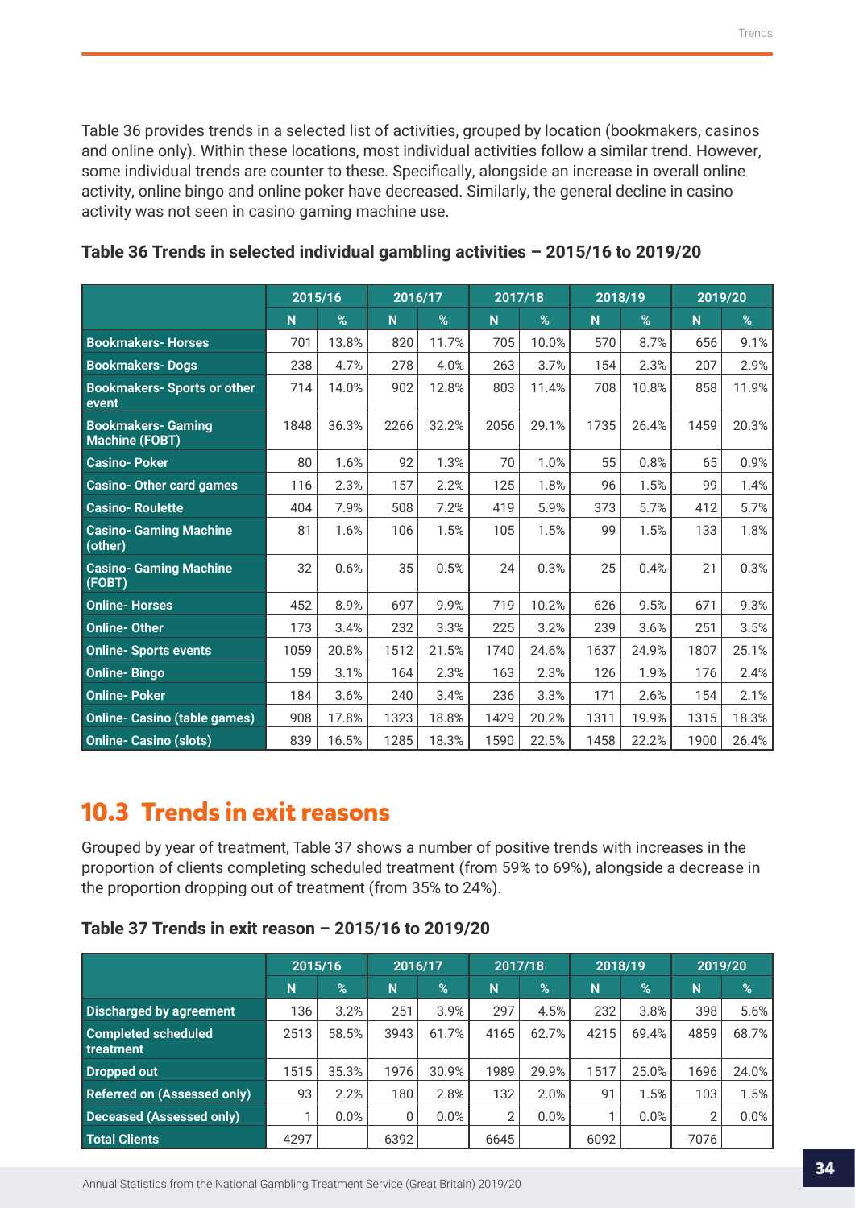Table 36 provides trends in a selected list of activities, grouped by location (bookmakers, casinos and online only). Within these locations, most individual activities follow a similar trend. However, some individual trends are counter to these. Specifically, alongside an increase in overall online activity, online bingo and online poker have decreased. Similarly, the general decline in casino activity was not seen in casino gaming machine use.

### Table 36 Trends in selected individual gambling activities – 2015/16 to 2019/20

| | 2015/16 | | 2016/17 | | 2017/18 | | 2018/19 | | 2019/20 | |
|---|---|---|---|---|---|---|---|---|---|---|
| | N | % | N | % | N | % | N | % | N | % |
| Bookmakers- Horses | 701 | 13.8% | 820 | 11.7% | 705 | 10.0% | 570 | 8.7% | 656 | 9.1% |
| Bookmakers- Dogs | 238 | 4.7% | 278 | 4.0% | 263 | 3.7% | 154 | 2.3% | 207 | 2.9% |
| Bookmakers- Sports or other event | 714 | 14.0% | 902 | 12.8% | 803 | 11.4% | 708 | 10.8% | 858 | 11.9% |
| Bookmakers- Gaming Machine (FOBT) | 1848 | 36.3% | 2266 | 32.2% | 2056 | 29.1% | 1735 | 26.4% | 1459 | 20.3% |
| Casino- Poker | 80 | 1.6% | 92 | 1.3% | 70 | 1.0% | 55 | 0.8% | 65 | 0.9% |
| Casino- Other card games | 116 | 2.3% | 157 | 2.2% | 125 | 1.8% | 96 | 1.5% | 99 | 1.4% |
| Casino- Roulette | 404 | 7.9% | 508 | 7.2% | 419 | 5.9% | 373 | 5.7% | 412 | 5.7% |
| Casino- Gaming Machine (other) | 81 | 1.6% | 106 | 1.5% | 105 | 1.5% | 99 | 1.5% | 133 | 1.8% |
| Casino- Gaming Machine (FOBT) | 32 | 0.6% | 35 | 0.5% | 24 | 0.3% | 25 | 0.4% | 21 | 0.3% |
| Online- Horses | 452 | 8.9% | 697 | 9.9% | 719 | 10.2% | 626 | 9.5% | 671 | 9.3% |
| Online- Other | 173 | 3.4% | 232 | 3.3% | 225 | 3.2% | 239 | 3.6% | 251 | 3.5% |
| Online- Sports events | 1059 | 20.8% | 1512 | 21.5% | 1740 | 24.6% | 1637 | 24.9% | 1807 | 25.1% |
| Online- Bingo | 159 | 3.1% | 164 | 2.3% | 163 | 2.3% | 126 | 1.9% | 176 | 2.4% |
| Online- Poker | 184 | 3.6% | 240 | 3.4% | 236 | 3.3% | 171 | 2.6% | 154 | 2.1% |
| Online- Casino (table games) | 908 | 17.8% | 1323 | 18.8% | 1429 | 20.2% | 1311 | 19.9% | 1315 | 18.3% |
| Online- Casino (slots) | 839 | 16.5% | 1285 | 18.3% | 1590 | 22.5% | 1458 | 22.2% | 1900 | 26.4% |

## 10.3 Trends in exit reasons

Grouped by year of treatment, Table 37 shows a number of positive trends with increases in the proportion of clients completing scheduled treatment (from 59% to 69%), alongside a decrease in the proportion dropping out of treatment (from 35% to 24%).

### Table 37 Trends in exit reason – 2015/16 to 2019/20

| | 2015/16 | | 2016/17 | | 2017/18 | | 2018/19 | | 2019/20 | |
|---|---|---|---|---|---|---|---|---|---|---|
| | N | % | N | % | N | % | N | % | N | % |
| Discharged by agreement | 136 | 3.2% | 251 | 3.9% | 297 | 4.5% | 232 | 3.8% | 398 | 5.6% |
| Completed scheduled treatment | 2513 | 58.5% | 3943 | 61.7% | 4165 | 62.7% | 4215 | 69.4% | 4859 | 68.7% |
| Dropped out | 1515 | 35.3% | 1976 | 30.9% | 1989 | 29.9% | 1517 | 25.0% | 1696 | 24.0% |
| Referred on (Assessed only) | 93 | 2.2% | 180 | 2.8% | 132 | 2.0% | 91 | 1.5% | 103 | 1.5% |
| Deceased (Assessed only) | 1 | 0.0% | 0 | 0.0% | 2 | 0.0% | 1 | 0.0% | 2 | 0.0% |
| Total Clients | 4297 | | 6392 | | 6645 | | 6092 | | 7076 | |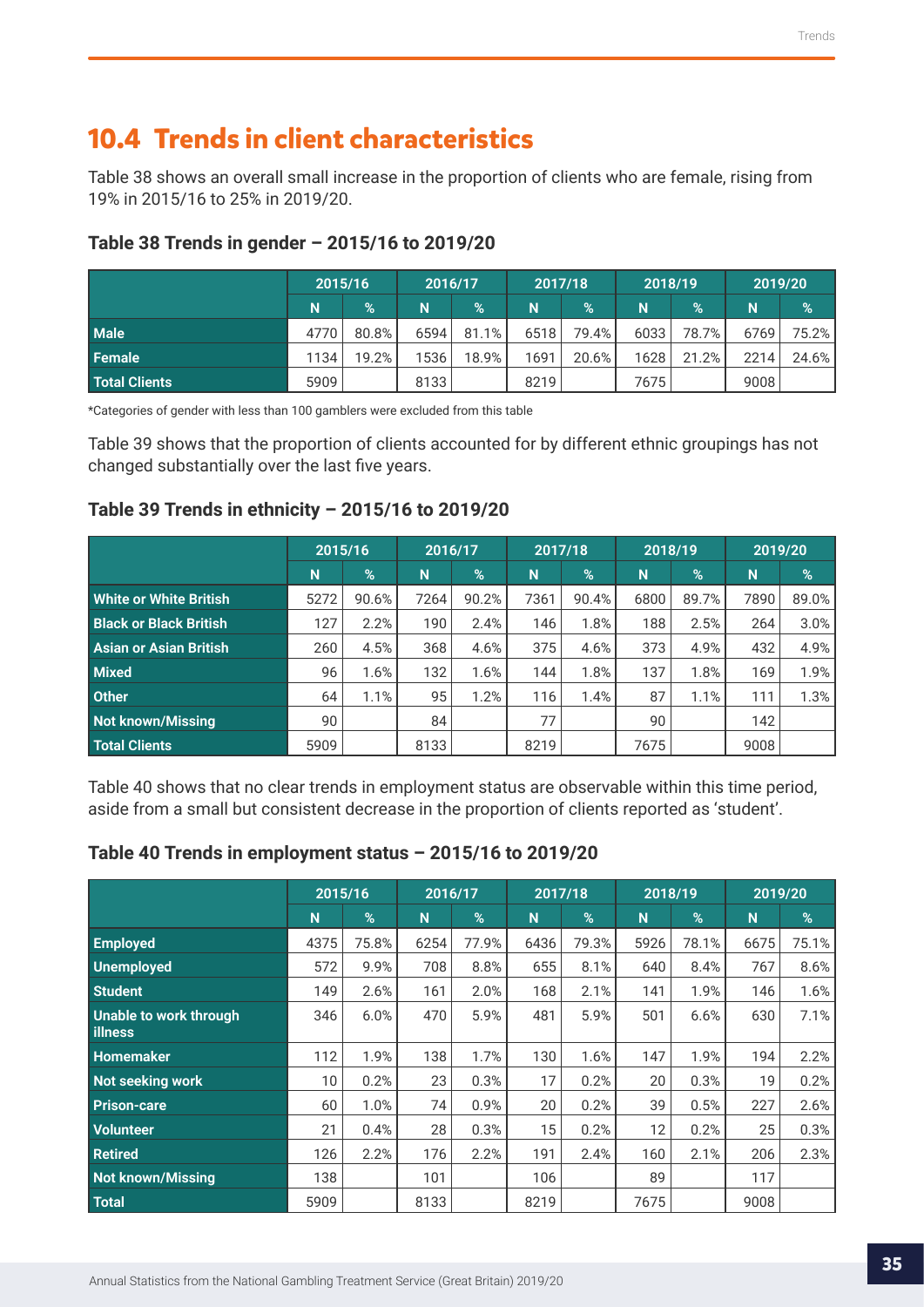## 10.4 Trends in client characteristics

Table 38 shows an overall small increase in the proportion of clients who are female, rising from 19% in 2015/16 to 25% in 2019/20.

### Table 38 Trends in gender – 2015/16 to 2019/20

| | 2015/16 | | 2016/17 | | 2017/18 | | 2018/19 | | 2019/20 | |
|---|---|---|---|---|---|---|---|---|---|---|
| | N | % | N | % | N | % | N | % | N | % |
| **Male** | 4770 | 80.8% | 6594 | 81.1% | 6518 | 79.4% | 6033 | 78.7% | 6769 | 75.2% |
| **Female** | 1134 | 19.2% | 1536 | 18.9% | 1691 | 20.6% | 1628 | 21.2% | 2214 | 24.6% |
| **Total Clients** | 5909 | | 8133 | | 8219 | | 7675 | | 9008 | |

*Categories of gender with less than 100 gamblers were excluded from this table

Table 39 shows that the proportion of clients accounted for by different ethnic groupings has not changed substantially over the last five years.

### Table 39 Trends in ethnicity – 2015/16 to 2019/20

| | 2015/16 | | 2016/17 | | 2017/18 | | 2018/19 | | 2019/20 | |
|---|---|---|---|---|---|---|---|---|---|---|
| | N | % | N | % | N | % | N | % | N | % |
| **White or White British** | 5272 | 90.6% | 7264 | 90.2% | 7361 | 90.4% | 6800 | 89.7% | 7890 | 89.0% |
| **Black or Black British** | 127 | 2.2% | 190 | 2.4% | 146 | 1.8% | 188 | 2.5% | 264 | 3.0% |
| **Asian or Asian British** | 260 | 4.5% | 368 | 4.6% | 375 | 4.6% | 373 | 4.9% | 432 | 4.9% |
| **Mixed** | 96 | 1.6% | 132 | 1.6% | 144 | 1.8% | 137 | 1.8% | 169 | 1.9% |
| **Other** | 64 | 1.1% | 95 | 1.2% | 116 | 1.4% | 87 | 1.1% | 111 | 1.3% |
| **Not known/Missing** | 90 | | 84 | | 77 | | 90 | | 142 | |
| **Total Clients** | 5909 | | 8133 | | 8219 | | 7675 | | 9008 | |

Table 40 shows that no clear trends in employment status are observable within this time period, aside from a small but consistent decrease in the proportion of clients reported as 'student'.

### Table 40 Trends in employment status – 2015/16 to 2019/20

| | 2015/16 | | 2016/17 | | 2017/18 | | 2018/19 | | 2019/20 | |
|---|---|---|---|---|---|---|---|---|---|---|
| | N | % | N | % | N | % | N | % | N | % |
| **Employed** | 4375 | 75.8% | 6254 | 77.9% | 6436 | 79.3% | 5926 | 78.1% | 6675 | 75.1% |
| **Unemployed** | 572 | 9.9% | 708 | 8.8% | 655 | 8.1% | 640 | 8.4% | 767 | 8.6% |
| **Student** | 149 | 2.6% | 161 | 2.0% | 168 | 2.1% | 141 | 1.9% | 146 | 1.6% |
| **Unable to work through illness** | 346 | 6.0% | 470 | 5.9% | 481 | 5.9% | 501 | 6.6% | 630 | 7.1% |
| **Homemaker** | 112 | 1.9% | 138 | 1.7% | 130 | 1.6% | 147 | 1.9% | 194 | 2.2% |
| **Not seeking work** | 10 | 0.2% | 23 | 0.3% | 17 | 0.2% | 20 | 0.3% | 19 | 0.2% |
| **Prison-care** | 60 | 1.0% | 74 | 0.9% | 20 | 0.2% | 39 | 0.5% | 227 | 2.6% |
| **Volunteer** | 21 | 0.4% | 28 | 0.3% | 15 | 0.2% | 12 | 0.2% | 25 | 0.3% |
| **Retired** | 126 | 2.2% | 176 | 2.2% | 191 | 2.4% | 160 | 2.1% | 206 | 2.3% |
| **Not known/Missing** | 138 | | 101 | | 106 | | 89 | | 117 | |
| **Total** | 5909 | | 8133 | | 8219 | | 7675 | | 9008 | |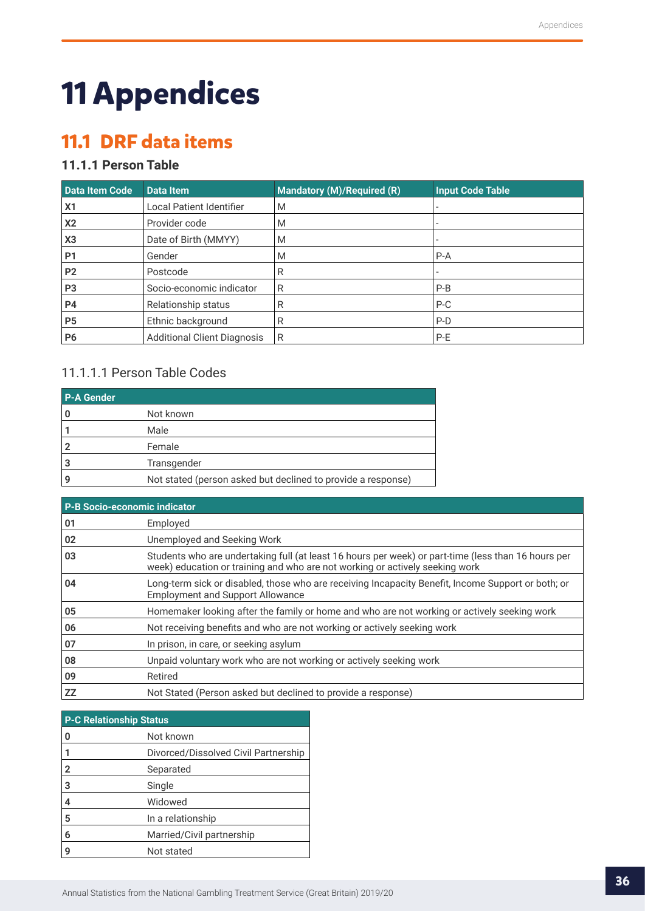# 11 Appendices

## 11.1 DRF data items

### 11.1.1 Person Table

| Data Item Code | Data Item | Mandatory (M)/Required (R) | Input Code Table |
|---|---|---|---|
| **X1** | Local Patient Identifier | M | - |
| **X2** | Provider code | M | - |
| **X3** | Date of Birth (MMYY) | M | - |
| **P1** | Gender | M | P-A |
| **P2** | Postcode | R | - |
| **P3** | Socio-economic indicator | R | P-B |
| **P4** | Relationship status | R | P-C |
| **P5** | Ethnic background | R | P-D |
| **P6** | Additional Client Diagnosis | R | P-E |

#### 11.1.1.1 Person Table Codes

| P-A Gender | |
|---|---|
| **0** | Not known |
| **1** | Male |
| **2** | Female |
| **3** | Transgender |
| **9** | Not stated (person asked but declined to provide a response) |

| P-B Socio-economic indicator | |
|---|---|
| **01** | Employed |
| **02** | Unemployed and Seeking Work |
| **03** | Students who are undertaking full (at least 16 hours per week) or part-time (less than 16 hours per week) education or training and who are not working or actively seeking work |
| **04** | Long-term sick or disabled, those who are receiving Incapacity Benefit, Income Support or both; or Employment and Support Allowance |
| **05** | Homemaker looking after the family or home and who are not working or actively seeking work |
| **06** | Not receiving benefits and who are not working or actively seeking work |
| **07** | In prison, in care, or seeking asylum |
| **08** | Unpaid voluntary work who are not working or actively seeking work |
| **09** | Retired |
| **ZZ** | Not Stated (Person asked but declined to provide a response) |

| P-C Relationship Status | |
|---|---|
| **0** | Not known |
| **1** | Divorced/Dissolved Civil Partnership |
| **2** | Separated |
| **3** | Single |
| **4** | Widowed |
| **5** | In a relationship |
| **6** | Married/Civil partnership |
| **9** | Not stated |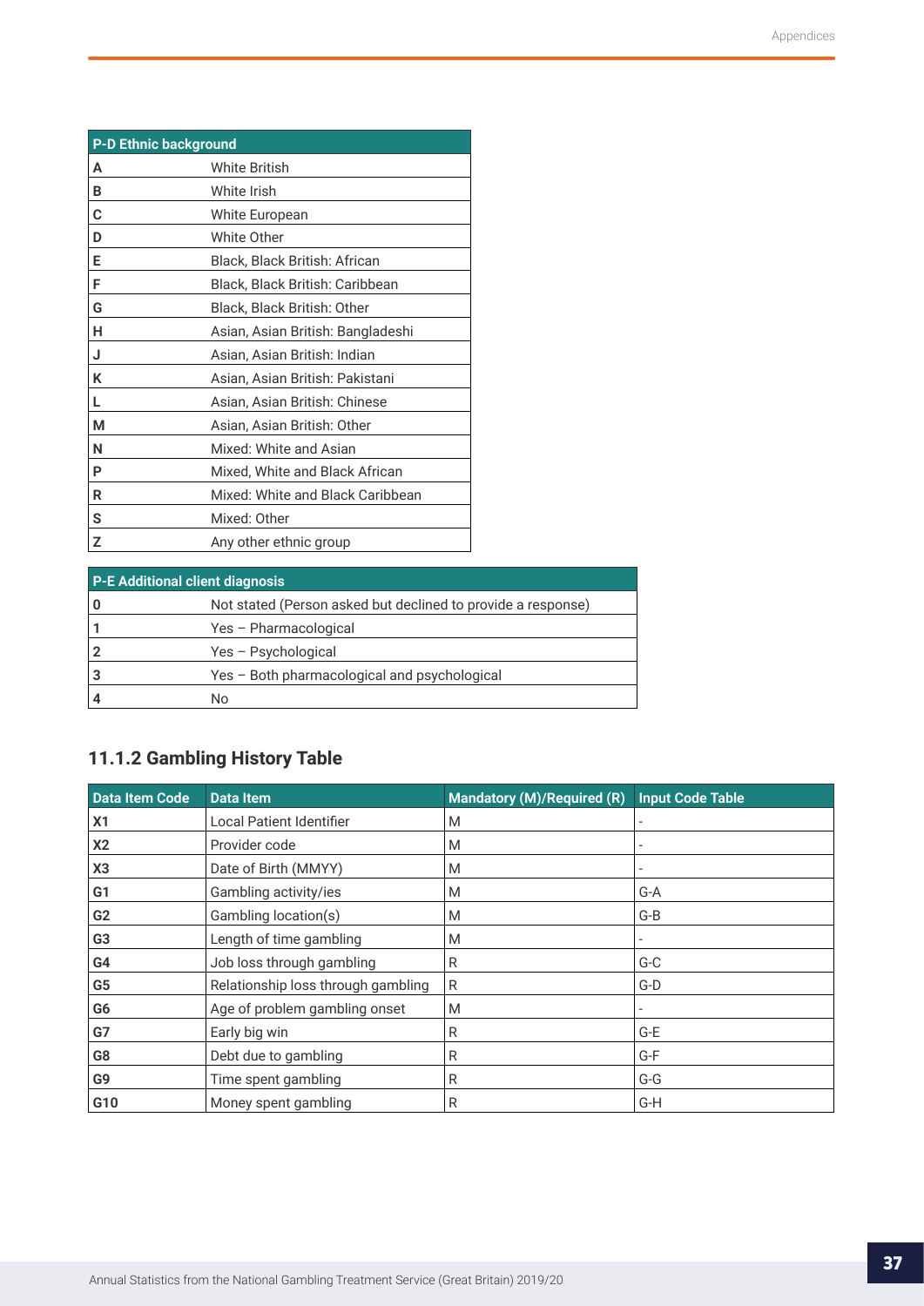| P-D Ethnic background | |
|---|---|
| **A** | White British |
| **B** | White Irish |
| **C** | White European |
| **D** | White Other |
| **E** | Black, Black British: African |
| **F** | Black, Black British: Caribbean |
| **G** | Black, Black British: Other |
| **H** | Asian, Asian British: Bangladeshi |
| **J** | Asian, Asian British: Indian |
| **K** | Asian, Asian British: Pakistani |
| **L** | Asian, Asian British: Chinese |
| **M** | Asian, Asian British: Other |
| **N** | Mixed: White and Asian |
| **P** | Mixed, White and Black African |
| **R** | Mixed: White and Black Caribbean |
| **S** | Mixed: Other |
| **Z** | Any other ethnic group |

| P-E Additional client diagnosis | |
|---|---|
| **0** | Not stated (Person asked but declined to provide a response) |
| **1** | Yes – Pharmacological |
| **2** | Yes – Psychological |
| **3** | Yes – Both pharmacological and psychological |
| **4** | No |

### 11.1.2 Gambling History Table

| Data Item Code | Data Item | Mandatory (M)/Required (R) | Input Code Table |
|---|---|---|---|
| **X1** | Local Patient Identifier | M | - |
| **X2** | Provider code | M | - |
| **X3** | Date of Birth (MMYY) | M | - |
| **G1** | Gambling activity/ies | M | G-A |
| **G2** | Gambling location(s) | M | G-B |
| **G3** | Length of time gambling | M | - |
| **G4** | Job loss through gambling | R | G-C |
| **G5** | Relationship loss through gambling | R | G-D |
| **G6** | Age of problem gambling onset | M | - |
| **G7** | Early big win | R | G-E |
| **G8** | Debt due to gambling | R | G-F |
| **G9** | Time spent gambling | R | G-G |
| **G10** | Money spent gambling | R | G-H |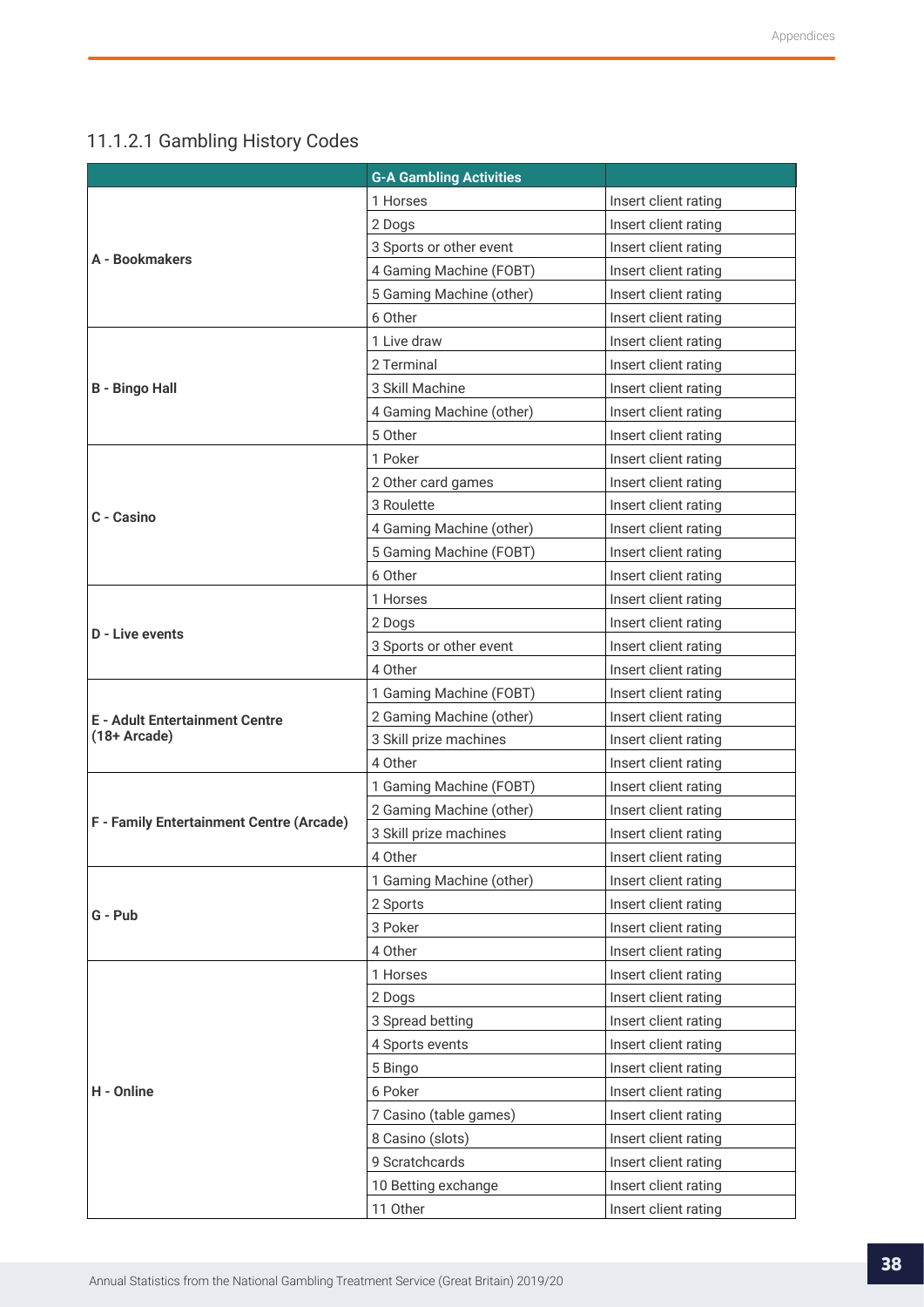## 11.1.2.1 Gambling History Codes

| | G-A Gambling Activities | |
|---|---|---|
| **A - Bookmakers** | 1 Horses | Insert client rating |
| | 2 Dogs | Insert client rating |
| | 3 Sports or other event | Insert client rating |
| | 4 Gaming Machine (FOBT) | Insert client rating |
| | 5 Gaming Machine (other) | Insert client rating |
| | 6 Other | Insert client rating |
| **B - Bingo Hall** | 1 Live draw | Insert client rating |
| | 2 Terminal | Insert client rating |
| | 3 Skill Machine | Insert client rating |
| | 4 Gaming Machine (other) | Insert client rating |
| | 5 Other | Insert client rating |
| **C - Casino** | 1 Poker | Insert client rating |
| | 2 Other card games | Insert client rating |
| | 3 Roulette | Insert client rating |
| | 4 Gaming Machine (other) | Insert client rating |
| | 5 Gaming Machine (FOBT) | Insert client rating |
| | 6 Other | Insert client rating |
| **D - Live events** | 1 Horses | Insert client rating |
| | 2 Dogs | Insert client rating |
| | 3 Sports or other event | Insert client rating |
| | 4 Other | Insert client rating |
| **E - Adult Entertainment Centre (18+ Arcade)** | 1 Gaming Machine (FOBT) | Insert client rating |
| | 2 Gaming Machine (other) | Insert client rating |
| | 3 Skill prize machines | Insert client rating |
| | 4 Other | Insert client rating |
| **F - Family Entertainment Centre (Arcade)** | 1 Gaming Machine (FOBT) | Insert client rating |
| | 2 Gaming Machine (other) | Insert client rating |
| | 3 Skill prize machines | Insert client rating |
| | 4 Other | Insert client rating |
| **G - Pub** | 1 Gaming Machine (other) | Insert client rating |
| | 2 Sports | Insert client rating |
| | 3 Poker | Insert client rating |
| | 4 Other | Insert client rating |
| **H - Online** | 1 Horses | Insert client rating |
| | 2 Dogs | Insert client rating |
| | 3 Spread betting | Insert client rating |
| | 4 Sports events | Insert client rating |
| | 5 Bingo | Insert client rating |
| | 6 Poker | Insert client rating |
| | 7 Casino (table games) | Insert client rating |
| | 8 Casino (slots) | Insert client rating |
| | 9 Scratchcards | Insert client rating |
| | 10 Betting exchange | Insert client rating |
| | 11 Other | Insert client rating |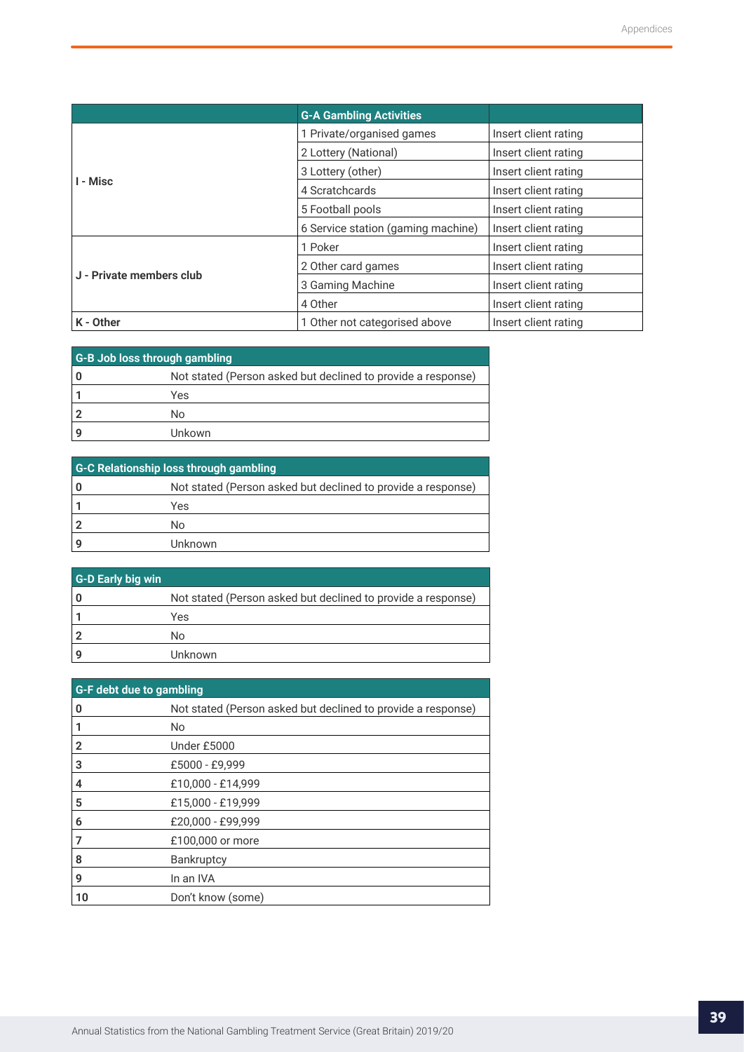| | G-A Gambling Activities | |
|---|---|---|
| I - Misc | 1 Private/organised games | Insert client rating |
| | 2 Lottery (National) | Insert client rating |
| | 3 Lottery (other) | Insert client rating |
| | 4 Scratchcards | Insert client rating |
| | 5 Football pools | Insert client rating |
| | 6 Service station (gaming machine) | Insert client rating |
| J - Private members club | 1 Poker | Insert client rating |
| | 2 Other card games | Insert client rating |
| | 3 Gaming Machine | Insert client rating |
| | 4 Other | Insert client rating |
| K - Other | 1 Other not categorised above | Insert client rating |

| G-B Job loss through gambling | |
|---|---|
| 0 | Not stated (Person asked but declined to provide a response) |
| 1 | Yes |
| 2 | No |
| 9 | Unkown |

| G-C Relationship loss through gambling | |
|---|---|
| 0 | Not stated (Person asked but declined to provide a response) |
| 1 | Yes |
| 2 | No |
| 9 | Unknown |

| G-D Early big win | |
|---|---|
| 0 | Not stated (Person asked but declined to provide a response) |
| 1 | Yes |
| 2 | No |
| 9 | Unknown |

| G-F debt due to gambling | |
|---|---|
| 0 | Not stated (Person asked but declined to provide a response) |
| 1 | No |
| 2 | Under £5000 |
| 3 | £5000 - £9,999 |
| 4 | £10,000 - £14,999 |
| 5 | £15,000 - £19,999 |
| 6 | £20,000 - £99,999 |
| 7 | £100,000 or more |
| 8 | Bankruptcy |
| 9 | In an IVA |
| 10 | Don't know (some) |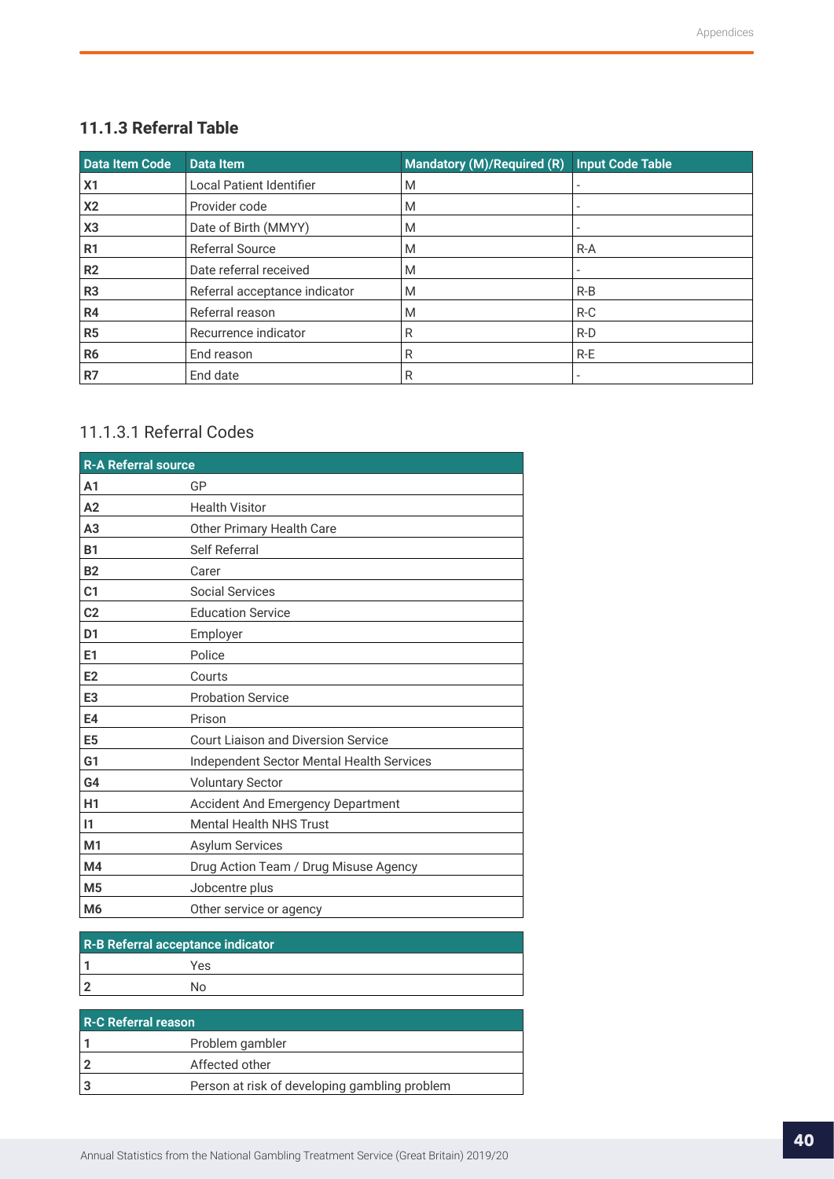### 11.1.3 Referral Table

| Data Item Code | Data Item | Mandatory (M)/Required (R) | Input Code Table |
|---|---|---|---|
| **X1** | Local Patient Identifier | M | - |
| **X2** | Provider code | M | - |
| **X3** | Date of Birth (MMYY) | M | - |
| **R1** | Referral Source | M | R-A |
| **R2** | Date referral received | M | - |
| **R3** | Referral acceptance indicator | M | R-B |
| **R4** | Referral reason | M | R-C |
| **R5** | Recurrence indicator | R | R-D |
| **R6** | End reason | R | R-E |
| **R7** | End date | R | - |

#### 11.1.3.1 Referral Codes

| R-A Referral source | |
|---|---|
| **A1** | GP |
| **A2** | Health Visitor |
| **A3** | Other Primary Health Care |
| **B1** | Self Referral |
| **B2** | Carer |
| **C1** | Social Services |
| **C2** | Education Service |
| **D1** | Employer |
| **E1** | Police |
| **E2** | Courts |
| **E3** | Probation Service |
| **E4** | Prison |
| **E5** | Court Liaison and Diversion Service |
| **G1** | Independent Sector Mental Health Services |
| **G4** | Voluntary Sector |
| **H1** | Accident And Emergency Department |
| **I1** | Mental Health NHS Trust |
| **M1** | Asylum Services |
| **M4** | Drug Action Team / Drug Misuse Agency |
| **M5** | Jobcentre plus |
| **M6** | Other service or agency |

| R-B Referral acceptance indicator | |
|---|---|
| **1** | Yes |
| **2** | No |

| R-C Referral reason | |
|---|---|
| **1** | Problem gambler |
| **2** | Affected other |
| **3** | Person at risk of developing gambling problem |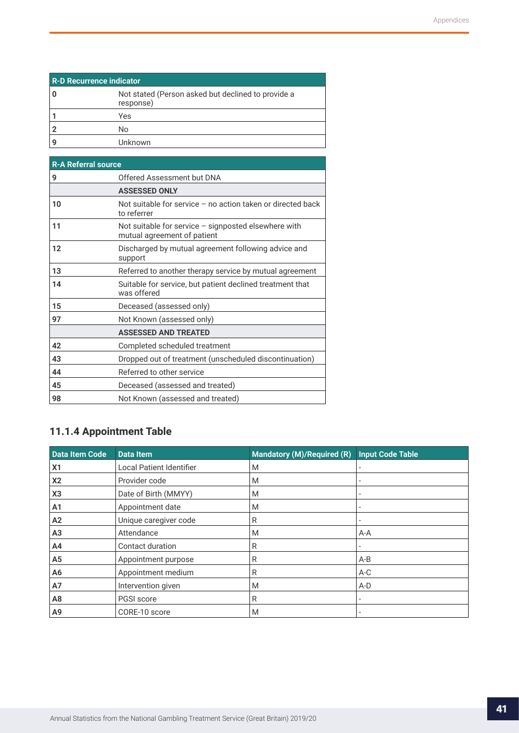| R-D Recurrence indicator | |
|---|---|
| **0** | Not stated (Person asked but declined to provide a response) |
| **1** | Yes |
| **2** | No |
| **9** | Unknown |

| R-A Referral source | |
|---|---|
| **9** | Offered Assessment but DNA |
| | **ASSESSED ONLY** |
| **10** | Not suitable for service – no action taken or directed back to referrer |
| **11** | Not suitable for service – signposted elsewhere with mutual agreement of patient |
| **12** | Discharged by mutual agreement following advice and support |
| **13** | Referred to another therapy service by mutual agreement |
| **14** | Suitable for service, but patient declined treatment that was offered |
| **15** | Deceased (assessed only) |
| **97** | Not Known (assessed only) |
| | **ASSESSED AND TREATED** |
| **42** | Completed scheduled treatment |
| **43** | Dropped out of treatment (unscheduled discontinuation) |
| **44** | Referred to other service |
| **45** | Deceased (assessed and treated) |
| **98** | Not Known (assessed and treated) |

### 11.1.4 Appointment Table

| Data Item Code | Data Item | Mandatory (M)/Required (R) | Input Code Table |
|---|---|---|---|
| **X1** | Local Patient Identifier | M | - |
| **X2** | Provider code | M | - |
| **X3** | Date of Birth (MMYY) | M | - |
| **A1** | Appointment date | M | - |
| **A2** | Unique caregiver code | R | - |
| **A3** | Attendance | M | A-A |
| **A4** | Contact duration | R | - |
| **A5** | Appointment purpose | R | A-B |
| **A6** | Appointment medium | R | A-C |
| **A7** | Intervention given | M | A-D |
| **A8** | PGSI score | R | - |
| **A9** | CORE-10 score | M | - |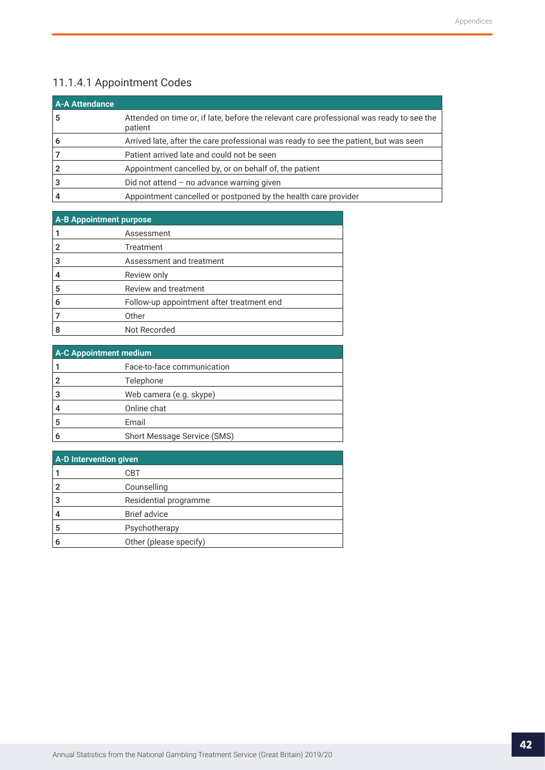### 11.1.4.1 Appointment Codes

| A-A Attendance | |
|---|---|
| 5 | Attended on time or, if late, before the relevant care professional was ready to see the patient |
| 6 | Arrived late, after the care professional was ready to see the patient, but was seen |
| 7 | Patient arrived late and could not be seen |
| 2 | Appointment cancelled by, or on behalf of, the patient |
| 3 | Did not attend – no advance warning given |
| 4 | Appointment cancelled or postponed by the health care provider |

| A-B Appointment purpose | |
|---|---|
| 1 | Assessment |
| 2 | Treatment |
| 3 | Assessment and treatment |
| 4 | Review only |
| 5 | Review and treatment |
| 6 | Follow-up appointment after treatment end |
| 7 | Other |
| 8 | Not Recorded |

| A-C Appointment medium | |
|---|---|
| 1 | Face-to-face communication |
| 2 | Telephone |
| 3 | Web camera (e.g. skype) |
| 4 | Online chat |
| 5 | Email |
| 6 | Short Message Service (SMS) |

| A-D Intervention given | |
|---|---|
| 1 | CBT |
| 2 | Counselling |
| 3 | Residential programme |
| 4 | Brief advice |
| 5 | Psychotherapy |
| 6 | Other (please specify) |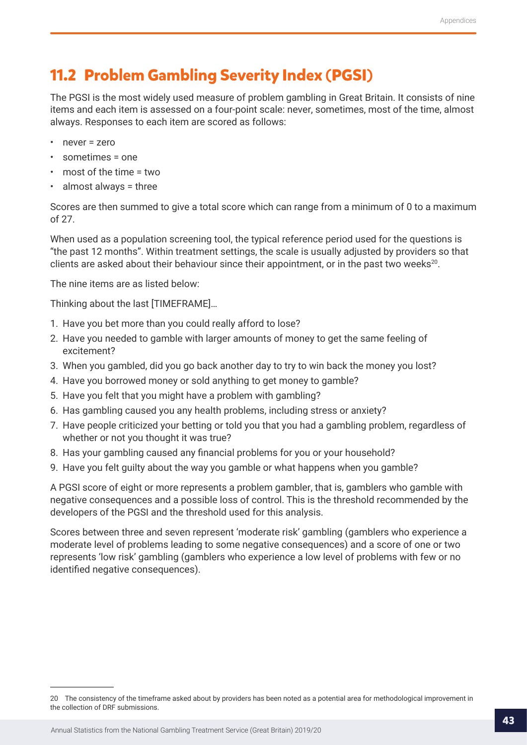## 11.2 Problem Gambling Severity Index (PGSI)

The PGSI is the most widely used measure of problem gambling in Great Britain. It consists of nine items and each item is assessed on a four-point scale: never, sometimes, most of the time, almost always. Responses to each item are scored as follows:

- never = zero
- sometimes = one
- most of the time = two
- almost always = three

Scores are then summed to give a total score which can range from a minimum of 0 to a maximum of 27.

When used as a population screening tool, the typical reference period used for the questions is "the past 12 months". Within treatment settings, the scale is usually adjusted by providers so that clients are asked about their behaviour since their appointment, or in the past two weeks[20].

The nine items are as listed below:

Thinking about the last [TIMEFRAME]…

1. Have you bet more than you could really afford to lose?
2. Have you needed to gamble with larger amounts of money to get the same feeling of excitement?
3. When you gambled, did you go back another day to try to win back the money you lost?
4. Have you borrowed money or sold anything to get money to gamble?
5. Have you felt that you might have a problem with gambling?
6. Has gambling caused you any health problems, including stress or anxiety?
7. Have people criticized your betting or told you that you had a gambling problem, regardless of whether or not you thought it was true?
8. Has your gambling caused any financial problems for you or your household?
9. Have you felt guilty about the way you gamble or what happens when you gamble?

A PGSI score of eight or more represents a problem gambler, that is, gamblers who gamble with negative consequences and a possible loss of control. This is the threshold recommended by the developers of the PGSI and the threshold used for this analysis.

Scores between three and seven represent 'moderate risk' gambling (gamblers who experience a moderate level of problems leading to some negative consequences) and a score of one or two represents 'low risk' gambling (gamblers who experience a low level of problems with few or no identified negative consequences).

---

20 The consistency of the timeframe asked about by providers has been noted as a potential area for methodological improvement in the collection of DRF submissions.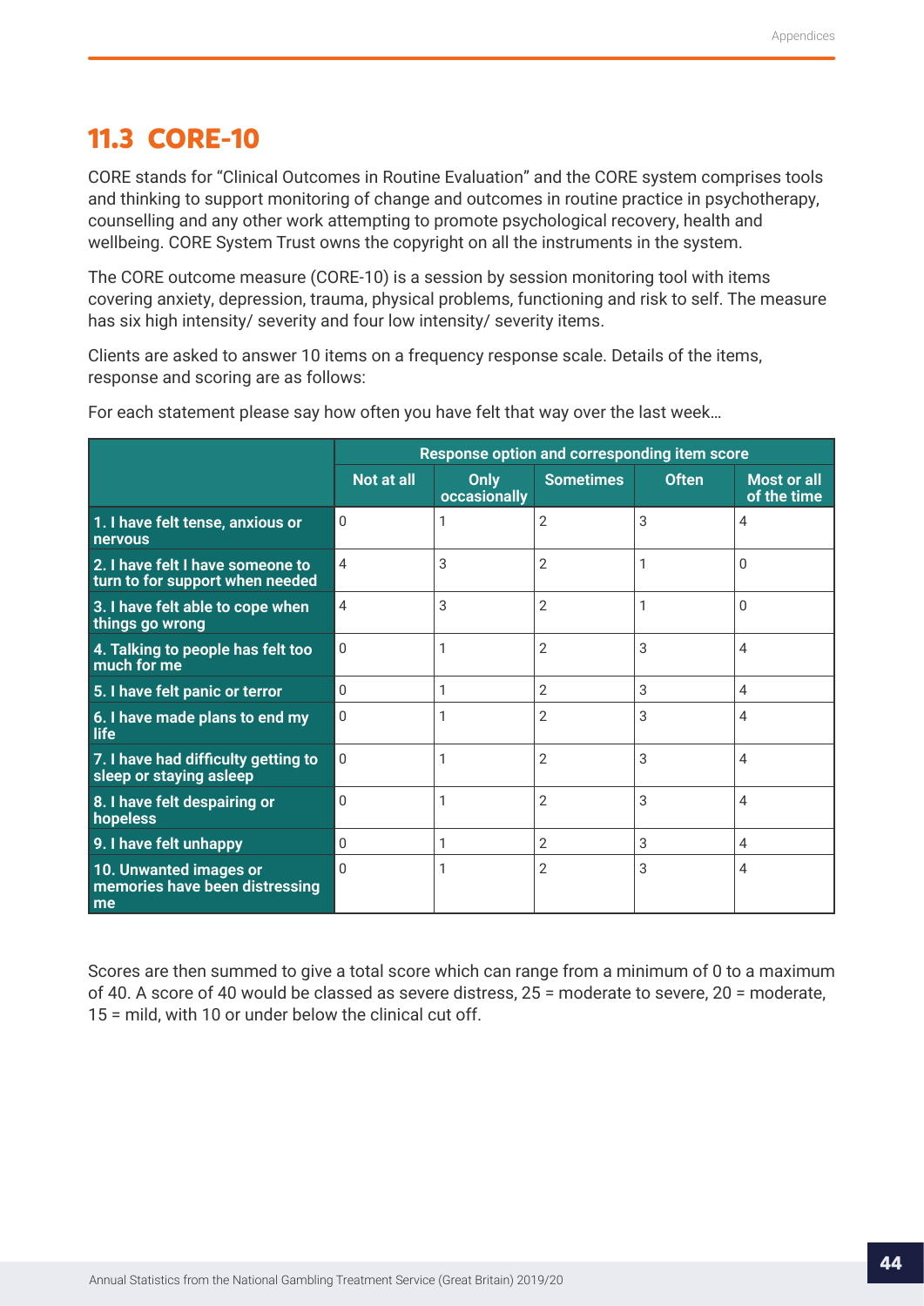## 11.3 CORE-10

CORE stands for "Clinical Outcomes in Routine Evaluation" and the CORE system comprises tools and thinking to support monitoring of change and outcomes in routine practice in psychotherapy, counselling and any other work attempting to promote psychological recovery, health and wellbeing. CORE System Trust owns the copyright on all the instruments in the system.

The CORE outcome measure (CORE-10) is a session by session monitoring tool with items covering anxiety, depression, trauma, physical problems, functioning and risk to self. The measure has six high intensity/ severity and four low intensity/ severity items.

Clients are asked to answer 10 items on a frequency response scale. Details of the items, response and scoring are as follows:

For each statement please say how often you have felt that way over the last week…

| | Response option and corresponding item score | | | | |
|---|---|---|---|---|---|
| | **Not at all** | **Only occasionally** | **Sometimes** | **Often** | **Most or all of the time** |
| **1. I have felt tense, anxious or nervous** | 0 | 1 | 2 | 3 | 4 |
| **2. I have felt I have someone to turn to for support when needed** | 4 | 3 | 2 | 1 | 0 |
| **3. I have felt able to cope when things go wrong** | 4 | 3 | 2 | 1 | 0 |
| **4. Talking to people has felt too much for me** | 0 | 1 | 2 | 3 | 4 |
| **5. I have felt panic or terror** | 0 | 1 | 2 | 3 | 4 |
| **6. I have made plans to end my life** | 0 | 1 | 2 | 3 | 4 |
| **7. I have had difficulty getting to sleep or staying asleep** | 0 | 1 | 2 | 3 | 4 |
| **8. I have felt despairing or hopeless** | 0 | 1 | 2 | 3 | 4 |
| **9. I have felt unhappy** | 0 | 1 | 2 | 3 | 4 |
| **10. Unwanted images or memories have been distressing me** | 0 | 1 | 2 | 3 | 4 |

Scores are then summed to give a total score which can range from a minimum of 0 to a maximum of 40. A score of 40 would be classed as severe distress, 25 = moderate to severe, 20 = moderate, 15 = mild, with 10 or under below the clinical cut off.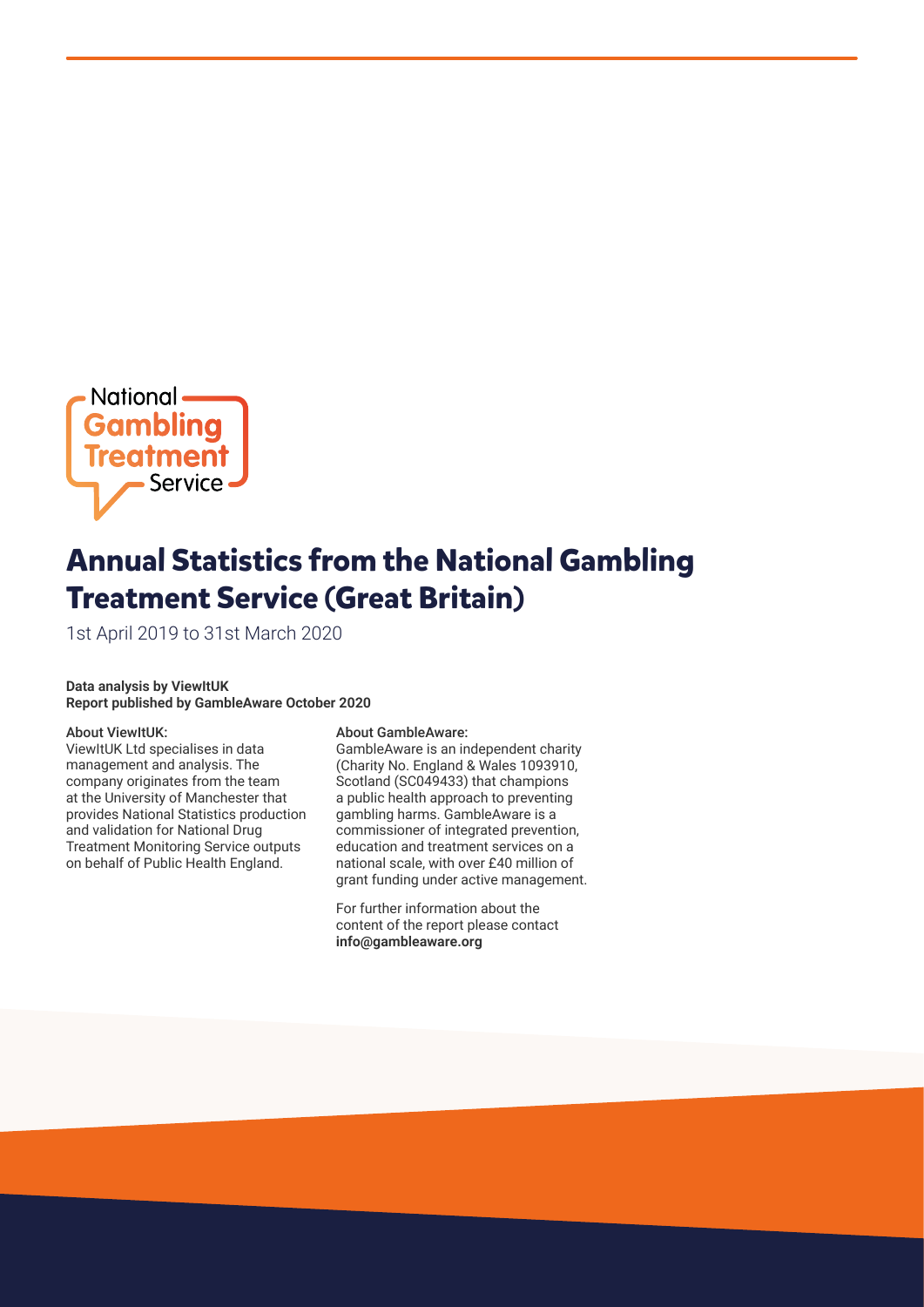National Gambling Treatment Service

# Annual Statistics from the National Gambling Treatment Service (Great Britain)

1st April 2019 to 31st March 2020

**Data analysis by ViewItUK**
**Report published by GambleAware October 2020**

**About ViewItUK:**
ViewItUK Ltd specialises in data management and analysis. The company originates from the team at the University of Manchester that provides National Statistics production and validation for National Drug Treatment Monitoring Service outputs on behalf of Public Health England.

**About GambleAware:**
GambleAware is an independent charity (Charity No. England & Wales 1093910, Scotland (SC049433) that champions a public health approach to preventing gambling harms. GambleAware is a commissioner of integrated prevention, education and treatment services on a national scale, with over £40 million of grant funding under active management.

For further information about the content of the report please contact **info@gambleaware.org**